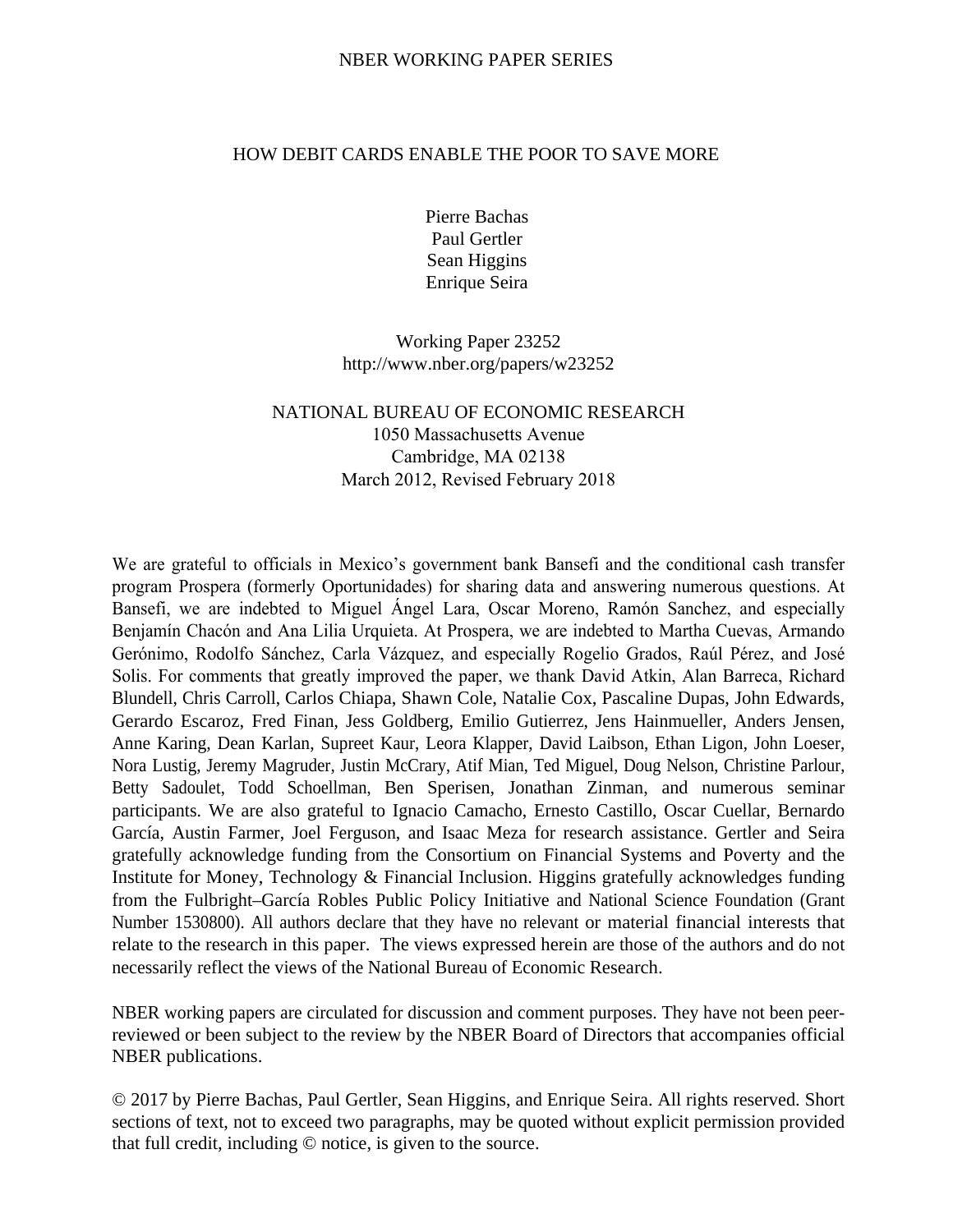NBER WORKING PAPER SERIES

# HOW DEBIT CARDS ENABLE THE POOR TO SAVE MORE

Pierre Bachas
Paul Gertler
Sean Higgins
Enrique Seira

Working Paper 23252
http://www.nber.org/papers/w23252

NATIONAL BUREAU OF ECONOMIC RESEARCH
1050 Massachusetts Avenue
Cambridge, MA 02138
March 2012, Revised February 2018

We are grateful to officials in Mexico's government bank Bansefi and the conditional cash transfer program Prospera (formerly Oportunidades) for sharing data and answering numerous questions. At Bansefi, we are indebted to Miguel Ángel Lara, Oscar Moreno, Ramón Sanchez, and especially Benjamín Chacón and Ana Lilia Urquieta. At Prospera, we are indebted to Martha Cuevas, Armando Gerónimo, Rodolfo Sánchez, Carla Vázquez, and especially Rogelio Grados, Raúl Pérez, and José Solis. For comments that greatly improved the paper, we thank David Atkin, Alan Barreca, Richard Blundell, Chris Carroll, Carlos Chiapa, Shawn Cole, Natalie Cox, Pascaline Dupas, John Edwards, Gerardo Escaroz, Fred Finan, Jess Goldberg, Emilio Gutierrez, Jens Hainmueller, Anders Jensen, Anne Karing, Dean Karlan, Supreet Kaur, Leora Klapper, David Laibson, Ethan Ligon, John Loeser, Nora Lustig, Jeremy Magruder, Justin McCrary, Atif Mian, Ted Miguel, Doug Nelson, Christine Parlour, Betty Sadoulet, Todd Schoellman, Ben Sperisen, Jonathan Zinman, and numerous seminar participants. We are also grateful to Ignacio Camacho, Ernesto Castillo, Oscar Cuellar, Bernardo García, Austin Farmer, Joel Ferguson, and Isaac Meza for research assistance. Gertler and Seira gratefully acknowledge funding from the Consortium on Financial Systems and Poverty and the Institute for Money, Technology & Financial Inclusion. Higgins gratefully acknowledges funding from the Fulbright–García Robles Public Policy Initiative and National Science Foundation (Grant Number 1530800). All authors declare that they have no relevant or material financial interests that relate to the research in this paper. The views expressed herein are those of the authors and do not necessarily reflect the views of the National Bureau of Economic Research.

NBER working papers are circulated for discussion and comment purposes. They have not been peer-reviewed or been subject to the review by the NBER Board of Directors that accompanies official NBER publications.

© 2017 by Pierre Bachas, Paul Gertler, Sean Higgins, and Enrique Seira. All rights reserved. Short sections of text, not to exceed two paragraphs, may be quoted without explicit permission provided that full credit, including © notice, is given to the source.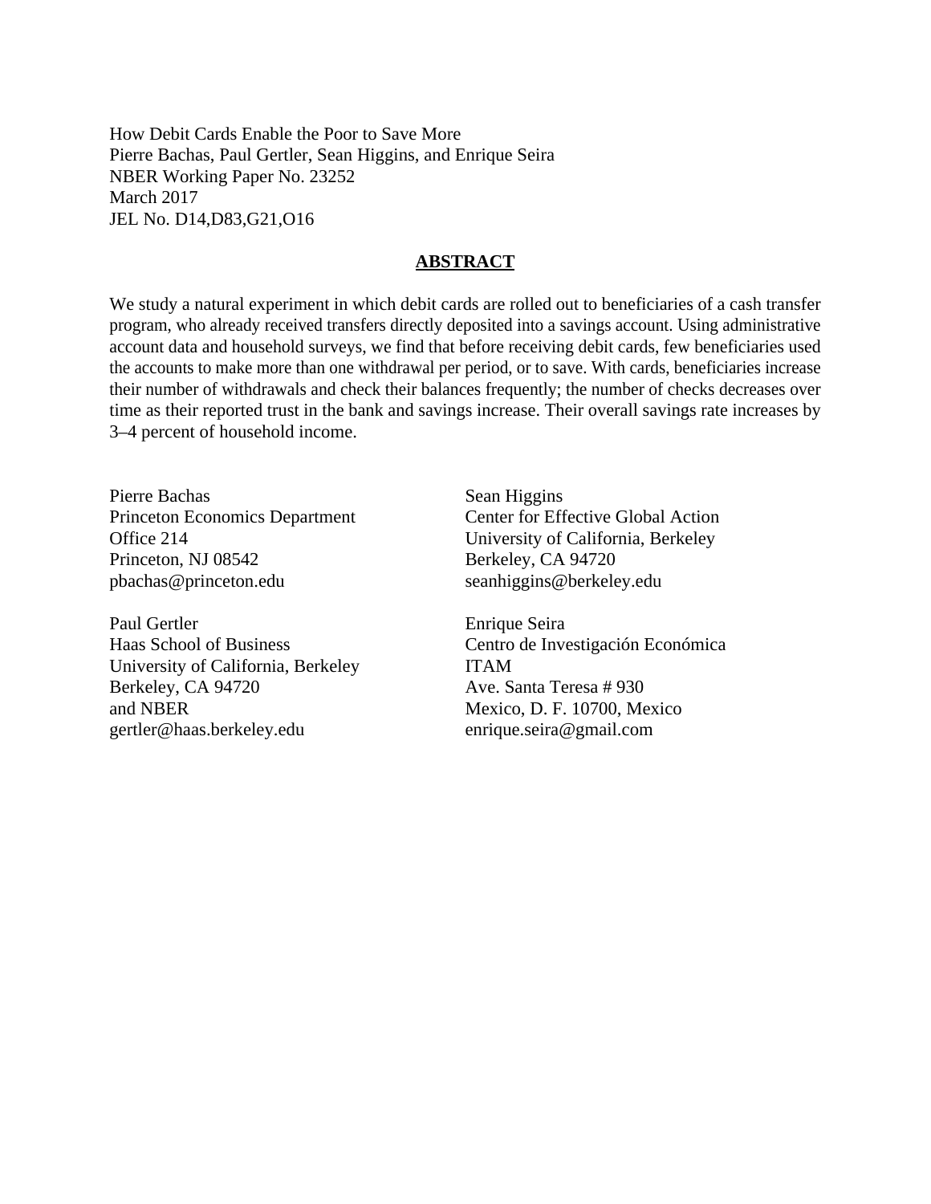How Debit Cards Enable the Poor to Save More
Pierre Bachas, Paul Gertler, Sean Higgins, and Enrique Seira
NBER Working Paper No. 23252
March 2017
JEL No. D14,D83,G21,O16

## ABSTRACT

We study a natural experiment in which debit cards are rolled out to beneficiaries of a cash transfer program, who already received transfers directly deposited into a savings account. Using administrative account data and household surveys, we find that before receiving debit cards, few beneficiaries used the accounts to make more than one withdrawal per period, or to save. With cards, beneficiaries increase their number of withdrawals and check their balances frequently; the number of checks decreases over time as their reported trust in the bank and savings increase. Their overall savings rate increases by 3–4 percent of household income.

Pierre Bachas
Princeton Economics Department
Office 214
Princeton, NJ 08542
pbachas@princeton.edu

Paul Gertler
Haas School of Business
University of California, Berkeley
Berkeley, CA 94720
and NBER
gertler@haas.berkeley.edu

Sean Higgins
Center for Effective Global Action
University of California, Berkeley
Berkeley, CA 94720
seanhiggins@berkeley.edu

Enrique Seira
Centro de Investigación Económica
ITAM
Ave. Santa Teresa # 930
Mexico, D. F. 10700, Mexico
enrique.seira@gmail.com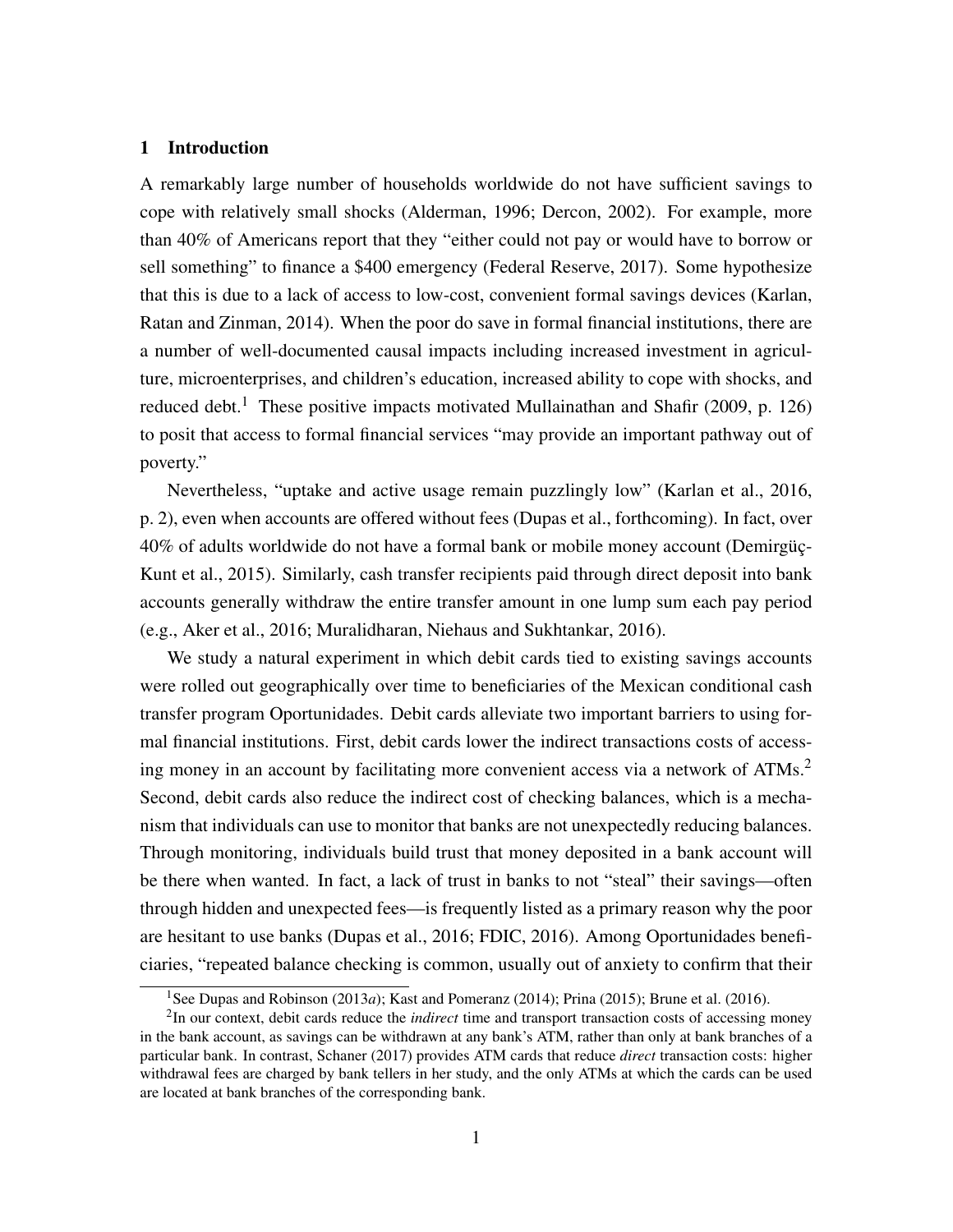## 1 Introduction

A remarkably large number of households worldwide do not have sufficient savings to cope with relatively small shocks (Alderman, 1996; Dercon, 2002). For example, more than 40% of Americans report that they "either could not pay or would have to borrow or sell something" to finance a $400 emergency (Federal Reserve, 2017). Some hypothesize that this is due to a lack of access to low-cost, convenient formal savings devices (Karlan, Ratan and Zinman, 2014). When the poor do save in formal financial institutions, there are a number of well-documented causal impacts including increased investment in agriculture, microenterprises, and children's education, increased ability to cope with shocks, and reduced debt.[1] These positive impacts motivated Mullainathan and Shafir (2009, p. 126) to posit that access to formal financial services "may provide an important pathway out of poverty."

Nevertheless, "uptake and active usage remain puzzlingly low" (Karlan et al., 2016, p. 2), even when accounts are offered without fees (Dupas et al., forthcoming). In fact, over 40% of adults worldwide do not have a formal bank or mobile money account (Demirgüç-Kunt et al., 2015). Similarly, cash transfer recipients paid through direct deposit into bank accounts generally withdraw the entire transfer amount in one lump sum each pay period (e.g., Aker et al., 2016; Muralidharan, Niehaus and Sukhtankar, 2016).

We study a natural experiment in which debit cards tied to existing savings accounts were rolled out geographically over time to beneficiaries of the Mexican conditional cash transfer program Oportunidades. Debit cards alleviate two important barriers to using formal financial institutions. First, debit cards lower the indirect transactions costs of accessing money in an account by facilitating more convenient access via a network of ATMs.[2] Second, debit cards also reduce the indirect cost of checking balances, which is a mechanism that individuals can use to monitor that banks are not unexpectedly reducing balances. Through monitoring, individuals build trust that money deposited in a bank account will be there when wanted. In fact, a lack of trust in banks to not "steal" their savings—often through hidden and unexpected fees—is frequently listed as a primary reason why the poor are hesitant to use banks (Dupas et al., 2016; FDIC, 2016). Among Oportunidades beneficiaries, "repeated balance checking is common, usually out of anxiety to confirm that their

[1] See Dupas and Robinson (2013*a*); Kast and Pomeranz (2014); Prina (2015); Brune et al. (2016).

[2] In our context, debit cards reduce the *indirect* time and transport transaction costs of accessing money in the bank account, as savings can be withdrawn at any bank's ATM, rather than only at bank branches of a particular bank. In contrast, Schaner (2017) provides ATM cards that reduce *direct* transaction costs: higher withdrawal fees are charged by bank tellers in her study, and the only ATMs at which the cards can be used are located at bank branches of the corresponding bank.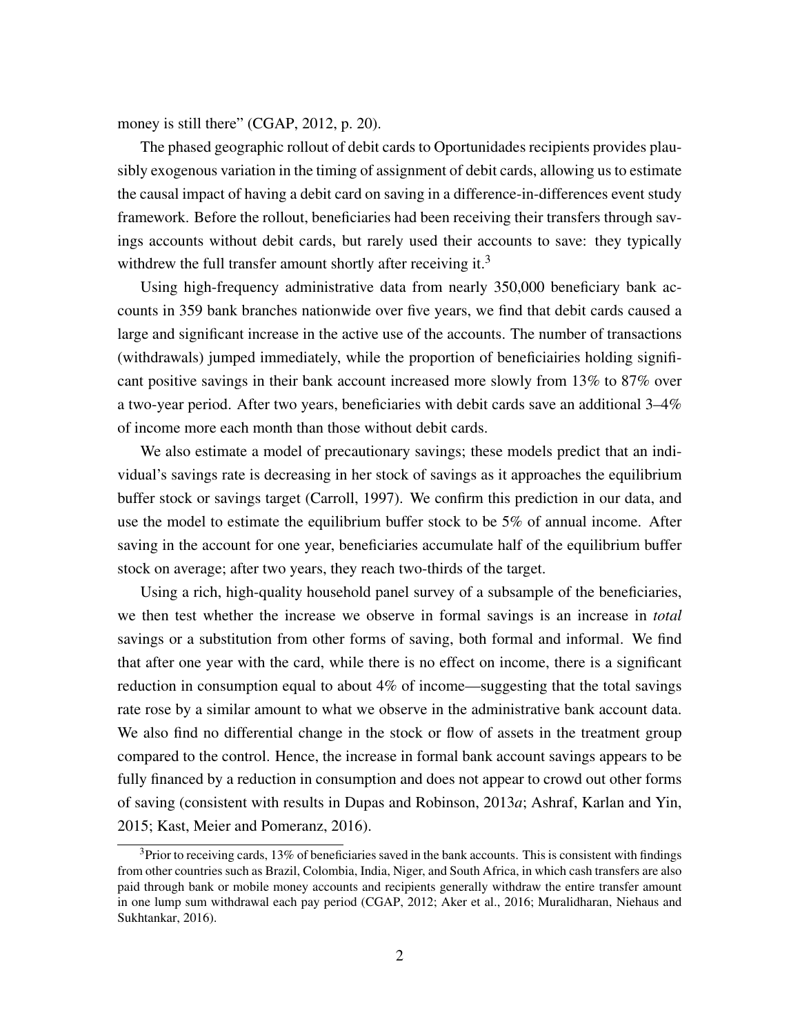money is still there" (CGAP, 2012, p. 20).

The phased geographic rollout of debit cards to Oportunidades recipients provides plausibly exogenous variation in the timing of assignment of debit cards, allowing us to estimate the causal impact of having a debit card on saving in a difference-in-differences event study framework. Before the rollout, beneficiaries had been receiving their transfers through savings accounts without debit cards, but rarely used their accounts to save: they typically withdrew the full transfer amount shortly after receiving it.[3]

Using high-frequency administrative data from nearly 350,000 beneficiary bank accounts in 359 bank branches nationwide over five years, we find that debit cards caused a large and significant increase in the active use of the accounts. The number of transactions (withdrawals) jumped immediately, while the proportion of beneficiairies holding significant positive savings in their bank account increased more slowly from 13% to 87% over a two-year period. After two years, beneficiaries with debit cards save an additional 3–4% of income more each month than those without debit cards.

We also estimate a model of precautionary savings; these models predict that an individual's savings rate is decreasing in her stock of savings as it approaches the equilibrium buffer stock or savings target (Carroll, 1997). We confirm this prediction in our data, and use the model to estimate the equilibrium buffer stock to be 5% of annual income. After saving in the account for one year, beneficiaries accumulate half of the equilibrium buffer stock on average; after two years, they reach two-thirds of the target.

Using a rich, high-quality household panel survey of a subsample of the beneficiaries, we then test whether the increase we observe in formal savings is an increase in *total* savings or a substitution from other forms of saving, both formal and informal. We find that after one year with the card, while there is no effect on income, there is a significant reduction in consumption equal to about 4% of income—suggesting that the total savings rate rose by a similar amount to what we observe in the administrative bank account data. We also find no differential change in the stock or flow of assets in the treatment group compared to the control. Hence, the increase in formal bank account savings appears to be fully financed by a reduction in consumption and does not appear to crowd out other forms of saving (consistent with results in Dupas and Robinson, 2013*a*; Ashraf, Karlan and Yin, 2015; Kast, Meier and Pomeranz, 2016).

[3] Prior to receiving cards, 13% of beneficiaries saved in the bank accounts. This is consistent with findings from other countries such as Brazil, Colombia, India, Niger, and South Africa, in which cash transfers are also paid through bank or mobile money accounts and recipients generally withdraw the entire transfer amount in one lump sum withdrawal each pay period (CGAP, 2012; Aker et al., 2016; Muralidharan, Niehaus and Sukhtankar, 2016).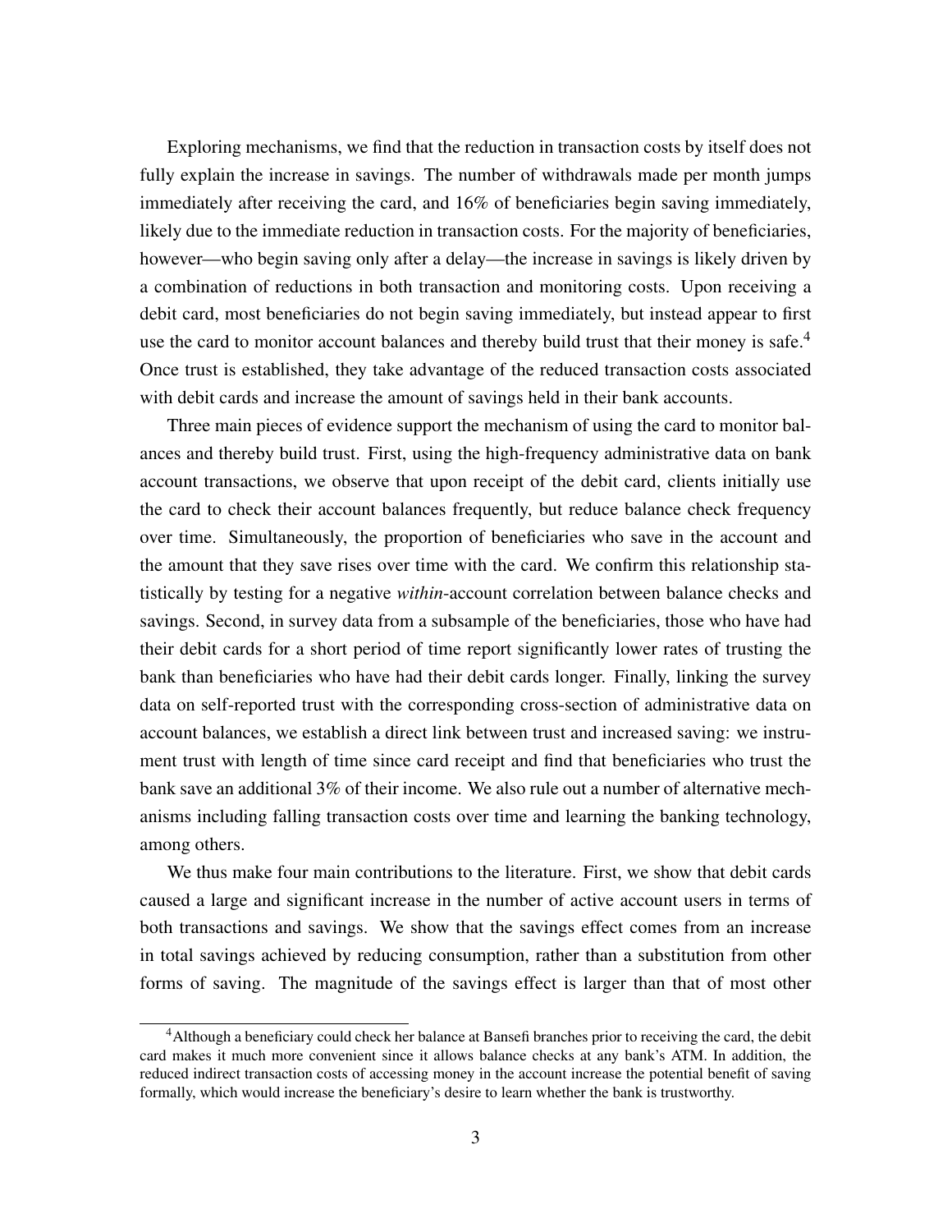Exploring mechanisms, we find that the reduction in transaction costs by itself does not fully explain the increase in savings. The number of withdrawals made per month jumps immediately after receiving the card, and 16% of beneficiaries begin saving immediately, likely due to the immediate reduction in transaction costs. For the majority of beneficiaries, however—who begin saving only after a delay—the increase in savings is likely driven by a combination of reductions in both transaction and monitoring costs. Upon receiving a debit card, most beneficiaries do not begin saving immediately, but instead appear to first use the card to monitor account balances and thereby build trust that their money is safe.[4] Once trust is established, they take advantage of the reduced transaction costs associated with debit cards and increase the amount of savings held in their bank accounts.

Three main pieces of evidence support the mechanism of using the card to monitor balances and thereby build trust. First, using the high-frequency administrative data on bank account transactions, we observe that upon receipt of the debit card, clients initially use the card to check their account balances frequently, but reduce balance check frequency over time. Simultaneously, the proportion of beneficiaries who save in the account and the amount that they save rises over time with the card. We confirm this relationship statistically by testing for a negative *within*-account correlation between balance checks and savings. Second, in survey data from a subsample of the beneficiaries, those who have had their debit cards for a short period of time report significantly lower rates of trusting the bank than beneficiaries who have had their debit cards longer. Finally, linking the survey data on self-reported trust with the corresponding cross-section of administrative data on account balances, we establish a direct link between trust and increased saving: we instrument trust with length of time since card receipt and find that beneficiaries who trust the bank save an additional 3% of their income. We also rule out a number of alternative mechanisms including falling transaction costs over time and learning the banking technology, among others.

We thus make four main contributions to the literature. First, we show that debit cards caused a large and significant increase in the number of active account users in terms of both transactions and savings. We show that the savings effect comes from an increase in total savings achieved by reducing consumption, rather than a substitution from other forms of saving. The magnitude of the savings effect is larger than that of most other

[4] Although a beneficiary could check her balance at Bansefi branches prior to receiving the card, the debit card makes it much more convenient since it allows balance checks at any bank's ATM. In addition, the reduced indirect transaction costs of accessing money in the account increase the potential benefit of saving formally, which would increase the beneficiary's desire to learn whether the bank is trustworthy.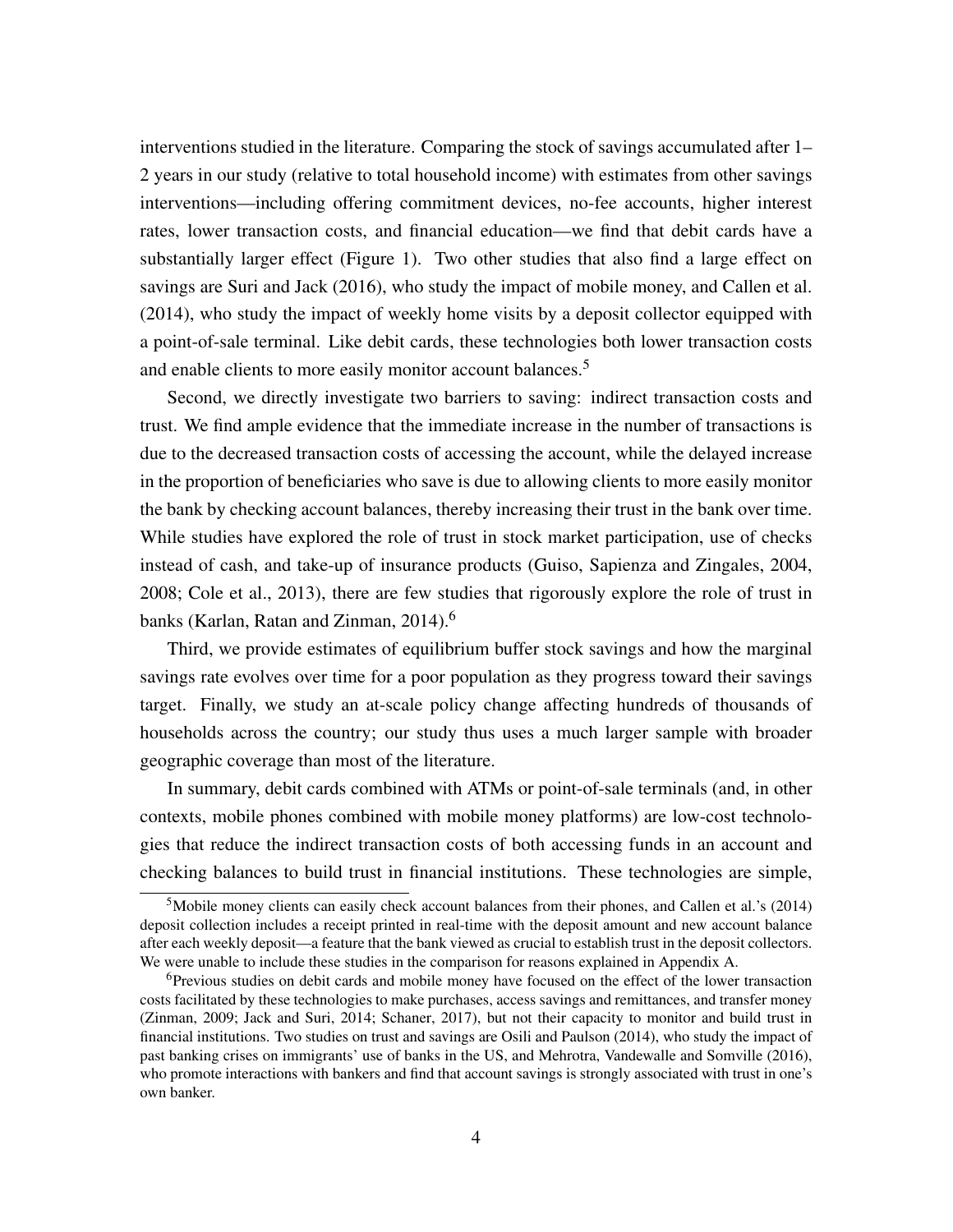interventions studied in the literature. Comparing the stock of savings accumulated after 1–2 years in our study (relative to total household income) with estimates from other savings interventions—including offering commitment devices, no-fee accounts, higher interest rates, lower transaction costs, and financial education—we find that debit cards have a substantially larger effect (Figure 1). Two other studies that also find a large effect on savings are Suri and Jack (2016), who study the impact of mobile money, and Callen et al. (2014), who study the impact of weekly home visits by a deposit collector equipped with a point-of-sale terminal. Like debit cards, these technologies both lower transaction costs and enable clients to more easily monitor account balances.[5]

Second, we directly investigate two barriers to saving: indirect transaction costs and trust. We find ample evidence that the immediate increase in the number of transactions is due to the decreased transaction costs of accessing the account, while the delayed increase in the proportion of beneficiaries who save is due to allowing clients to more easily monitor the bank by checking account balances, thereby increasing their trust in the bank over time. While studies have explored the role of trust in stock market participation, use of checks instead of cash, and take-up of insurance products (Guiso, Sapienza and Zingales, 2004, 2008; Cole et al., 2013), there are few studies that rigorously explore the role of trust in banks (Karlan, Ratan and Zinman, 2014).[6]

Third, we provide estimates of equilibrium buffer stock savings and how the marginal savings rate evolves over time for a poor population as they progress toward their savings target. Finally, we study an at-scale policy change affecting hundreds of thousands of households across the country; our study thus uses a much larger sample with broader geographic coverage than most of the literature.

In summary, debit cards combined with ATMs or point-of-sale terminals (and, in other contexts, mobile phones combined with mobile money platforms) are low-cost technologies that reduce the indirect transaction costs of both accessing funds in an account and checking balances to build trust in financial institutions. These technologies are simple,

[5]Mobile money clients can easily check account balances from their phones, and Callen et al.'s (2014) deposit collection includes a receipt printed in real-time with the deposit amount and new account balance after each weekly deposit—a feature that the bank viewed as crucial to establish trust in the deposit collectors. We were unable to include these studies in the comparison for reasons explained in Appendix A.

[6]Previous studies on debit cards and mobile money have focused on the effect of the lower transaction costs facilitated by these technologies to make purchases, access savings and remittances, and transfer money (Zinman, 2009; Jack and Suri, 2014; Schaner, 2017), but not their capacity to monitor and build trust in financial institutions. Two studies on trust and savings are Osili and Paulson (2014), who study the impact of past banking crises on immigrants' use of banks in the US, and Mehrotra, Vandewalle and Somville (2016), who promote interactions with bankers and find that account savings is strongly associated with trust in one's own banker.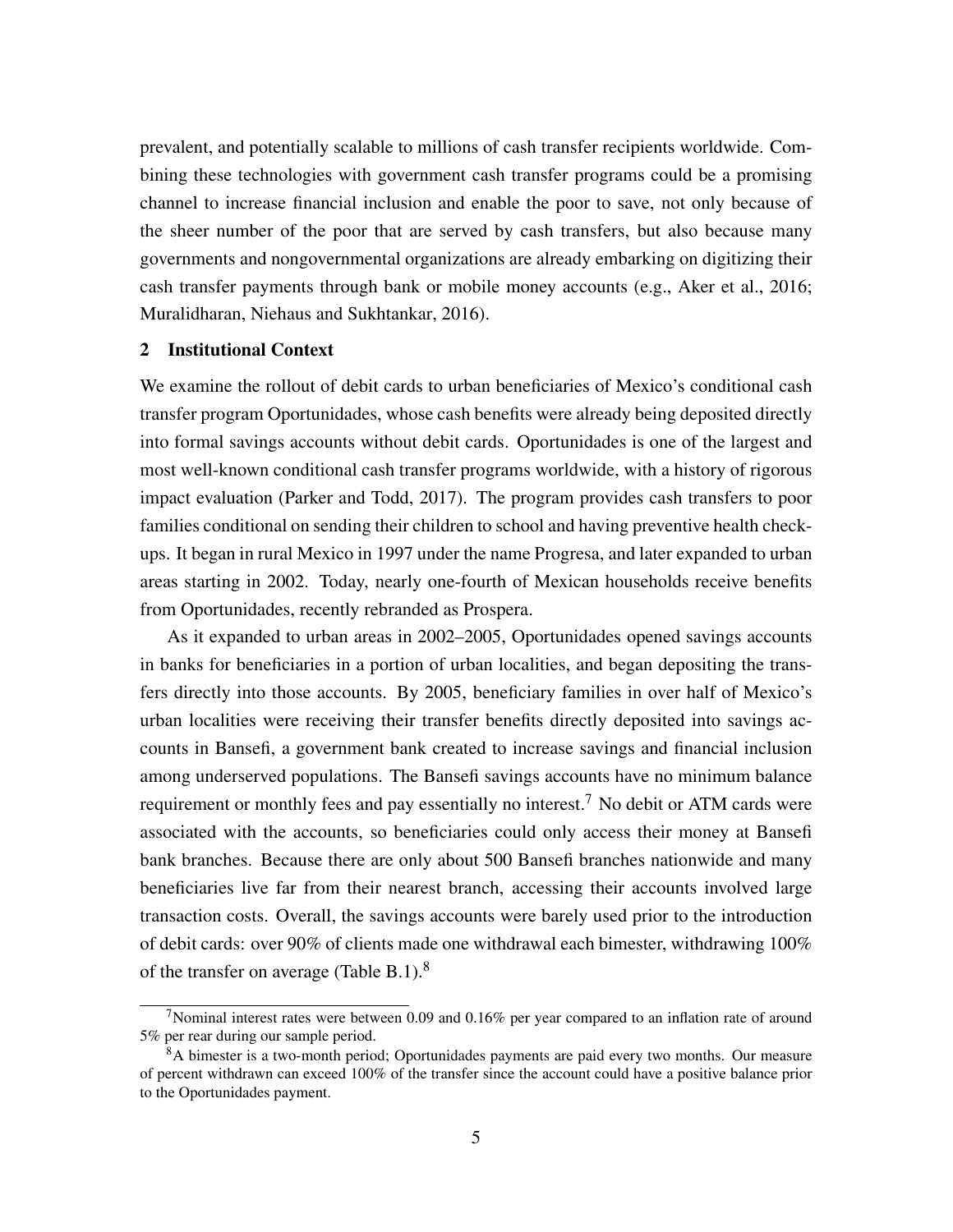prevalent, and potentially scalable to millions of cash transfer recipients worldwide. Combining these technologies with government cash transfer programs could be a promising channel to increase financial inclusion and enable the poor to save, not only because of the sheer number of the poor that are served by cash transfers, but also because many governments and nongovernmental organizations are already embarking on digitizing their cash transfer payments through bank or mobile money accounts (e.g., Aker et al., 2016; Muralidharan, Niehaus and Sukhtankar, 2016).

## 2 Institutional Context

We examine the rollout of debit cards to urban beneficiaries of Mexico's conditional cash transfer program Oportunidades, whose cash benefits were already being deposited directly into formal savings accounts without debit cards. Oportunidades is one of the largest and most well-known conditional cash transfer programs worldwide, with a history of rigorous impact evaluation (Parker and Todd, 2017). The program provides cash transfers to poor families conditional on sending their children to school and having preventive health checkups. It began in rural Mexico in 1997 under the name Progresa, and later expanded to urban areas starting in 2002. Today, nearly one-fourth of Mexican households receive benefits from Oportunidades, recently rebranded as Prospera.

As it expanded to urban areas in 2002–2005, Oportunidades opened savings accounts in banks for beneficiaries in a portion of urban localities, and began depositing the transfers directly into those accounts. By 2005, beneficiary families in over half of Mexico's urban localities were receiving their transfer benefits directly deposited into savings accounts in Bansefi, a government bank created to increase savings and financial inclusion among underserved populations. The Bansefi savings accounts have no minimum balance requirement or monthly fees and pay essentially no interest.[7] No debit or ATM cards were associated with the accounts, so beneficiaries could only access their money at Bansefi bank branches. Because there are only about 500 Bansefi branches nationwide and many beneficiaries live far from their nearest branch, accessing their accounts involved large transaction costs. Overall, the savings accounts were barely used prior to the introduction of debit cards: over 90% of clients made one withdrawal each bimester, withdrawing 100% of the transfer on average (Table B.1).[8]

[7] Nominal interest rates were between 0.09 and 0.16% per year compared to an inflation rate of around 5% per rear during our sample period.

[8] A bimester is a two-month period; Oportunidades payments are paid every two months. Our measure of percent withdrawn can exceed 100% of the transfer since the account could have a positive balance prior to the Oportunidades payment.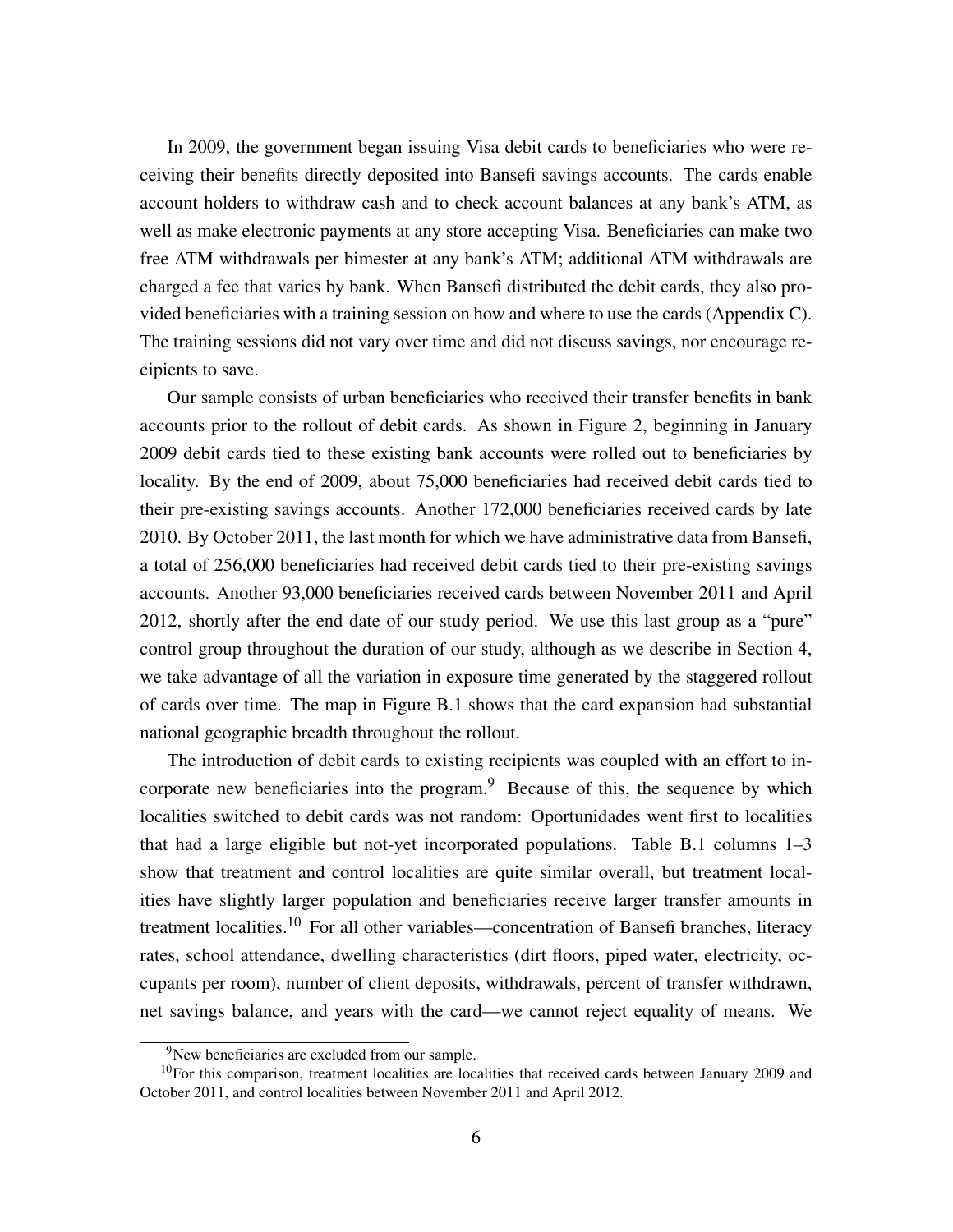In 2009, the government began issuing Visa debit cards to beneficiaries who were receiving their benefits directly deposited into Bansefi savings accounts. The cards enable account holders to withdraw cash and to check account balances at any bank's ATM, as well as make electronic payments at any store accepting Visa. Beneficiaries can make two free ATM withdrawals per bimester at any bank's ATM; additional ATM withdrawals are charged a fee that varies by bank. When Bansefi distributed the debit cards, they also provided beneficiaries with a training session on how and where to use the cards (Appendix C). The training sessions did not vary over time and did not discuss savings, nor encourage recipients to save.

Our sample consists of urban beneficiaries who received their transfer benefits in bank accounts prior to the rollout of debit cards. As shown in Figure 2, beginning in January 2009 debit cards tied to these existing bank accounts were rolled out to beneficiaries by locality. By the end of 2009, about 75,000 beneficiaries had received debit cards tied to their pre-existing savings accounts. Another 172,000 beneficiaries received cards by late 2010. By October 2011, the last month for which we have administrative data from Bansefi, a total of 256,000 beneficiaries had received debit cards tied to their pre-existing savings accounts. Another 93,000 beneficiaries received cards between November 2011 and April 2012, shortly after the end date of our study period. We use this last group as a "pure" control group throughout the duration of our study, although as we describe in Section 4, we take advantage of all the variation in exposure time generated by the staggered rollout of cards over time. The map in Figure B.1 shows that the card expansion had substantial national geographic breadth throughout the rollout.

The introduction of debit cards to existing recipients was coupled with an effort to incorporate new beneficiaries into the program.[9] Because of this, the sequence by which localities switched to debit cards was not random: Oportunidades went first to localities that had a large eligible but not-yet incorporated populations. Table B.1 columns 1–3 show that treatment and control localities are quite similar overall, but treatment localities have slightly larger population and beneficiaries receive larger transfer amounts in treatment localities.[10] For all other variables—concentration of Bansefi branches, literacy rates, school attendance, dwelling characteristics (dirt floors, piped water, electricity, occupants per room), number of client deposits, withdrawals, percent of transfer withdrawn, net savings balance, and years with the card—we cannot reject equality of means. We

[9] New beneficiaries are excluded from our sample.

[10] For this comparison, treatment localities are localities that received cards between January 2009 and October 2011, and control localities between November 2011 and April 2012.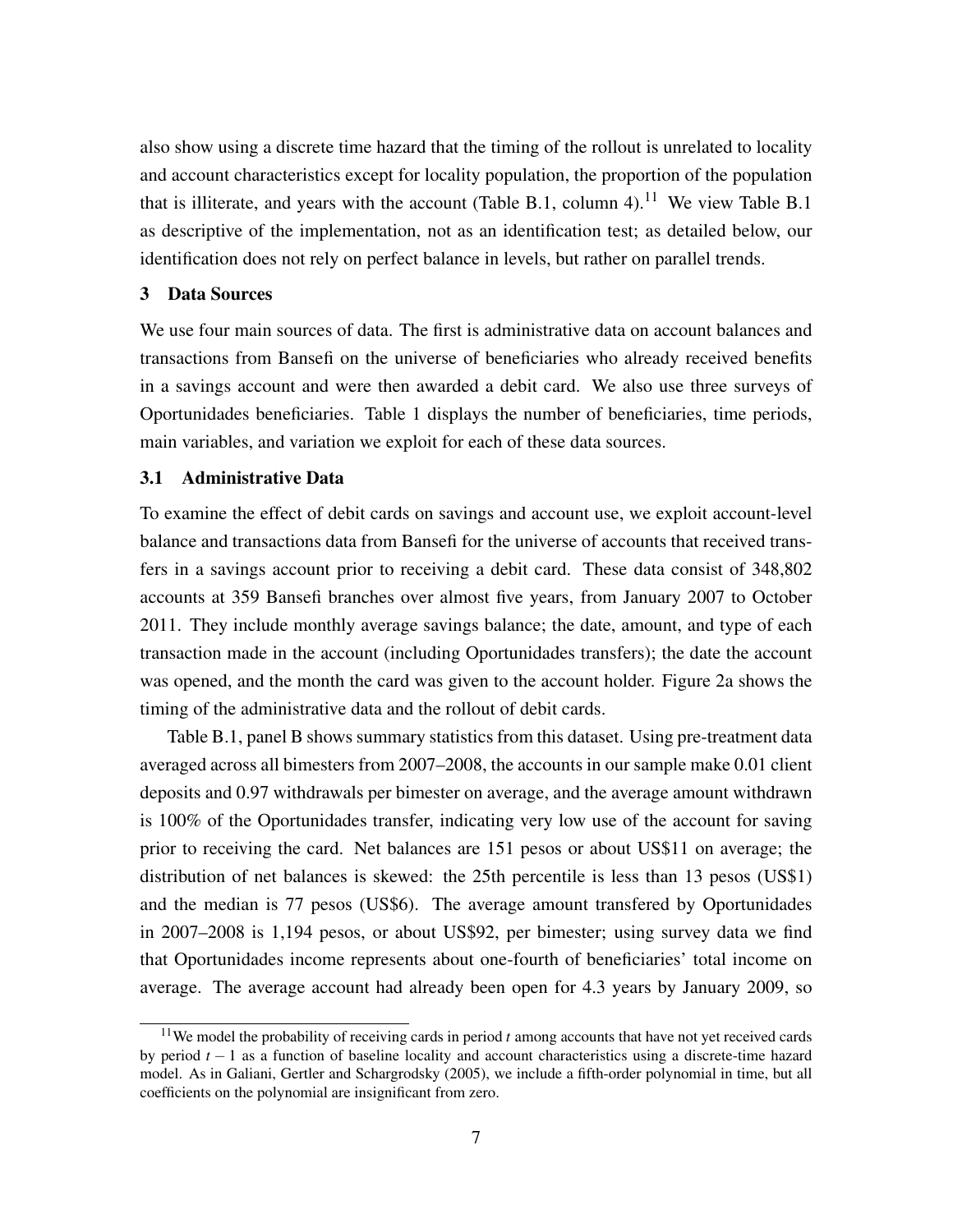also show using a discrete time hazard that the timing of the rollout is unrelated to locality and account characteristics except for locality population, the proportion of the population that is illiterate, and years with the account (Table B.1, column 4).[11] We view Table B.1 as descriptive of the implementation, not as an identification test; as detailed below, our identification does not rely on perfect balance in levels, but rather on parallel trends.

## 3 Data Sources

We use four main sources of data. The first is administrative data on account balances and transactions from Bansefi on the universe of beneficiaries who already received benefits in a savings account and were then awarded a debit card. We also use three surveys of Oportunidades beneficiaries. Table 1 displays the number of beneficiaries, time periods, main variables, and variation we exploit for each of these data sources.

### 3.1 Administrative Data

To examine the effect of debit cards on savings and account use, we exploit account-level balance and transactions data from Bansefi for the universe of accounts that received transfers in a savings account prior to receiving a debit card. These data consist of 348,802 accounts at 359 Bansefi branches over almost five years, from January 2007 to October 2011. They include monthly average savings balance; the date, amount, and type of each transaction made in the account (including Oportunidades transfers); the date the account was opened, and the month the card was given to the account holder. Figure 2a shows the timing of the administrative data and the rollout of debit cards.

Table B.1, panel B shows summary statistics from this dataset. Using pre-treatment data averaged across all bimesters from 2007–2008, the accounts in our sample make 0.01 client deposits and 0.97 withdrawals per bimester on average, and the average amount withdrawn is 100% of the Oportunidades transfer, indicating very low use of the account for saving prior to receiving the card. Net balances are 151 pesos or about US$11 on average; the distribution of net balances is skewed: the 25th percentile is less than 13 pesos (US$1) and the median is 77 pesos (US$6). The average amount transfered by Oportunidades in 2007–2008 is 1,194 pesos, or about US$92, per bimester; using survey data we find that Oportunidades income represents about one-fourth of beneficiaries' total income on average. The average account had already been open for 4.3 years by January 2009, so

[11] We model the probability of receiving cards in period $t$ among accounts that have not yet received cards by period $t-1$ as a function of baseline locality and account characteristics using a discrete-time hazard model. As in Galiani, Gertler and Schargrodsky (2005), we include a fifth-order polynomial in time, but all coefficients on the polynomial are insignificant from zero.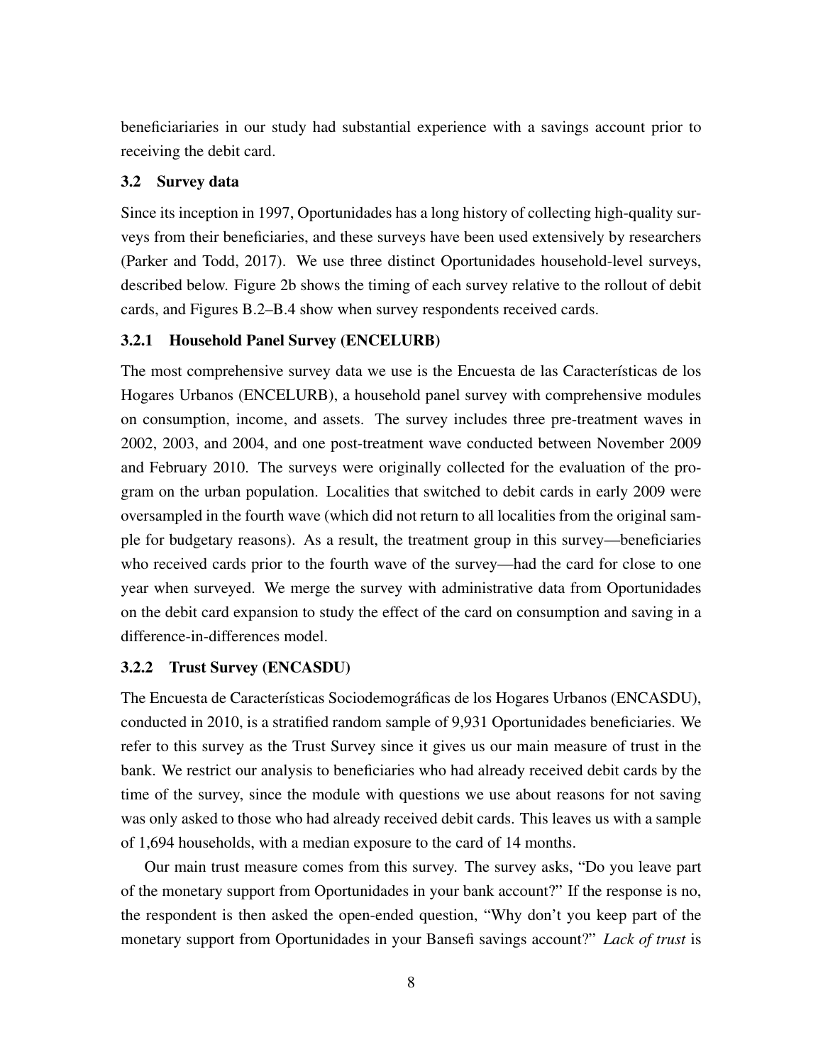beneficiariaries in our study had substantial experience with a savings account prior to receiving the debit card.

### 3.2 Survey data

Since its inception in 1997, Oportunidades has a long history of collecting high-quality surveys from their beneficiaries, and these surveys have been used extensively by researchers (Parker and Todd, 2017). We use three distinct Oportunidades household-level surveys, described below. Figure 2b shows the timing of each survey relative to the rollout of debit cards, and Figures B.2–B.4 show when survey respondents received cards.

#### 3.2.1 Household Panel Survey (ENCELURB)

The most comprehensive survey data we use is the Encuesta de las Características de los Hogares Urbanos (ENCELURB), a household panel survey with comprehensive modules on consumption, income, and assets. The survey includes three pre-treatment waves in 2002, 2003, and 2004, and one post-treatment wave conducted between November 2009 and February 2010. The surveys were originally collected for the evaluation of the program on the urban population. Localities that switched to debit cards in early 2009 were oversampled in the fourth wave (which did not return to all localities from the original sample for budgetary reasons). As a result, the treatment group in this survey—beneficiaries who received cards prior to the fourth wave of the survey—had the card for close to one year when surveyed. We merge the survey with administrative data from Oportunidades on the debit card expansion to study the effect of the card on consumption and saving in a difference-in-differences model.

#### 3.2.2 Trust Survey (ENCASDU)

The Encuesta de Características Sociodemográficas de los Hogares Urbanos (ENCASDU), conducted in 2010, is a stratified random sample of 9,931 Oportunidades beneficiaries. We refer to this survey as the Trust Survey since it gives us our main measure of trust in the bank. We restrict our analysis to beneficiaries who had already received debit cards by the time of the survey, since the module with questions we use about reasons for not saving was only asked to those who had already received debit cards. This leaves us with a sample of 1,694 households, with a median exposure to the card of 14 months.

Our main trust measure comes from this survey. The survey asks, "Do you leave part of the monetary support from Oportunidades in your bank account?" If the response is no, the respondent is then asked the open-ended question, "Why don't you keep part of the monetary support from Oportunidades in your Bansefi savings account?" *Lack of trust* is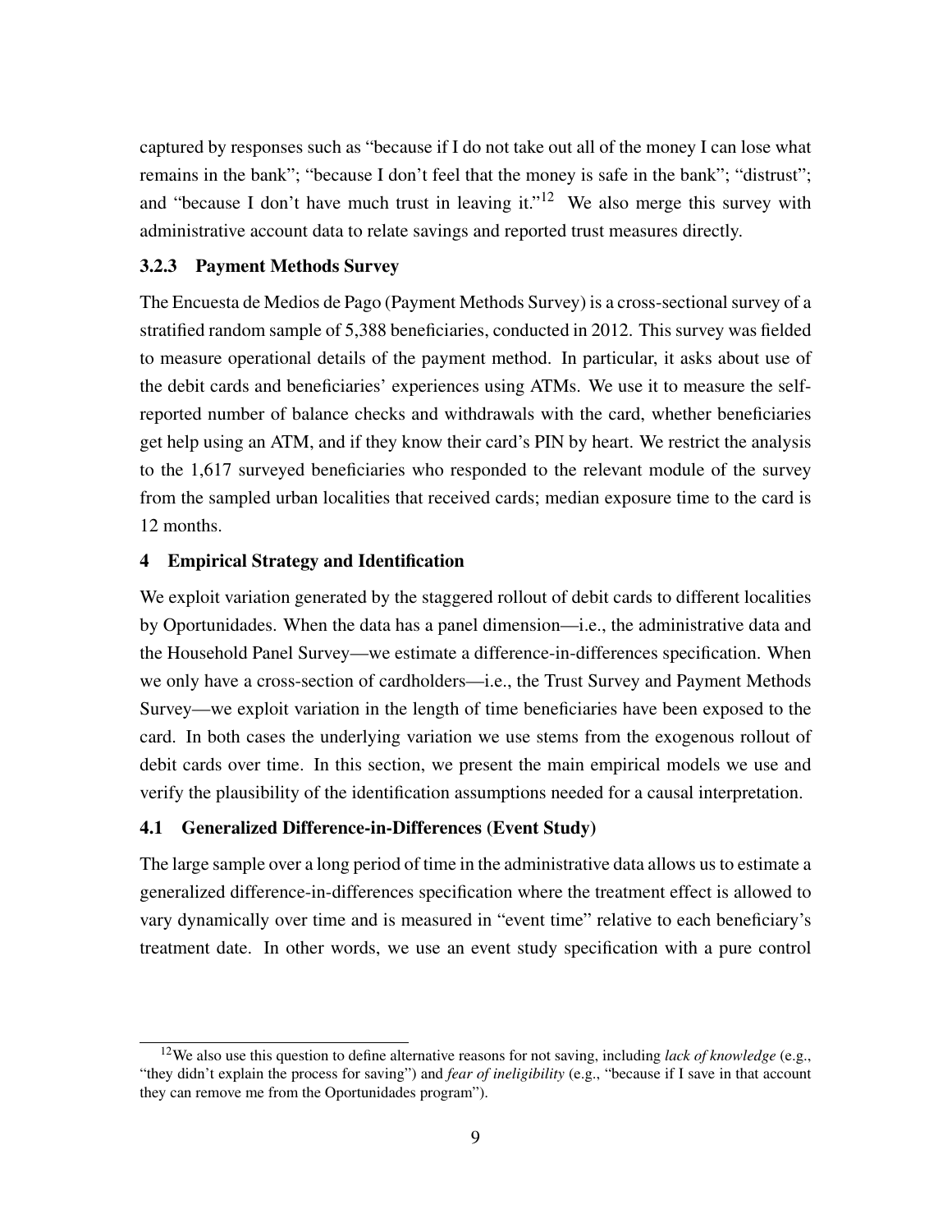captured by responses such as "because if I do not take out all of the money I can lose what remains in the bank"; "because I don't feel that the money is safe in the bank"; "distrust"; and "because I don't have much trust in leaving it."[12] We also merge this survey with administrative account data to relate savings and reported trust measures directly.

### 3.2.3 Payment Methods Survey

The Encuesta de Medios de Pago (Payment Methods Survey) is a cross-sectional survey of a stratified random sample of 5,388 beneficiaries, conducted in 2012. This survey was fielded to measure operational details of the payment method. In particular, it asks about use of the debit cards and beneficiaries' experiences using ATMs. We use it to measure the self-reported number of balance checks and withdrawals with the card, whether beneficiaries get help using an ATM, and if they know their card's PIN by heart. We restrict the analysis to the 1,617 surveyed beneficiaries who responded to the relevant module of the survey from the sampled urban localities that received cards; median exposure time to the card is 12 months.

## 4 Empirical Strategy and Identification

We exploit variation generated by the staggered rollout of debit cards to different localities by Oportunidades. When the data has a panel dimension—i.e., the administrative data and the Household Panel Survey—we estimate a difference-in-differences specification. When we only have a cross-section of cardholders—i.e., the Trust Survey and Payment Methods Survey—we exploit variation in the length of time beneficiaries have been exposed to the card. In both cases the underlying variation we use stems from the exogenous rollout of debit cards over time. In this section, we present the main empirical models we use and verify the plausibility of the identification assumptions needed for a causal interpretation.

### 4.1 Generalized Difference-in-Differences (Event Study)

The large sample over a long period of time in the administrative data allows us to estimate a generalized difference-in-differences specification where the treatment effect is allowed to vary dynamically over time and is measured in "event time" relative to each beneficiary's treatment date. In other words, we use an event study specification with a pure control

[12] We also use this question to define alternative reasons for not saving, including *lack of knowledge* (e.g., "they didn't explain the process for saving") and *fear of ineligibility* (e.g., "because if I save in that account they can remove me from the Oportunidades program").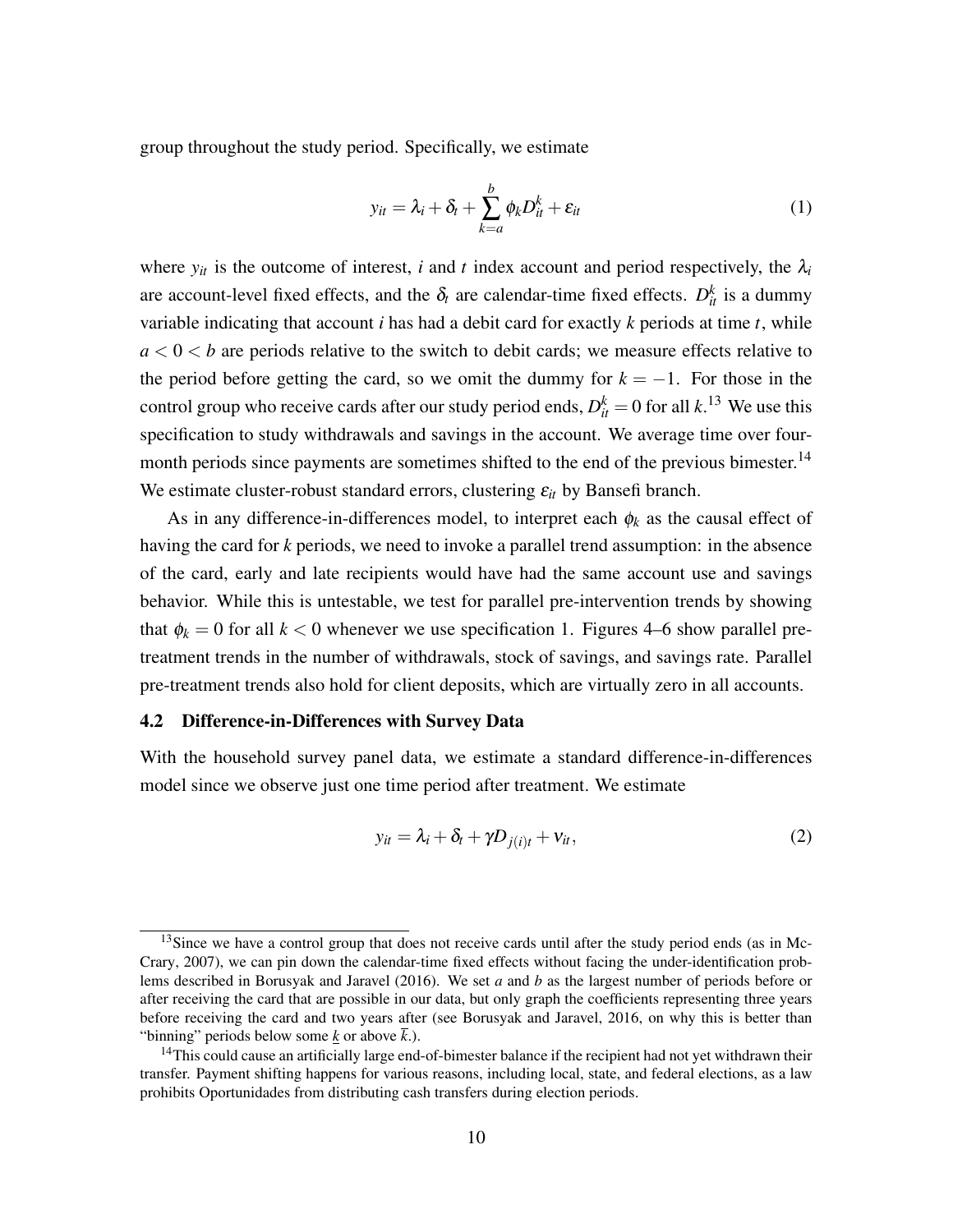group throughout the study period. Specifically, we estimate

$$y_{it} = \lambda_i + \delta_t + \sum_{k=a}^{b} \phi_k D_{it}^k + \varepsilon_{it} \tag{1}$$

where $y_{it}$ is the outcome of interest, $i$ and $t$ index account and period respectively, the $\lambda_i$ are account-level fixed effects, and the $\delta_t$ are calendar-time fixed effects. $D_{it}^k$ is a dummy variable indicating that account $i$ has had a debit card for exactly $k$ periods at time $t$, while $a < 0 < b$ are periods relative to the switch to debit cards; we measure effects relative to the period before getting the card, so we omit the dummy for $k = -1$. For those in the control group who receive cards after our study period ends, $D_{it}^k = 0$ for all $k$.[13] We use this specification to study withdrawals and savings in the account. We average time over four-month periods since payments are sometimes shifted to the end of the previous bimester.[14] We estimate cluster-robust standard errors, clustering $\varepsilon_{it}$ by Bansefi branch.

As in any difference-in-differences model, to interpret each $\phi_k$ as the causal effect of having the card for $k$ periods, we need to invoke a parallel trend assumption: in the absence of the card, early and late recipients would have had the same account use and savings behavior. While this is untestable, we test for parallel pre-intervention trends by showing that $\phi_k = 0$ for all $k < 0$ whenever we use specification 1. Figures 4–6 show parallel pre-treatment trends in the number of withdrawals, stock of savings, and savings rate. Parallel pre-treatment trends also hold for client deposits, which are virtually zero in all accounts.

### 4.2 Difference-in-Differences with Survey Data

With the household survey panel data, we estimate a standard difference-in-differences model since we observe just one time period after treatment. We estimate

$$y_{it} = \lambda_i + \delta_t + \gamma D_{j(i)t} + \nu_{it}, \tag{2}$$

---

[13] Since we have a control group that does not receive cards until after the study period ends (as in McCrary, 2007), we can pin down the calendar-time fixed effects without facing the under-identification problems described in Borusyak and Jaravel (2016). We set $a$ and $b$ as the largest number of periods before or after receiving the card that are possible in our data, but only graph the coefficients representing three years before receiving the card and two years after (see Borusyak and Jaravel, 2016, on why this is better than "binning" periods below some $\underline{k}$ or above $\overline{k}$.).

[14] This could cause an artificially large end-of-bimester balance if the recipient had not yet withdrawn their transfer. Payment shifting happens for various reasons, including local, state, and federal elections, as a law prohibits Oportunidades from distributing cash transfers during election periods.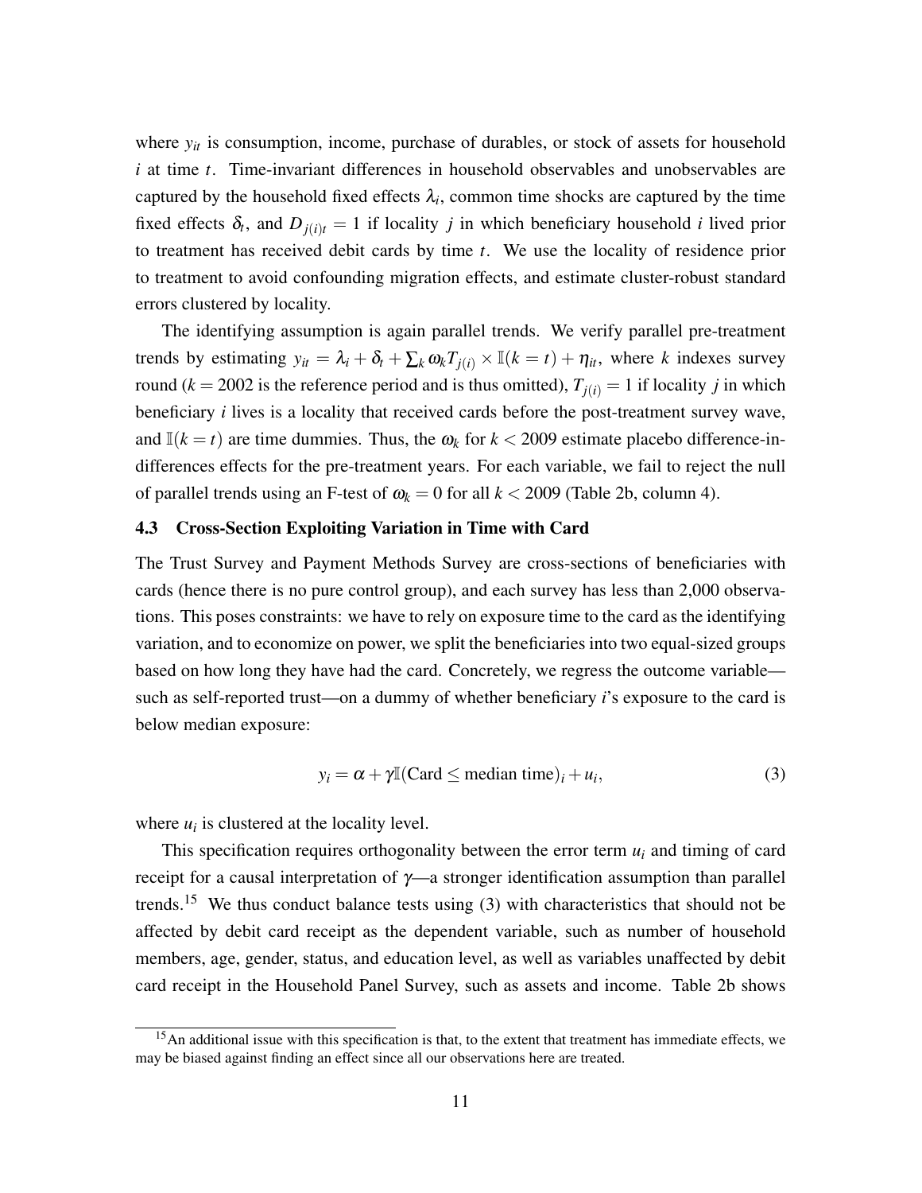where $y_{it}$ is consumption, income, purchase of durables, or stock of assets for household $i$ at time $t$. Time-invariant differences in household observables and unobservables are captured by the household fixed effects $\lambda_i$, common time shocks are captured by the time fixed effects $\delta_t$, and $D_{j(i)t} = 1$ if locality $j$ in which beneficiary household $i$ lived prior to treatment has received debit cards by time $t$. We use the locality of residence prior to treatment to avoid confounding migration effects, and estimate cluster-robust standard errors clustered by locality.

The identifying assumption is again parallel trends. We verify parallel pre-treatment trends by estimating $y_{it} = \lambda_i + \delta_t + \sum_k \omega_k T_{j(i)} \times \mathbb{I}(k = t) + \eta_{it}$, where $k$ indexes survey round ($k = 2002$ is the reference period and is thus omitted), $T_{j(i)} = 1$ if locality $j$ in which beneficiary $i$ lives is a locality that received cards before the post-treatment survey wave, and $\mathbb{I}(k = t)$ are time dummies. Thus, the $\omega_k$ for $k < 2009$ estimate placebo difference-in-differences effects for the pre-treatment years. For each variable, we fail to reject the null of parallel trends using an F-test of $\omega_k = 0$ for all $k < 2009$ (Table 2b, column 4).

### 4.3 Cross-Section Exploiting Variation in Time with Card

The Trust Survey and Payment Methods Survey are cross-sections of beneficiaries with cards (hence there is no pure control group), and each survey has less than 2,000 observations. This poses constraints: we have to rely on exposure time to the card as the identifying variation, and to economize on power, we split the beneficiaries into two equal-sized groups based on how long they have had the card. Concretely, we regress the outcome variable—such as self-reported trust—on a dummy of whether beneficiary $i$'s exposure to the card is below median exposure:

$$y_i = \alpha + \gamma \mathbb{I}(\text{Card} \leq \text{median time})_i + u_i, \tag{3}$$

where $u_i$ is clustered at the locality level.

This specification requires orthogonality between the error term $u_i$ and timing of card receipt for a causal interpretation of $\gamma$—a stronger identification assumption than parallel trends.[15] We thus conduct balance tests using (3) with characteristics that should not be affected by debit card receipt as the dependent variable, such as number of household members, age, gender, status, and education level, as well as variables unaffected by debit card receipt in the Household Panel Survey, such as assets and income. Table 2b shows

[15] An additional issue with this specification is that, to the extent that treatment has immediate effects, we may be biased against finding an effect since all our observations here are treated.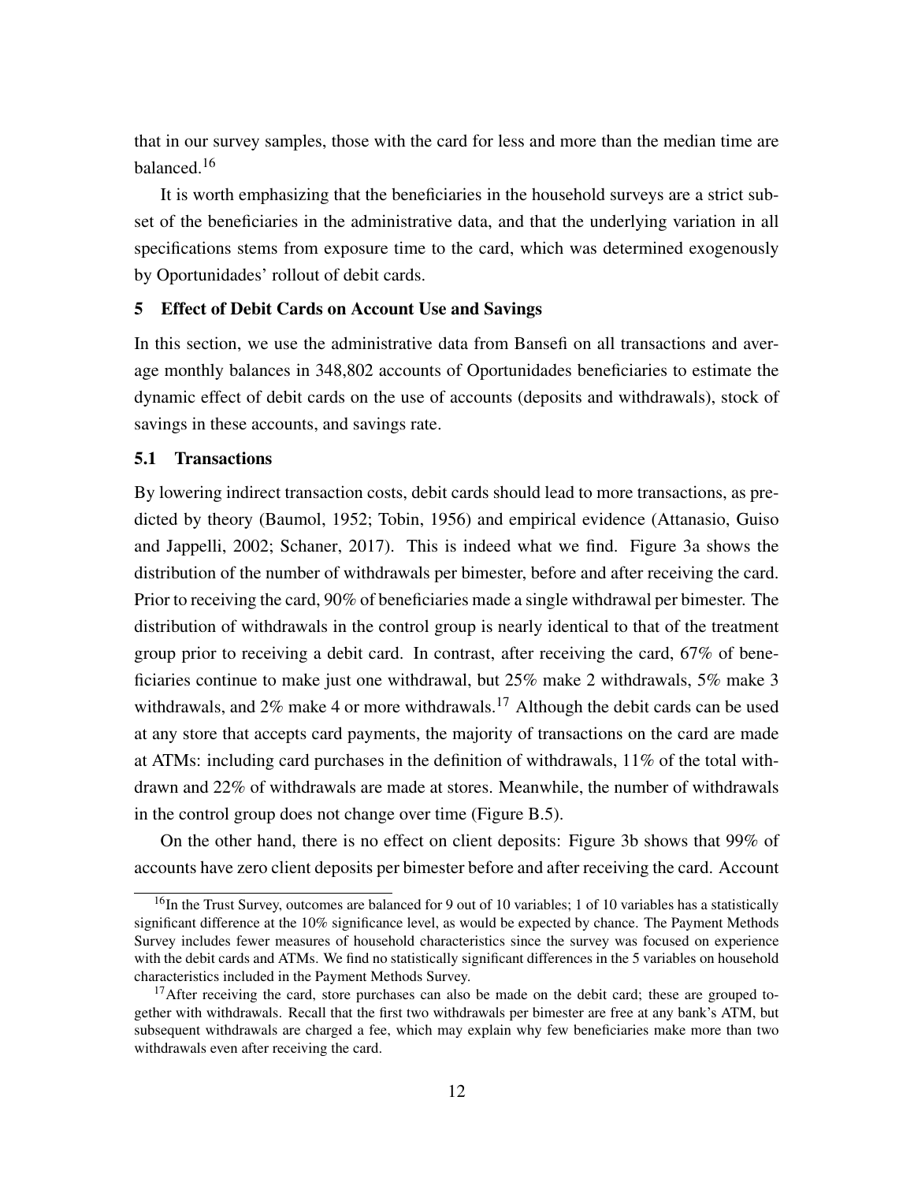that in our survey samples, those with the card for less and more than the median time are balanced.[16]

It is worth emphasizing that the beneficiaries in the household surveys are a strict subset of the beneficiaries in the administrative data, and that the underlying variation in all specifications stems from exposure time to the card, which was determined exogenously by Oportunidades' rollout of debit cards.

## 5 Effect of Debit Cards on Account Use and Savings

In this section, we use the administrative data from Bansefi on all transactions and average monthly balances in 348,802 accounts of Oportunidades beneficiaries to estimate the dynamic effect of debit cards on the use of accounts (deposits and withdrawals), stock of savings in these accounts, and savings rate.

### 5.1 Transactions

By lowering indirect transaction costs, debit cards should lead to more transactions, as predicted by theory (Baumol, 1952; Tobin, 1956) and empirical evidence (Attanasio, Guiso and Jappelli, 2002; Schaner, 2017). This is indeed what we find. Figure 3a shows the distribution of the number of withdrawals per bimester, before and after receiving the card. Prior to receiving the card, 90% of beneficiaries made a single withdrawal per bimester. The distribution of withdrawals in the control group is nearly identical to that of the treatment group prior to receiving a debit card. In contrast, after receiving the card, 67% of beneficiaries continue to make just one withdrawal, but 25% make 2 withdrawals, 5% make 3 withdrawals, and 2% make 4 or more withdrawals.[17] Although the debit cards can be used at any store that accepts card payments, the majority of transactions on the card are made at ATMs: including card purchases in the definition of withdrawals, 11% of the total withdrawn and 22% of withdrawals are made at stores. Meanwhile, the number of withdrawals in the control group does not change over time (Figure B.5).

On the other hand, there is no effect on client deposits: Figure 3b shows that 99% of accounts have zero client deposits per bimester before and after receiving the card. Account

[16] In the Trust Survey, outcomes are balanced for 9 out of 10 variables; 1 of 10 variables has a statistically significant difference at the 10% significance level, as would be expected by chance. The Payment Methods Survey includes fewer measures of household characteristics since the survey was focused on experience with the debit cards and ATMs. We find no statistically significant differences in the 5 variables on household characteristics included in the Payment Methods Survey.

[17] After receiving the card, store purchases can also be made on the debit card; these are grouped together with withdrawals. Recall that the first two withdrawals per bimester are free at any bank's ATM, but subsequent withdrawals are charged a fee, which may explain why few beneficiaries make more than two withdrawals even after receiving the card.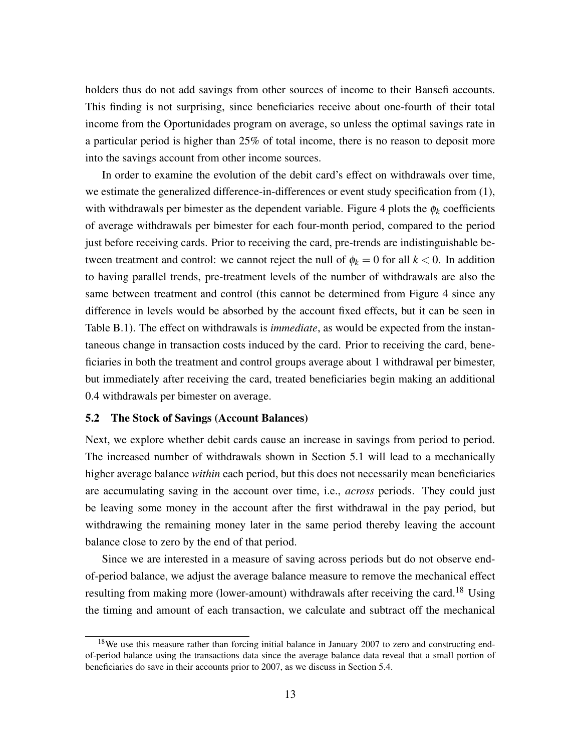holders thus do not add savings from other sources of income to their Bansefi accounts. This finding is not surprising, since beneficiaries receive about one-fourth of their total income from the Oportunidades program on average, so unless the optimal savings rate in a particular period is higher than 25% of total income, there is no reason to deposit more into the savings account from other income sources.

In order to examine the evolution of the debit card's effect on withdrawals over time, we estimate the generalized difference-in-differences or event study specification from (1), with withdrawals per bimester as the dependent variable. Figure 4 plots the $\phi_k$ coefficients of average withdrawals per bimester for each four-month period, compared to the period just before receiving cards. Prior to receiving the card, pre-trends are indistinguishable between treatment and control: we cannot reject the null of $\phi_k = 0$ for all $k < 0$. In addition to having parallel trends, pre-treatment levels of the number of withdrawals are also the same between treatment and control (this cannot be determined from Figure 4 since any difference in levels would be absorbed by the account fixed effects, but it can be seen in Table B.1). The effect on withdrawals is *immediate*, as would be expected from the instantaneous change in transaction costs induced by the card. Prior to receiving the card, beneficiaries in both the treatment and control groups average about 1 withdrawal per bimester, but immediately after receiving the card, treated beneficiaries begin making an additional 0.4 withdrawals per bimester on average.

## 5.2 The Stock of Savings (Account Balances)

Next, we explore whether debit cards cause an increase in savings from period to period. The increased number of withdrawals shown in Section 5.1 will lead to a mechanically higher average balance *within* each period, but this does not necessarily mean beneficiaries are accumulating saving in the account over time, i.e., *across* periods. They could just be leaving some money in the account after the first withdrawal in the pay period, but withdrawing the remaining money later in the same period thereby leaving the account balance close to zero by the end of that period.

Since we are interested in a measure of saving across periods but do not observe end-of-period balance, we adjust the average balance measure to remove the mechanical effect resulting from making more (lower-amount) withdrawals after receiving the card.[18] Using the timing and amount of each transaction, we calculate and subtract off the mechanical

[18] We use this measure rather than forcing initial balance in January 2007 to zero and constructing end-of-period balance using the transactions data since the average balance data reveal that a small portion of beneficiaries do save in their accounts prior to 2007, as we discuss in Section 5.4.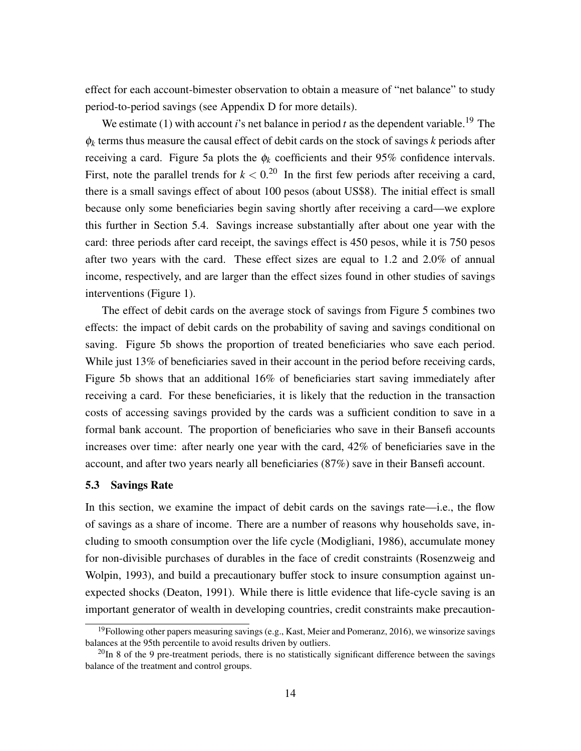effect for each account-bimester observation to obtain a measure of "net balance" to study period-to-period savings (see Appendix D for more details).

We estimate (1) with account $i$'s net balance in period $t$ as the dependent variable.[19] The $\phi_k$ terms thus measure the causal effect of debit cards on the stock of savings $k$ periods after receiving a card. Figure 5a plots the $\phi_k$ coefficients and their 95% confidence intervals. First, note the parallel trends for $k < 0$.[20] In the first few periods after receiving a card, there is a small savings effect of about 100 pesos (about US$8). The initial effect is small because only some beneficiaries begin saving shortly after receiving a card—we explore this further in Section 5.4. Savings increase substantially after about one year with the card: three periods after card receipt, the savings effect is 450 pesos, while it is 750 pesos after two years with the card. These effect sizes are equal to 1.2 and 2.0% of annual income, respectively, and are larger than the effect sizes found in other studies of savings interventions (Figure 1).

The effect of debit cards on the average stock of savings from Figure 5 combines two effects: the impact of debit cards on the probability of saving and savings conditional on saving. Figure 5b shows the proportion of treated beneficiaries who save each period. While just 13% of beneficiaries saved in their account in the period before receiving cards, Figure 5b shows that an additional 16% of beneficiaries start saving immediately after receiving a card. For these beneficiaries, it is likely that the reduction in the transaction costs of accessing savings provided by the cards was a sufficient condition to save in a formal bank account. The proportion of beneficiaries who save in their Bansefi accounts increases over time: after nearly one year with the card, 42% of beneficiaries save in the account, and after two years nearly all beneficiaries (87%) save in their Bansefi account.

### 5.3 Savings Rate

In this section, we examine the impact of debit cards on the savings rate—i.e., the flow of savings as a share of income. There are a number of reasons why households save, including to smooth consumption over the life cycle (Modigliani, 1986), accumulate money for non-divisible purchases of durables in the face of credit constraints (Rosenzweig and Wolpin, 1993), and build a precautionary buffer stock to insure consumption against unexpected shocks (Deaton, 1991). While there is little evidence that life-cycle saving is an important generator of wealth in developing countries, credit constraints make precaution-

[19] Following other papers measuring savings (e.g., Kast, Meier and Pomeranz, 2016), we winsorize savings balances at the 95th percentile to avoid results driven by outliers.

[20] In 8 of the 9 pre-treatment periods, there is no statistically significant difference between the savings balance of the treatment and control groups.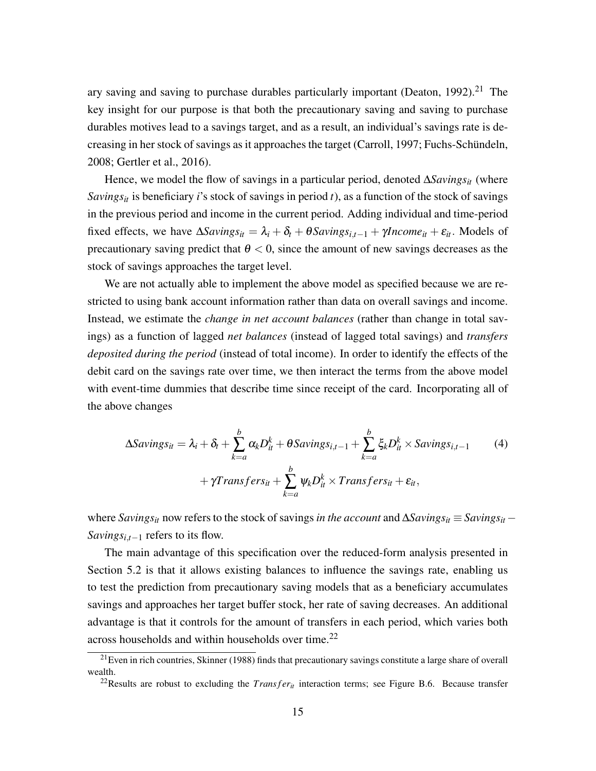ary saving and saving to purchase durables particularly important (Deaton, 1992).[21] The key insight for our purpose is that both the precautionary saving and saving to purchase durables motives lead to a savings target, and as a result, an individual's savings rate is decreasing in her stock of savings as it approaches the target (Carroll, 1997; Fuchs-Schündeln, 2008; Gertler et al., 2016).

Hence, we model the flow of savings in a particular period, denoted $\Delta Savings_{it}$ (where $Savings_{it}$ is beneficiary $i$'s stock of savings in period $t$), as a function of the stock of savings in the previous period and income in the current period. Adding individual and time-period fixed effects, we have $\Delta Savings_{it} = \lambda_i + \delta_t + \theta Savings_{i,t-1} + \gamma Income_{it} + \varepsilon_{it}$. Models of precautionary saving predict that $\theta < 0$, since the amount of new savings decreases as the stock of savings approaches the target level.

We are not actually able to implement the above model as specified because we are restricted to using bank account information rather than data on overall savings and income. Instead, we estimate the *change in net account balances* (rather than change in total savings) as a function of lagged *net balances* (instead of lagged total savings) and *transfers deposited during the period* (instead of total income). In order to identify the effects of the debit card on the savings rate over time, we then interact the terms from the above model with event-time dummies that describe time since receipt of the card. Incorporating all of the above changes

$$\Delta Savings_{it} = \lambda_i + \delta_t + \sum_{k=a}^{b} \alpha_k D_{it}^k + \theta Savings_{i,t-1} + \sum_{k=a}^{b} \xi_k D_{it}^k \times Savings_{i,t-1} \qquad (4)$$
$$+ \gamma Transfers_{it} + \sum_{k=a}^{b} \psi_k D_{it}^k \times Transfers_{it} + \varepsilon_{it},$$

where $Savings_{it}$ now refers to the stock of savings *in the account* and $\Delta Savings_{it} \equiv Savings_{it} - Savings_{i,t-1}$ refers to its flow.

The main advantage of this specification over the reduced-form analysis presented in Section 5.2 is that it allows existing balances to influence the savings rate, enabling us to test the prediction from precautionary saving models that as a beneficiary accumulates savings and approaches her target buffer stock, her rate of saving decreases. An additional advantage is that it controls for the amount of transfers in each period, which varies both across households and within households over time.[22]

[21] Even in rich countries, Skinner (1988) finds that precautionary savings constitute a large share of overall wealth.

[22] Results are robust to excluding the $Transfer_{it}$ interaction terms; see Figure B.6. Because transfer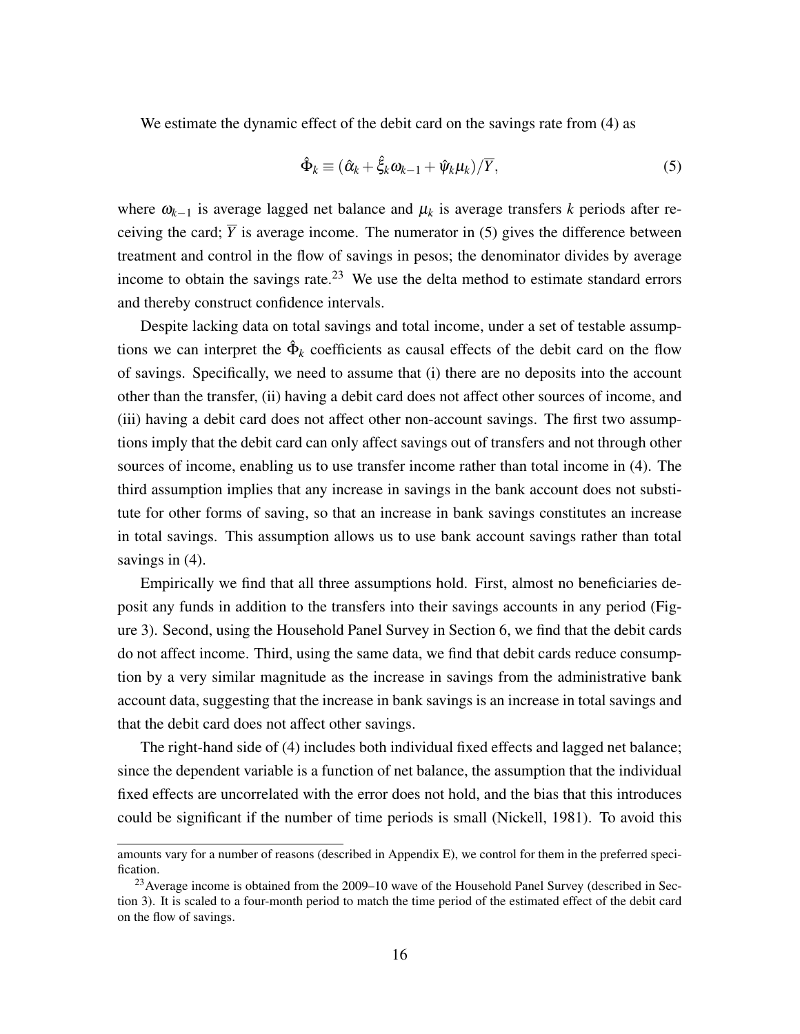We estimate the dynamic effect of the debit card on the savings rate from (4) as

$$\hat{\Phi}_k \equiv (\hat{\alpha}_k + \hat{\xi}_k \omega_{k-1} + \hat{\psi}_k \mu_k)/\overline{Y}, \tag{5}$$

where $\omega_{k-1}$ is average lagged net balance and $\mu_k$ is average transfers $k$ periods after receiving the card; $\overline{Y}$ is average income. The numerator in (5) gives the difference between treatment and control in the flow of savings in pesos; the denominator divides by average income to obtain the savings rate.[23] We use the delta method to estimate standard errors and thereby construct confidence intervals.

Despite lacking data on total savings and total income, under a set of testable assumptions we can interpret the $\hat{\Phi}_k$ coefficients as causal effects of the debit card on the flow of savings. Specifically, we need to assume that (i) there are no deposits into the account other than the transfer, (ii) having a debit card does not affect other sources of income, and (iii) having a debit card does not affect other non-account savings. The first two assumptions imply that the debit card can only affect savings out of transfers and not through other sources of income, enabling us to use transfer income rather than total income in (4). The third assumption implies that any increase in savings in the bank account does not substitute for other forms of saving, so that an increase in bank savings constitutes an increase in total savings. This assumption allows us to use bank account savings rather than total savings in (4).

Empirically we find that all three assumptions hold. First, almost no beneficiaries deposit any funds in addition to the transfers into their savings accounts in any period (Figure 3). Second, using the Household Panel Survey in Section 6, we find that the debit cards do not affect income. Third, using the same data, we find that debit cards reduce consumption by a very similar magnitude as the increase in savings from the administrative bank account data, suggesting that the increase in bank savings is an increase in total savings and that the debit card does not affect other savings.

The right-hand side of (4) includes both individual fixed effects and lagged net balance; since the dependent variable is a function of net balance, the assumption that the individual fixed effects are uncorrelated with the error does not hold, and the bias that this introduces could be significant if the number of time periods is small (Nickell, 1981). To avoid this

---

amounts vary for a number of reasons (described in Appendix E), we control for them in the preferred specification.

[23] Average income is obtained from the 2009–10 wave of the Household Panel Survey (described in Section 3). It is scaled to a four-month period to match the time period of the estimated effect of the debit card on the flow of savings.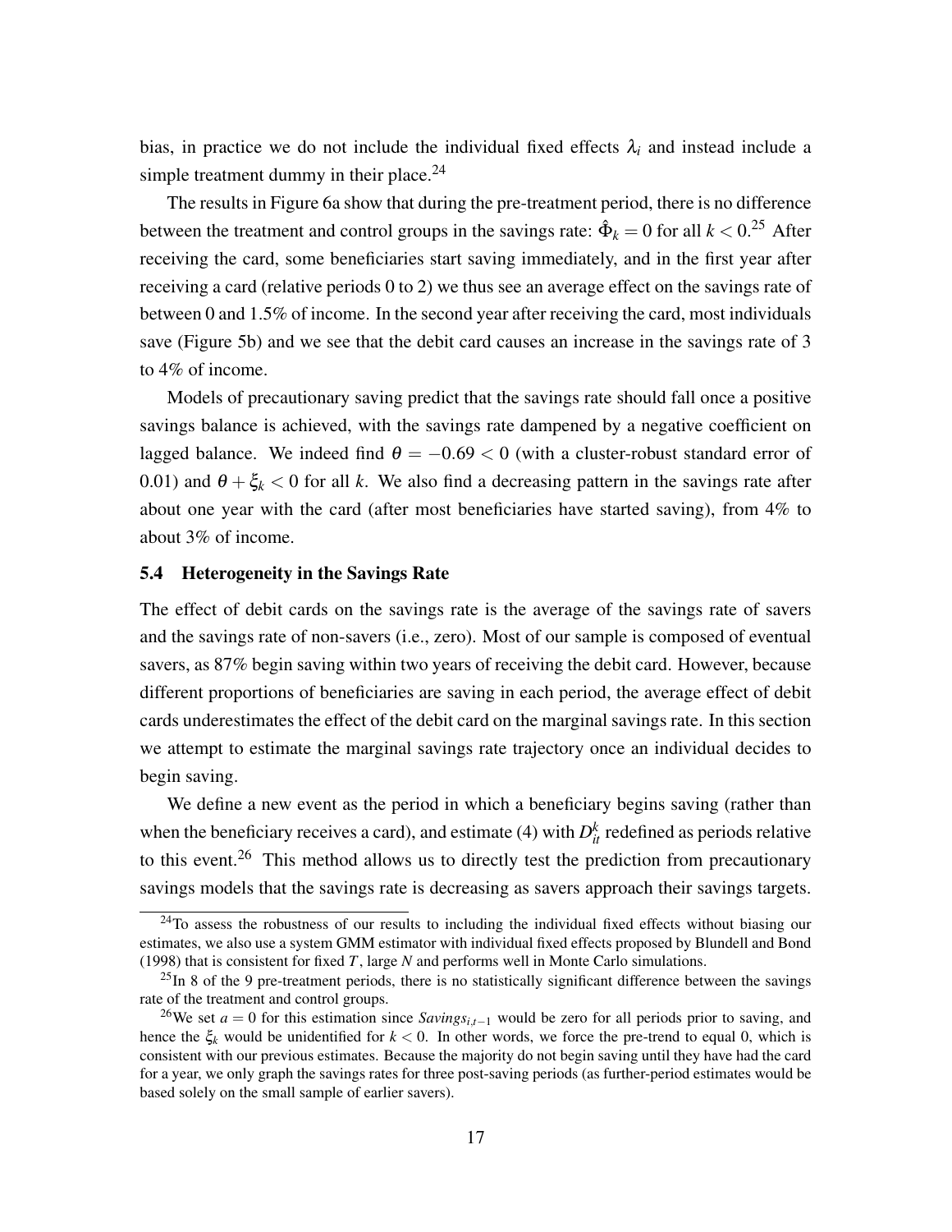bias, in practice we do not include the individual fixed effects $\lambda_i$ and instead include a simple treatment dummy in their place.[24]

The results in Figure 6a show that during the pre-treatment period, there is no difference between the treatment and control groups in the savings rate: $\hat{\Phi}_k = 0$ for all $k < 0$.[25] After receiving the card, some beneficiaries start saving immediately, and in the first year after receiving a card (relative periods 0 to 2) we thus see an average effect on the savings rate of between 0 and 1.5% of income. In the second year after receiving the card, most individuals save (Figure 5b) and we see that the debit card causes an increase in the savings rate of 3 to 4% of income.

Models of precautionary saving predict that the savings rate should fall once a positive savings balance is achieved, with the savings rate dampened by a negative coefficient on lagged balance. We indeed find $\theta = -0.69 < 0$ (with a cluster-robust standard error of 0.01) and $\theta + \xi_k < 0$ for all $k$. We also find a decreasing pattern in the savings rate after about one year with the card (after most beneficiaries have started saving), from 4% to about 3% of income.

### 5.4 Heterogeneity in the Savings Rate

The effect of debit cards on the savings rate is the average of the savings rate of savers and the savings rate of non-savers (i.e., zero). Most of our sample is composed of eventual savers, as 87% begin saving within two years of receiving the debit card. However, because different proportions of beneficiaries are saving in each period, the average effect of debit cards underestimates the effect of the debit card on the marginal savings rate. In this section we attempt to estimate the marginal savings rate trajectory once an individual decides to begin saving.

We define a new event as the period in which a beneficiary begins saving (rather than when the beneficiary receives a card), and estimate (4) with $D_{it}^k$ redefined as periods relative to this event.[26] This method allows us to directly test the prediction from precautionary savings models that the savings rate is decreasing as savers approach their savings targets.

[24] To assess the robustness of our results to including the individual fixed effects without biasing our estimates, we also use a system GMM estimator with individual fixed effects proposed by Blundell and Bond (1998) that is consistent for fixed $T$, large $N$ and performs well in Monte Carlo simulations.

[25] In 8 of the 9 pre-treatment periods, there is no statistically significant difference between the savings rate of the treatment and control groups.

[26] We set $a = 0$ for this estimation since $Savings_{i,t-1}$ would be zero for all periods prior to saving, and hence the $\xi_k$ would be unidentified for $k < 0$. In other words, we force the pre-trend to equal 0, which is consistent with our previous estimates. Because the majority do not begin saving until they have had the card for a year, we only graph the savings rates for three post-saving periods (as further-period estimates would be based solely on the small sample of earlier savers).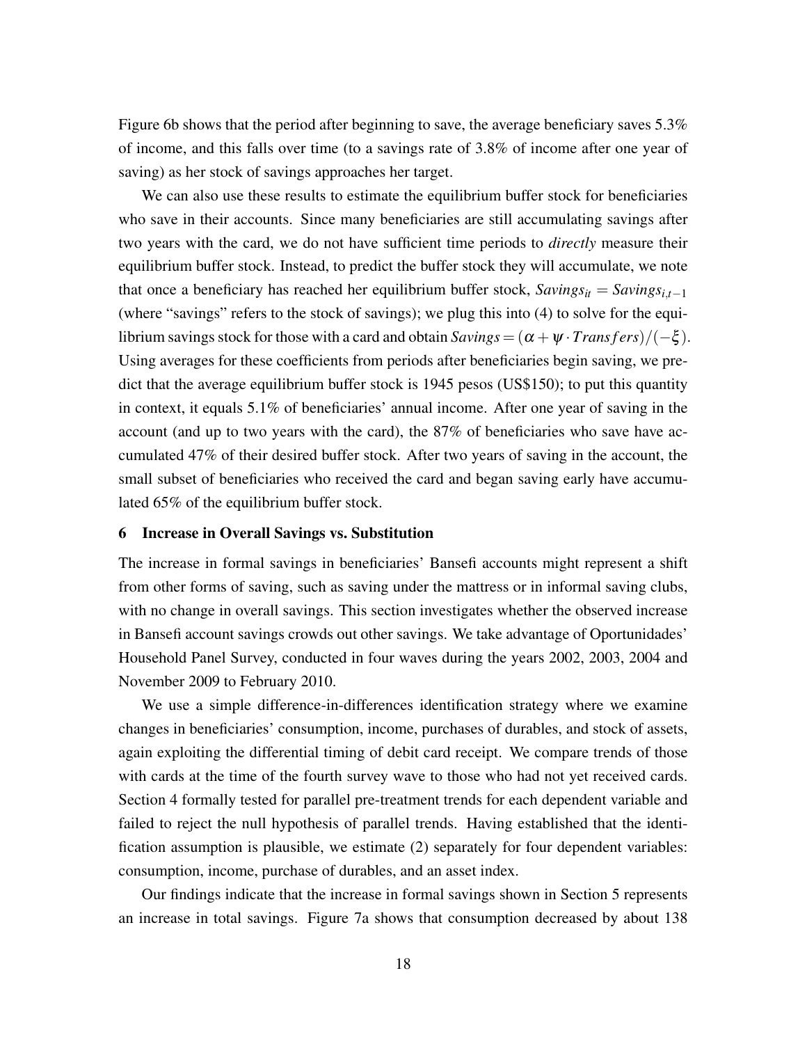Figure 6b shows that the period after beginning to save, the average beneficiary saves 5.3% of income, and this falls over time (to a savings rate of 3.8% of income after one year of saving) as her stock of savings approaches her target.

We can also use these results to estimate the equilibrium buffer stock for beneficiaries who save in their accounts. Since many beneficiaries are still accumulating savings after two years with the card, we do not have sufficient time periods to *directly* measure their equilibrium buffer stock. Instead, to predict the buffer stock they will accumulate, we note that once a beneficiary has reached her equilibrium buffer stock, $Savings_{it} = Savings_{i,t-1}$ (where "savings" refers to the stock of savings); we plug this into (4) to solve for the equilibrium savings stock for those with a card and obtain $Savings = (\alpha + \psi \cdot Transfers)/(-\xi)$. Using averages for these coefficients from periods after beneficiaries begin saving, we predict that the average equilibrium buffer stock is 1945 pesos (US$150); to put this quantity in context, it equals 5.1% of beneficiaries' annual income. After one year of saving in the account (and up to two years with the card), the 87% of beneficiaries who save have accumulated 47% of their desired buffer stock. After two years of saving in the account, the small subset of beneficiaries who received the card and began saving early have accumulated 65% of the equilibrium buffer stock.

## 6 Increase in Overall Savings vs. Substitution

The increase in formal savings in beneficiaries' Bansefi accounts might represent a shift from other forms of saving, such as saving under the mattress or in informal saving clubs, with no change in overall savings. This section investigates whether the observed increase in Bansefi account savings crowds out other savings. We take advantage of Oportunidades' Household Panel Survey, conducted in four waves during the years 2002, 2003, 2004 and November 2009 to February 2010.

We use a simple difference-in-differences identification strategy where we examine changes in beneficiaries' consumption, income, purchases of durables, and stock of assets, again exploiting the differential timing of debit card receipt. We compare trends of those with cards at the time of the fourth survey wave to those who had not yet received cards. Section 4 formally tested for parallel pre-treatment trends for each dependent variable and failed to reject the null hypothesis of parallel trends. Having established that the identification assumption is plausible, we estimate (2) separately for four dependent variables: consumption, income, purchase of durables, and an asset index.

Our findings indicate that the increase in formal savings shown in Section 5 represents an increase in total savings. Figure 7a shows that consumption decreased by about 138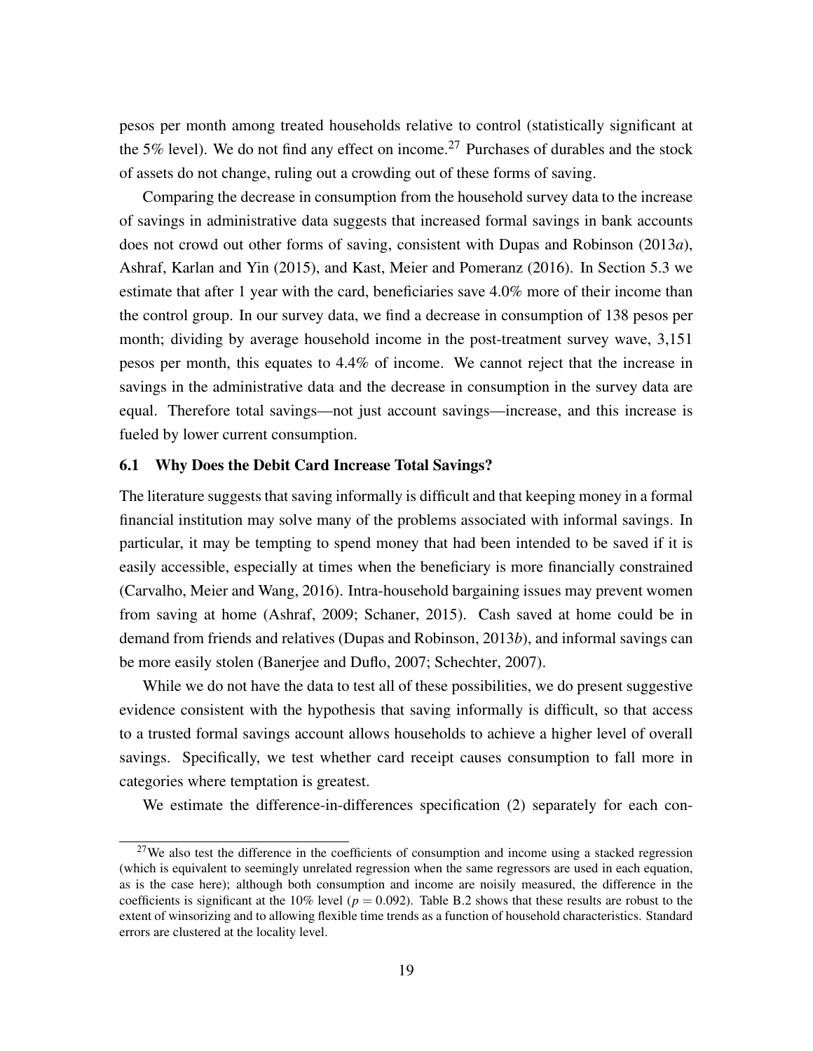pesos per month among treated households relative to control (statistically significant at the 5% level). We do not find any effect on income.[27] Purchases of durables and the stock of assets do not change, ruling out a crowding out of these forms of saving.

Comparing the decrease in consumption from the household survey data to the increase of savings in administrative data suggests that increased formal savings in bank accounts does not crowd out other forms of saving, consistent with Dupas and Robinson (2013*a*), Ashraf, Karlan and Yin (2015), and Kast, Meier and Pomeranz (2016). In Section 5.3 we estimate that after 1 year with the card, beneficiaries save 4.0% more of their income than the control group. In our survey data, we find a decrease in consumption of 138 pesos per month; dividing by average household income in the post-treatment survey wave, 3,151 pesos per month, this equates to 4.4% of income. We cannot reject that the increase in savings in the administrative data and the decrease in consumption in the survey data are equal. Therefore total savings—not just account savings—increase, and this increase is fueled by lower current consumption.

### 6.1 Why Does the Debit Card Increase Total Savings?

The literature suggests that saving informally is difficult and that keeping money in a formal financial institution may solve many of the problems associated with informal savings. In particular, it may be tempting to spend money that had been intended to be saved if it is easily accessible, especially at times when the beneficiary is more financially constrained (Carvalho, Meier and Wang, 2016). Intra-household bargaining issues may prevent women from saving at home (Ashraf, 2009; Schaner, 2015). Cash saved at home could be in demand from friends and relatives (Dupas and Robinson, 2013*b*), and informal savings can be more easily stolen (Banerjee and Duflo, 2007; Schechter, 2007).

While we do not have the data to test all of these possibilities, we do present suggestive evidence consistent with the hypothesis that saving informally is difficult, so that access to a trusted formal savings account allows households to achieve a higher level of overall savings. Specifically, we test whether card receipt causes consumption to fall more in categories where temptation is greatest.

We estimate the difference-in-differences specification (2) separately for each con-

[27]We also test the difference in the coefficients of consumption and income using a stacked regression (which is equivalent to seemingly unrelated regression when the same regressors are used in each equation, as is the case here); although both consumption and income are noisily measured, the difference in the coefficients is significant at the 10% level ($p = 0.092$). Table B.2 shows that these results are robust to the extent of winsorizing and to allowing flexible time trends as a function of household characteristics. Standard errors are clustered at the locality level.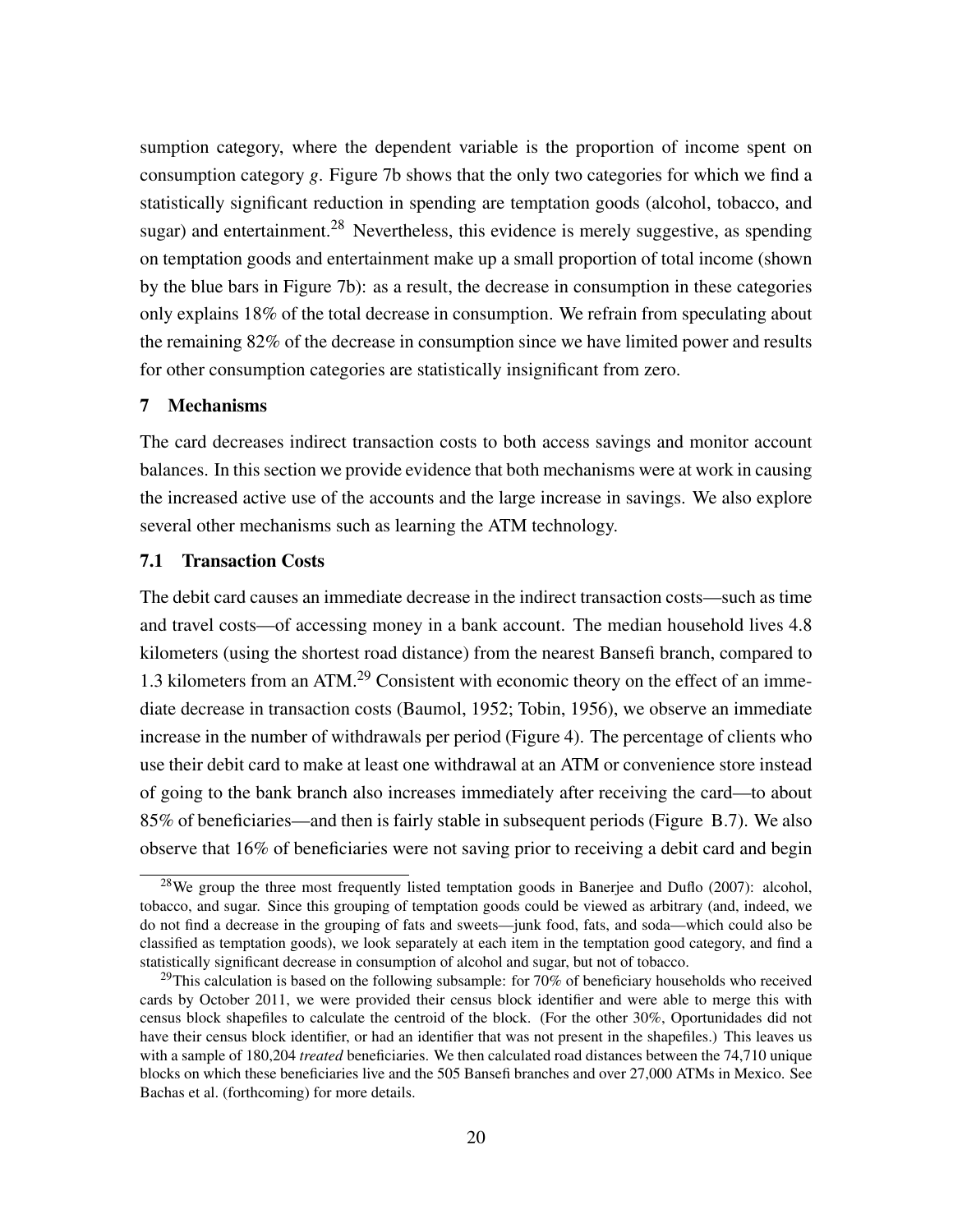sumption category, where the dependent variable is the proportion of income spent on consumption category $g$. Figure 7b shows that the only two categories for which we find a statistically significant reduction in spending are temptation goods (alcohol, tobacco, and sugar) and entertainment.[28] Nevertheless, this evidence is merely suggestive, as spending on temptation goods and entertainment make up a small proportion of total income (shown by the blue bars in Figure 7b): as a result, the decrease in consumption in these categories only explains 18% of the total decrease in consumption. We refrain from speculating about the remaining 82% of the decrease in consumption since we have limited power and results for other consumption categories are statistically insignificant from zero.

## 7 Mechanisms

The card decreases indirect transaction costs to both access savings and monitor account balances. In this section we provide evidence that both mechanisms were at work in causing the increased active use of the accounts and the large increase in savings. We also explore several other mechanisms such as learning the ATM technology.

### 7.1 Transaction Costs

The debit card causes an immediate decrease in the indirect transaction costs—such as time and travel costs—of accessing money in a bank account. The median household lives 4.8 kilometers (using the shortest road distance) from the nearest Bansefi branch, compared to 1.3 kilometers from an ATM.[29] Consistent with economic theory on the effect of an immediate decrease in transaction costs (Baumol, 1952; Tobin, 1956), we observe an immediate increase in the number of withdrawals per period (Figure 4). The percentage of clients who use their debit card to make at least one withdrawal at an ATM or convenience store instead of going to the bank branch also increases immediately after receiving the card—to about 85% of beneficiaries—and then is fairly stable in subsequent periods (Figure B.7). We also observe that 16% of beneficiaries were not saving prior to receiving a debit card and begin

---

[28] We group the three most frequently listed temptation goods in Banerjee and Duflo (2007): alcohol, tobacco, and sugar. Since this grouping of temptation goods could be viewed as arbitrary (and, indeed, we do not find a decrease in the grouping of fats and sweets—junk food, fats, and soda—which could also be classified as temptation goods), we look separately at each item in the temptation good category, and find a statistically significant decrease in consumption of alcohol and sugar, but not of tobacco.

[29] This calculation is based on the following subsample: for 70% of beneficiary households who received cards by October 2011, we were provided their census block identifier and were able to merge this with census block shapefiles to calculate the centroid of the block. (For the other 30%, Oportunidades did not have their census block identifier, or had an identifier that was not present in the shapefiles.) This leaves us with a sample of 180,204 *treated* beneficiaries. We then calculated road distances between the 74,710 unique blocks on which these beneficiaries live and the 505 Bansefi branches and over 27,000 ATMs in Mexico. See Bachas et al. (forthcoming) for more details.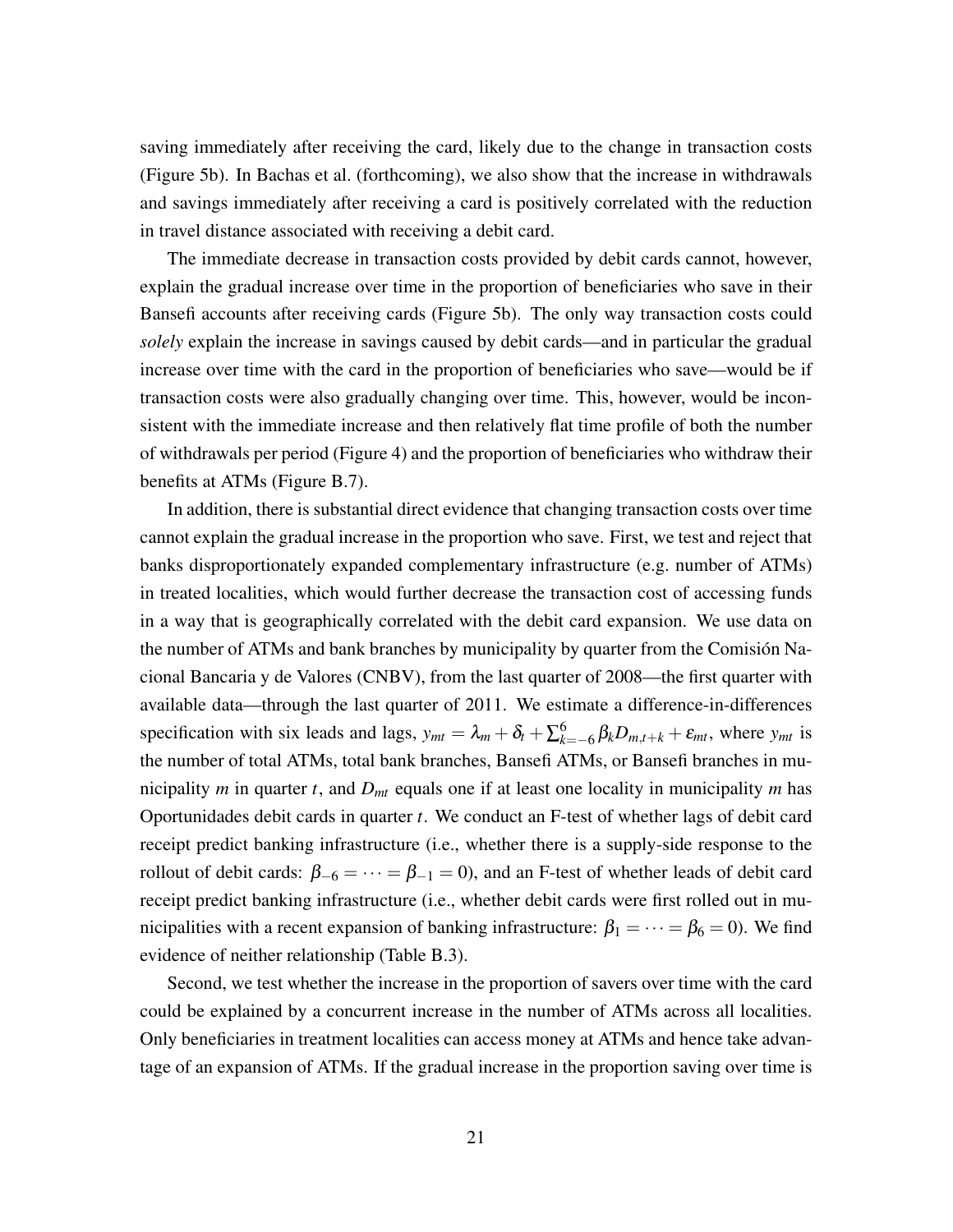saving immediately after receiving the card, likely due to the change in transaction costs (Figure 5b). In Bachas et al. (forthcoming), we also show that the increase in withdrawals and savings immediately after receiving a card is positively correlated with the reduction in travel distance associated with receiving a debit card.

The immediate decrease in transaction costs provided by debit cards cannot, however, explain the gradual increase over time in the proportion of beneficiaries who save in their Bansefi accounts after receiving cards (Figure 5b). The only way transaction costs could *solely* explain the increase in savings caused by debit cards—and in particular the gradual increase over time with the card in the proportion of beneficiaries who save—would be if transaction costs were also gradually changing over time. This, however, would be inconsistent with the immediate increase and then relatively flat time profile of both the number of withdrawals per period (Figure 4) and the proportion of beneficiaries who withdraw their benefits at ATMs (Figure B.7).

In addition, there is substantial direct evidence that changing transaction costs over time cannot explain the gradual increase in the proportion who save. First, we test and reject that banks disproportionately expanded complementary infrastructure (e.g. number of ATMs) in treated localities, which would further decrease the transaction cost of accessing funds in a way that is geographically correlated with the debit card expansion. We use data on the number of ATMs and bank branches by municipality by quarter from the Comisión Nacional Bancaria y de Valores (CNBV), from the last quarter of 2008—the first quarter with available data—through the last quarter of 2011. We estimate a difference-in-differences specification with six leads and lags, $y_{mt} = \lambda_m + \delta_t + \sum_{k=-6}^{6} \beta_k D_{m,t+k} + \varepsilon_{mt}$, where $y_{mt}$ is the number of total ATMs, total bank branches, Bansefi ATMs, or Bansefi branches in municipality $m$ in quarter $t$, and $D_{mt}$ equals one if at least one locality in municipality $m$ has Oportunidades debit cards in quarter $t$. We conduct an F-test of whether lags of debit card receipt predict banking infrastructure (i.e., whether there is a supply-side response to the rollout of debit cards: $\beta_{-6} = \cdots = \beta_{-1} = 0$), and an F-test of whether leads of debit card receipt predict banking infrastructure (i.e., whether debit cards were first rolled out in municipalities with a recent expansion of banking infrastructure: $\beta_1 = \cdots = \beta_6 = 0$). We find evidence of neither relationship (Table B.3).

Second, we test whether the increase in the proportion of savers over time with the card could be explained by a concurrent increase in the number of ATMs across all localities. Only beneficiaries in treatment localities can access money at ATMs and hence take advantage of an expansion of ATMs. If the gradual increase in the proportion saving over time is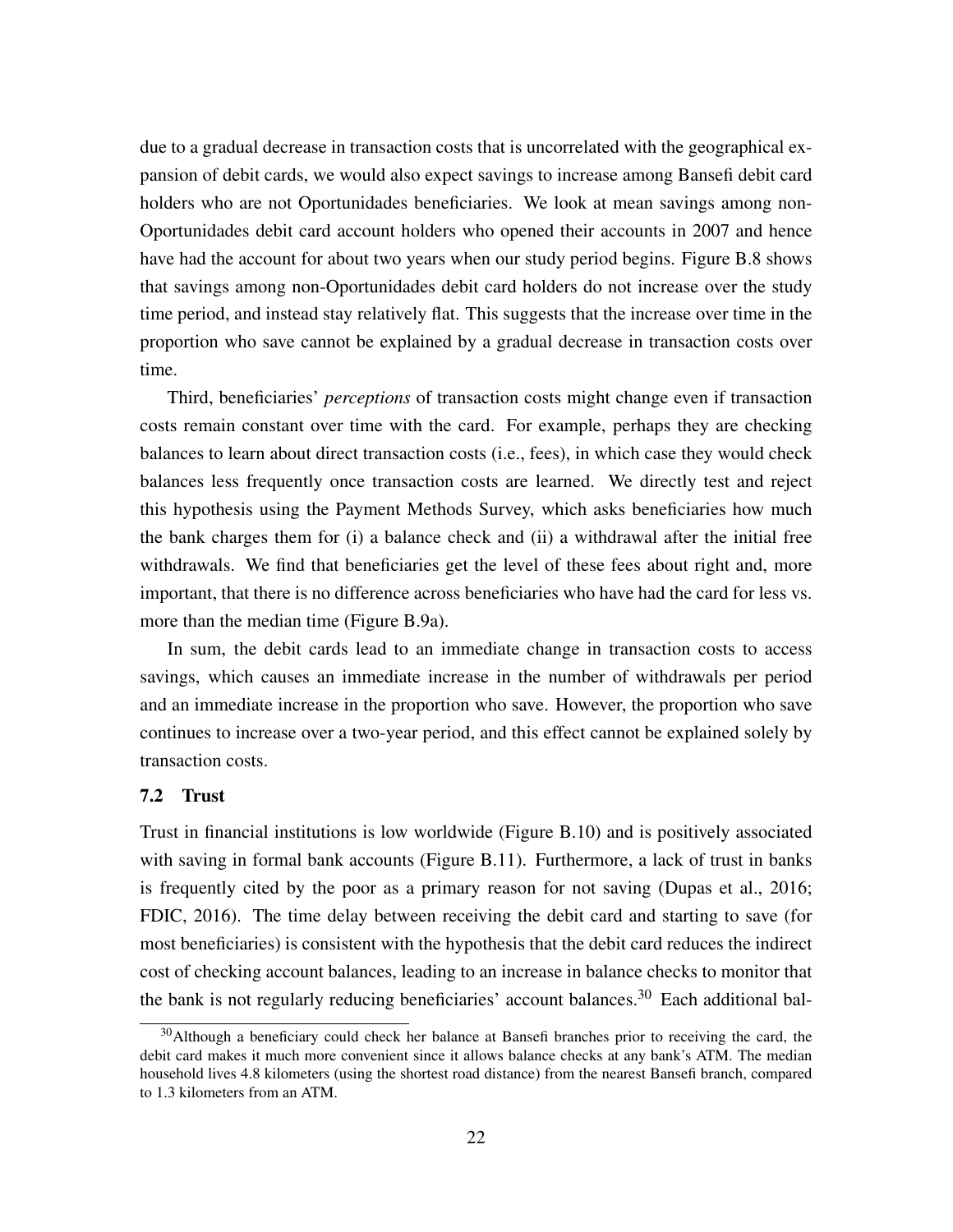due to a gradual decrease in transaction costs that is uncorrelated with the geographical expansion of debit cards, we would also expect savings to increase among Bansefi debit card holders who are not Oportunidades beneficiaries. We look at mean savings among non-Oportunidades debit card account holders who opened their accounts in 2007 and hence have had the account for about two years when our study period begins. Figure B.8 shows that savings among non-Oportunidades debit card holders do not increase over the study time period, and instead stay relatively flat. This suggests that the increase over time in the proportion who save cannot be explained by a gradual decrease in transaction costs over time.

Third, beneficiaries' *perceptions* of transaction costs might change even if transaction costs remain constant over time with the card. For example, perhaps they are checking balances to learn about direct transaction costs (i.e., fees), in which case they would check balances less frequently once transaction costs are learned. We directly test and reject this hypothesis using the Payment Methods Survey, which asks beneficiaries how much the bank charges them for (i) a balance check and (ii) a withdrawal after the initial free withdrawals. We find that beneficiaries get the level of these fees about right and, more important, that there is no difference across beneficiaries who have had the card for less vs. more than the median time (Figure B.9a).

In sum, the debit cards lead to an immediate change in transaction costs to access savings, which causes an immediate increase in the number of withdrawals per period and an immediate increase in the proportion who save. However, the proportion who save continues to increase over a two-year period, and this effect cannot be explained solely by transaction costs.

### 7.2 Trust

Trust in financial institutions is low worldwide (Figure B.10) and is positively associated with saving in formal bank accounts (Figure B.11). Furthermore, a lack of trust in banks is frequently cited by the poor as a primary reason for not saving (Dupas et al., 2016; FDIC, 2016). The time delay between receiving the debit card and starting to save (for most beneficiaries) is consistent with the hypothesis that the debit card reduces the indirect cost of checking account balances, leading to an increase in balance checks to monitor that the bank is not regularly reducing beneficiaries' account balances.[30] Each additional bal-

[30] Although a beneficiary could check her balance at Bansefi branches prior to receiving the card, the debit card makes it much more convenient since it allows balance checks at any bank's ATM. The median household lives 4.8 kilometers (using the shortest road distance) from the nearest Bansefi branch, compared to 1.3 kilometers from an ATM.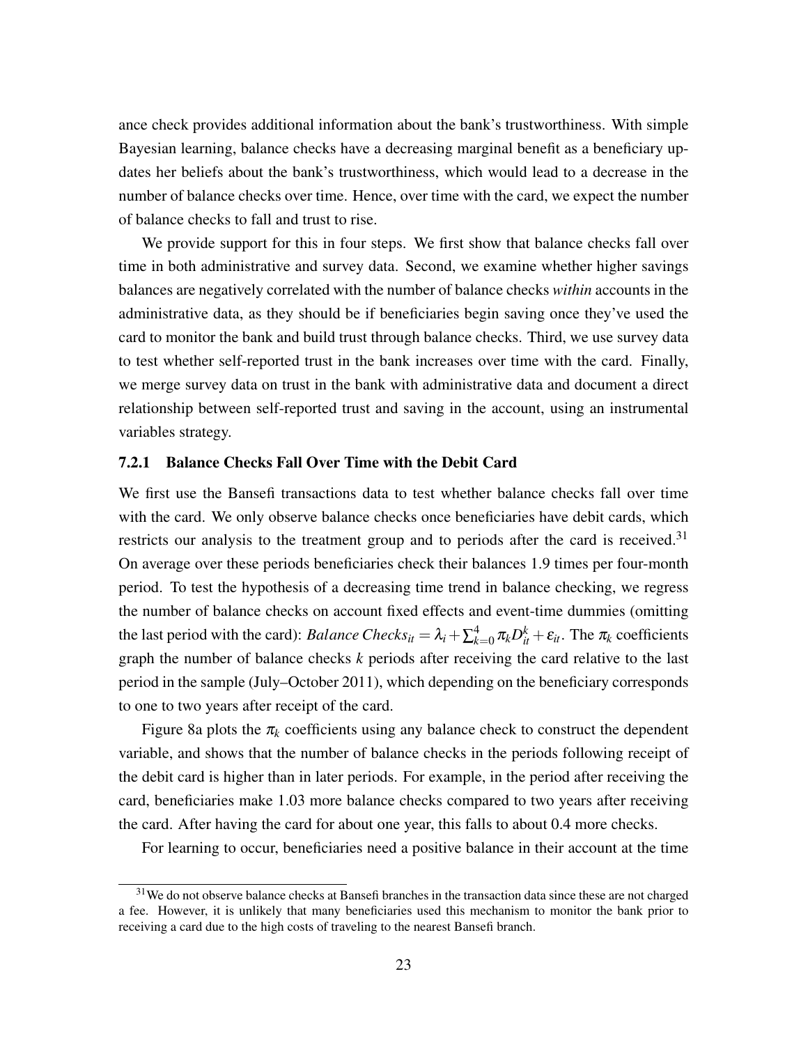ance check provides additional information about the bank's trustworthiness. With simple Bayesian learning, balance checks have a decreasing marginal benefit as a beneficiary updates her beliefs about the bank's trustworthiness, which would lead to a decrease in the number of balance checks over time. Hence, over time with the card, we expect the number of balance checks to fall and trust to rise.

We provide support for this in four steps. We first show that balance checks fall over time in both administrative and survey data. Second, we examine whether higher savings balances are negatively correlated with the number of balance checks *within* accounts in the administrative data, as they should be if beneficiaries begin saving once they've used the card to monitor the bank and build trust through balance checks. Third, we use survey data to test whether self-reported trust in the bank increases over time with the card. Finally, we merge survey data on trust in the bank with administrative data and document a direct relationship between self-reported trust and saving in the account, using an instrumental variables strategy.

### 7.2.1 Balance Checks Fall Over Time with the Debit Card

We first use the Bansefi transactions data to test whether balance checks fall over time with the card. We only observe balance checks once beneficiaries have debit cards, which restricts our analysis to the treatment group and to periods after the card is received.[31] On average over these periods beneficiaries check their balances 1.9 times per four-month period. To test the hypothesis of a decreasing time trend in balance checking, we regress the number of balance checks on account fixed effects and event-time dummies (omitting the last period with the card): $Balance\ Checks_{it} = \lambda_i + \sum_{k=0}^{4} \pi_k D_{it}^k + \varepsilon_{it}$. The $\pi_k$ coefficients graph the number of balance checks $k$ periods after receiving the card relative to the last period in the sample (July–October 2011), which depending on the beneficiary corresponds to one to two years after receipt of the card.

Figure 8a plots the $\pi_k$ coefficients using any balance check to construct the dependent variable, and shows that the number of balance checks in the periods following receipt of the debit card is higher than in later periods. For example, in the period after receiving the card, beneficiaries make 1.03 more balance checks compared to two years after receiving the card. After having the card for about one year, this falls to about 0.4 more checks.

For learning to occur, beneficiaries need a positive balance in their account at the time

[31] We do not observe balance checks at Bansefi branches in the transaction data since these are not charged a fee. However, it is unlikely that many beneficiaries used this mechanism to monitor the bank prior to receiving a card due to the high costs of traveling to the nearest Bansefi branch.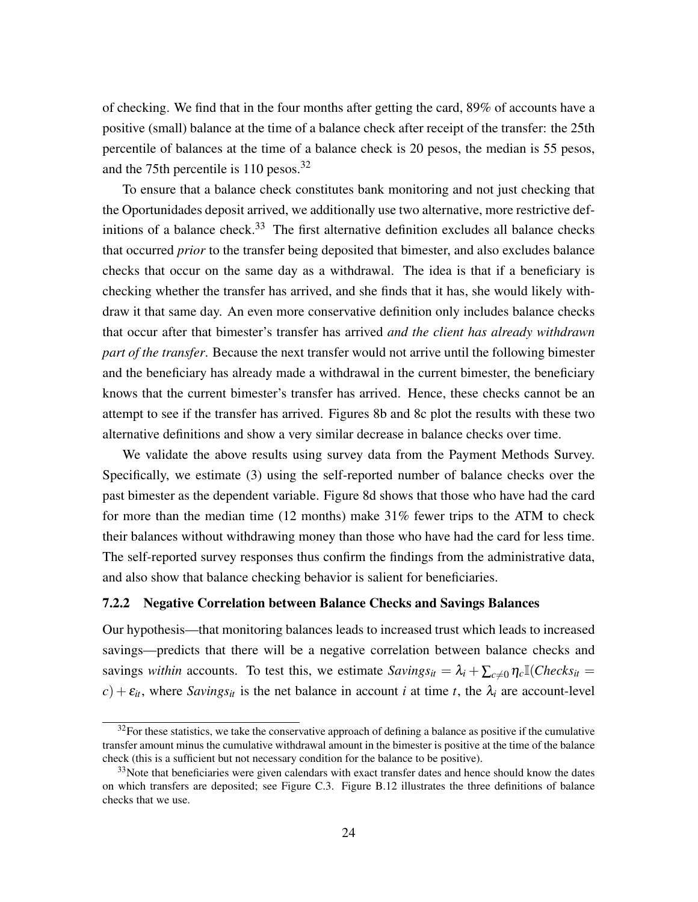of checking. We find that in the four months after getting the card, 89% of accounts have a positive (small) balance at the time of a balance check after receipt of the transfer: the 25th percentile of balances at the time of a balance check is 20 pesos, the median is 55 pesos, and the 75th percentile is 110 pesos.[32]

To ensure that a balance check constitutes bank monitoring and not just checking that the Oportunidades deposit arrived, we additionally use two alternative, more restrictive definitions of a balance check.[33] The first alternative definition excludes all balance checks that occurred *prior* to the transfer being deposited that bimester, and also excludes balance checks that occur on the same day as a withdrawal. The idea is that if a beneficiary is checking whether the transfer has arrived, and she finds that it has, she would likely withdraw it that same day. An even more conservative definition only includes balance checks that occur after that bimester's transfer has arrived *and the client has already withdrawn part of the transfer*. Because the next transfer would not arrive until the following bimester and the beneficiary has already made a withdrawal in the current bimester, the beneficiary knows that the current bimester's transfer has arrived. Hence, these checks cannot be an attempt to see if the transfer has arrived. Figures 8b and 8c plot the results with these two alternative definitions and show a very similar decrease in balance checks over time.

We validate the above results using survey data from the Payment Methods Survey. Specifically, we estimate (3) using the self-reported number of balance checks over the past bimester as the dependent variable. Figure 8d shows that those who have had the card for more than the median time (12 months) make 31% fewer trips to the ATM to check their balances without withdrawing money than those who have had the card for less time. The self-reported survey responses thus confirm the findings from the administrative data, and also show that balance checking behavior is salient for beneficiaries.

### 7.2.2 Negative Correlation between Balance Checks and Savings Balances

Our hypothesis—that monitoring balances leads to increased trust which leads to increased savings—predicts that there will be a negative correlation between balance checks and savings *within* accounts. To test this, we estimate $Savings_{it} = \lambda_i + \sum_{c \neq 0} \eta_c \mathbb{I}(Checks_{it} = c) + \varepsilon_{it}$, where $Savings_{it}$ is the net balance in account $i$ at time $t$, the $\lambda_i$ are account-level

[32] For these statistics, we take the conservative approach of defining a balance as positive if the cumulative transfer amount minus the cumulative withdrawal amount in the bimester is positive at the time of the balance check (this is a sufficient but not necessary condition for the balance to be positive).

[33] Note that beneficiaries were given calendars with exact transfer dates and hence should know the dates on which transfers are deposited; see Figure C.3. Figure B.12 illustrates the three definitions of balance checks that we use.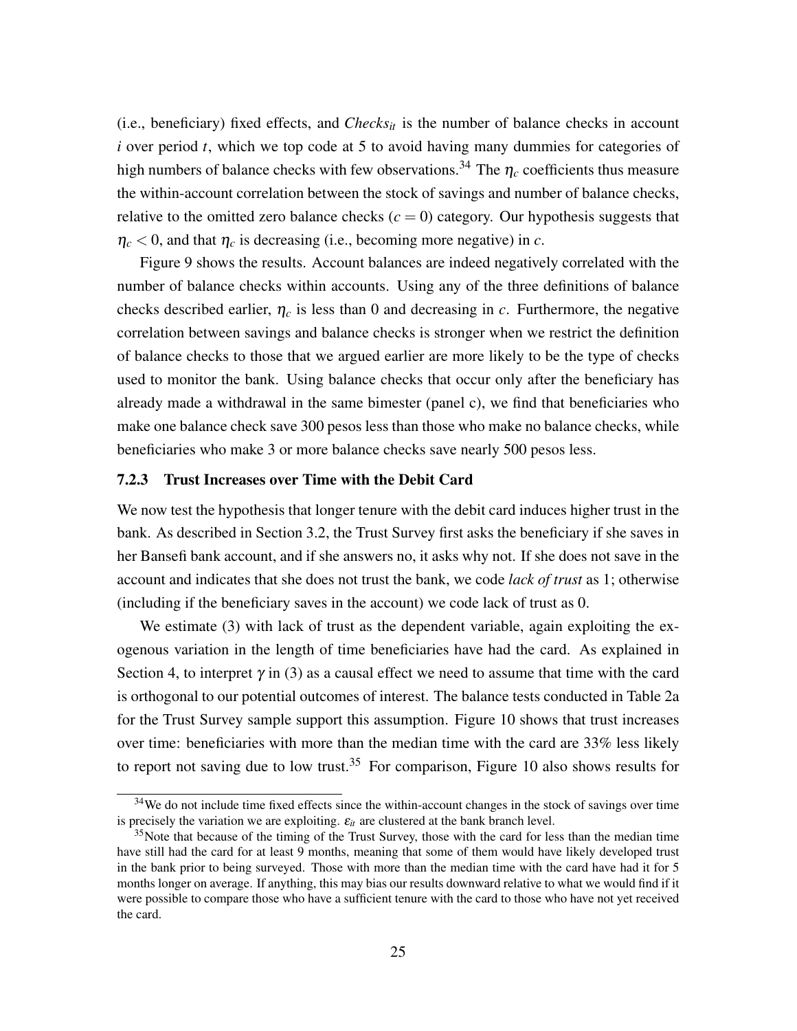(i.e., beneficiary) fixed effects, and $Checks_{it}$ is the number of balance checks in account $i$ over period $t$, which we top code at 5 to avoid having many dummies for categories of high numbers of balance checks with few observations.[34] The $\eta_c$ coefficients thus measure the within-account correlation between the stock of savings and number of balance checks, relative to the omitted zero balance checks ($c = 0$) category. Our hypothesis suggests that $\eta_c < 0$, and that $\eta_c$ is decreasing (i.e., becoming more negative) in $c$.

Figure 9 shows the results. Account balances are indeed negatively correlated with the number of balance checks within accounts. Using any of the three definitions of balance checks described earlier, $\eta_c$ is less than 0 and decreasing in $c$. Furthermore, the negative correlation between savings and balance checks is stronger when we restrict the definition of balance checks to those that we argued earlier are more likely to be the type of checks used to monitor the bank. Using balance checks that occur only after the beneficiary has already made a withdrawal in the same bimester (panel c), we find that beneficiaries who make one balance check save 300 pesos less than those who make no balance checks, while beneficiaries who make 3 or more balance checks save nearly 500 pesos less.

### 7.2.3 Trust Increases over Time with the Debit Card

We now test the hypothesis that longer tenure with the debit card induces higher trust in the bank. As described in Section 3.2, the Trust Survey first asks the beneficiary if she saves in her Bansefi bank account, and if she answers no, it asks why not. If she does not save in the account and indicates that she does not trust the bank, we code *lack of trust* as 1; otherwise (including if the beneficiary saves in the account) we code lack of trust as 0.

We estimate (3) with lack of trust as the dependent variable, again exploiting the exogenous variation in the length of time beneficiaries have had the card. As explained in Section 4, to interpret $\gamma$ in (3) as a causal effect we need to assume that time with the card is orthogonal to our potential outcomes of interest. The balance tests conducted in Table 2a for the Trust Survey sample support this assumption. Figure 10 shows that trust increases over time: beneficiaries with more than the median time with the card are 33% less likely to report not saving due to low trust.[35] For comparison, Figure 10 also shows results for

[34] We do not include time fixed effects since the within-account changes in the stock of savings over time is precisely the variation we are exploiting. $\varepsilon_{it}$ are clustered at the bank branch level.

[35] Note that because of the timing of the Trust Survey, those with the card for less than the median time have still had the card for at least 9 months, meaning that some of them would have likely developed trust in the bank prior to being surveyed. Those with more than the median time with the card have had it for 5 months longer on average. If anything, this may bias our results downward relative to what we would find if it were possible to compare those who have a sufficient tenure with the card to those who have not yet received the card.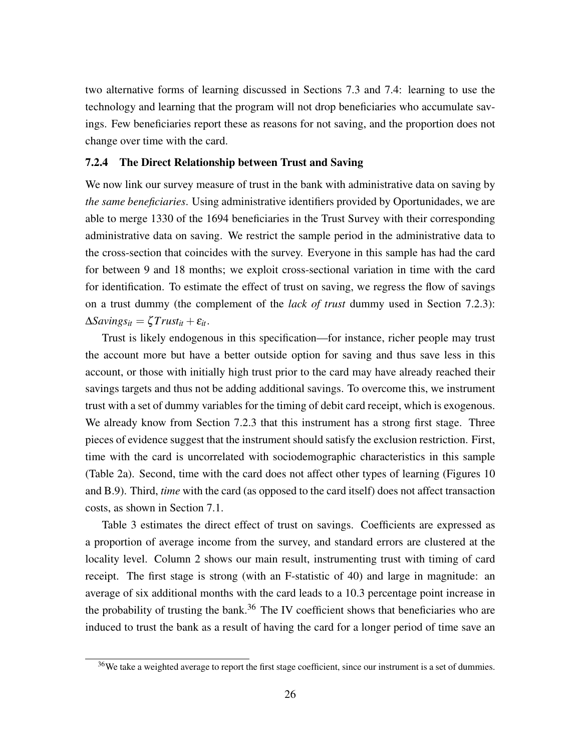two alternative forms of learning discussed in Sections 7.3 and 7.4: learning to use the technology and learning that the program will not drop beneficiaries who accumulate savings. Few beneficiaries report these as reasons for not saving, and the proportion does not change over time with the card.

### 7.2.4 The Direct Relationship between Trust and Saving

We now link our survey measure of trust in the bank with administrative data on saving by *the same beneficiaries*. Using administrative identifiers provided by Oportunidades, we are able to merge 1330 of the 1694 beneficiaries in the Trust Survey with their corresponding administrative data on saving. We restrict the sample period in the administrative data to the cross-section that coincides with the survey. Everyone in this sample has had the card for between 9 and 18 months; we exploit cross-sectional variation in time with the card for identification. To estimate the effect of trust on saving, we regress the flow of savings on a trust dummy (the complement of the *lack of trust* dummy used in Section 7.2.3): $\Delta Savings_{it} = \zeta Trust_{it} + \varepsilon_{it}$.

Trust is likely endogenous in this specification—for instance, richer people may trust the account more but have a better outside option for saving and thus save less in this account, or those with initially high trust prior to the card may have already reached their savings targets and thus not be adding additional savings. To overcome this, we instrument trust with a set of dummy variables for the timing of debit card receipt, which is exogenous. We already know from Section 7.2.3 that this instrument has a strong first stage. Three pieces of evidence suggest that the instrument should satisfy the exclusion restriction. First, time with the card is uncorrelated with sociodemographic characteristics in this sample (Table 2a). Second, time with the card does not affect other types of learning (Figures 10 and B.9). Third, *time* with the card (as opposed to the card itself) does not affect transaction costs, as shown in Section 7.1.

Table 3 estimates the direct effect of trust on savings. Coefficients are expressed as a proportion of average income from the survey, and standard errors are clustered at the locality level. Column 2 shows our main result, instrumenting trust with timing of card receipt. The first stage is strong (with an F-statistic of 40) and large in magnitude: an average of six additional months with the card leads to a 10.3 percentage point increase in the probability of trusting the bank.[36] The IV coefficient shows that beneficiaries who are induced to trust the bank as a result of having the card for a longer period of time save an

[36] We take a weighted average to report the first stage coefficient, since our instrument is a set of dummies.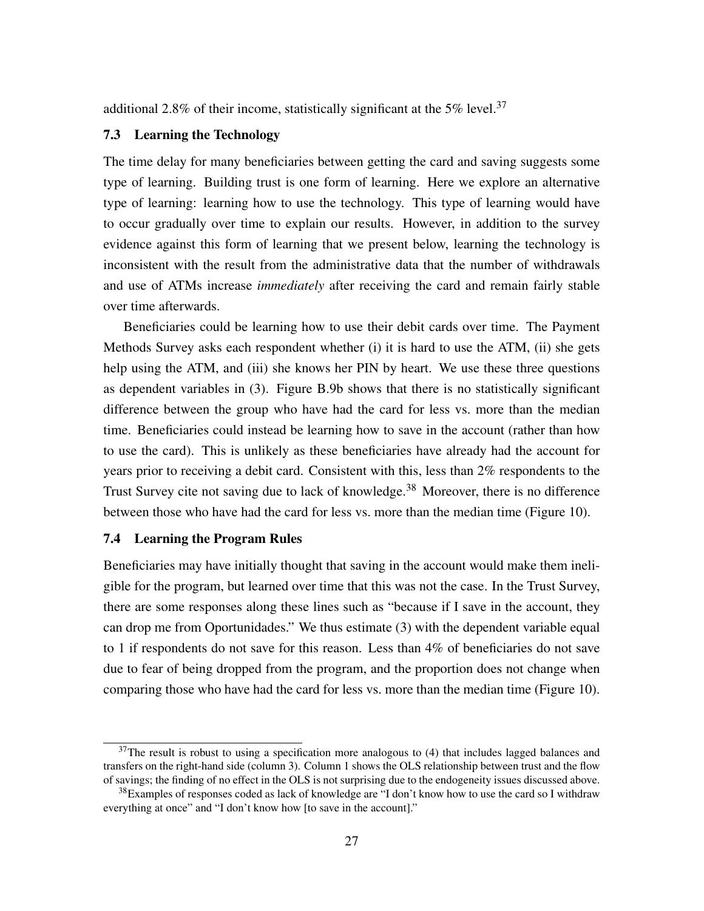additional 2.8% of their income, statistically significant at the 5% level.[37]

### 7.3 Learning the Technology

The time delay for many beneficiaries between getting the card and saving suggests some type of learning. Building trust is one form of learning. Here we explore an alternative type of learning: learning how to use the technology. This type of learning would have to occur gradually over time to explain our results. However, in addition to the survey evidence against this form of learning that we present below, learning the technology is inconsistent with the result from the administrative data that the number of withdrawals and use of ATMs increase *immediately* after receiving the card and remain fairly stable over time afterwards.

Beneficiaries could be learning how to use their debit cards over time. The Payment Methods Survey asks each respondent whether (i) it is hard to use the ATM, (ii) she gets help using the ATM, and (iii) she knows her PIN by heart. We use these three questions as dependent variables in (3). Figure B.9b shows that there is no statistically significant difference between the group who have had the card for less vs. more than the median time. Beneficiaries could instead be learning how to save in the account (rather than how to use the card). This is unlikely as these beneficiaries have already had the account for years prior to receiving a debit card. Consistent with this, less than 2% respondents to the Trust Survey cite not saving due to lack of knowledge.[38] Moreover, there is no difference between those who have had the card for less vs. more than the median time (Figure 10).

### 7.4 Learning the Program Rules

Beneficiaries may have initially thought that saving in the account would make them ineligible for the program, but learned over time that this was not the case. In the Trust Survey, there are some responses along these lines such as "because if I save in the account, they can drop me from Oportunidades." We thus estimate (3) with the dependent variable equal to 1 if respondents do not save for this reason. Less than 4% of beneficiaries do not save due to fear of being dropped from the program, and the proportion does not change when comparing those who have had the card for less vs. more than the median time (Figure 10).

[37] The result is robust to using a specification more analogous to (4) that includes lagged balances and transfers on the right-hand side (column 3). Column 1 shows the OLS relationship between trust and the flow of savings; the finding of no effect in the OLS is not surprising due to the endogeneity issues discussed above.

[38] Examples of responses coded as lack of knowledge are "I don't know how to use the card so I withdraw everything at once" and "I don't know how [to save in the account]."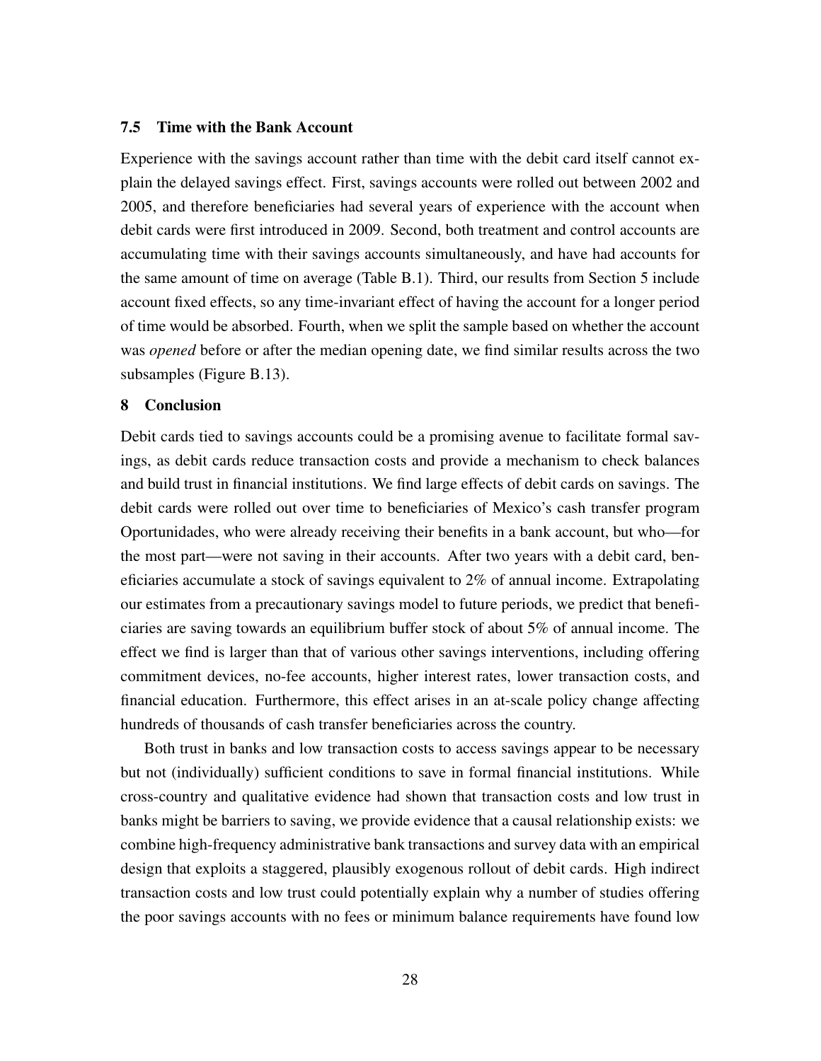### 7.5 Time with the Bank Account

Experience with the savings account rather than time with the debit card itself cannot explain the delayed savings effect. First, savings accounts were rolled out between 2002 and 2005, and therefore beneficiaries had several years of experience with the account when debit cards were first introduced in 2009. Second, both treatment and control accounts are accumulating time with their savings accounts simultaneously, and have had accounts for the same amount of time on average (Table B.1). Third, our results from Section 5 include account fixed effects, so any time-invariant effect of having the account for a longer period of time would be absorbed. Fourth, when we split the sample based on whether the account was *opened* before or after the median opening date, we find similar results across the two subsamples (Figure B.13).

## 8 Conclusion

Debit cards tied to savings accounts could be a promising avenue to facilitate formal savings, as debit cards reduce transaction costs and provide a mechanism to check balances and build trust in financial institutions. We find large effects of debit cards on savings. The debit cards were rolled out over time to beneficiaries of Mexico's cash transfer program Oportunidades, who were already receiving their benefits in a bank account, but who—for the most part—were not saving in their accounts. After two years with a debit card, beneficiaries accumulate a stock of savings equivalent to 2% of annual income. Extrapolating our estimates from a precautionary savings model to future periods, we predict that beneficiaries are saving towards an equilibrium buffer stock of about 5% of annual income. The effect we find is larger than that of various other savings interventions, including offering commitment devices, no-fee accounts, higher interest rates, lower transaction costs, and financial education. Furthermore, this effect arises in an at-scale policy change affecting hundreds of thousands of cash transfer beneficiaries across the country.

Both trust in banks and low transaction costs to access savings appear to be necessary but not (individually) sufficient conditions to save in formal financial institutions. While cross-country and qualitative evidence had shown that transaction costs and low trust in banks might be barriers to saving, we provide evidence that a causal relationship exists: we combine high-frequency administrative bank transactions and survey data with an empirical design that exploits a staggered, plausibly exogenous rollout of debit cards. High indirect transaction costs and low trust could potentially explain why a number of studies offering the poor savings accounts with no fees or minimum balance requirements have found low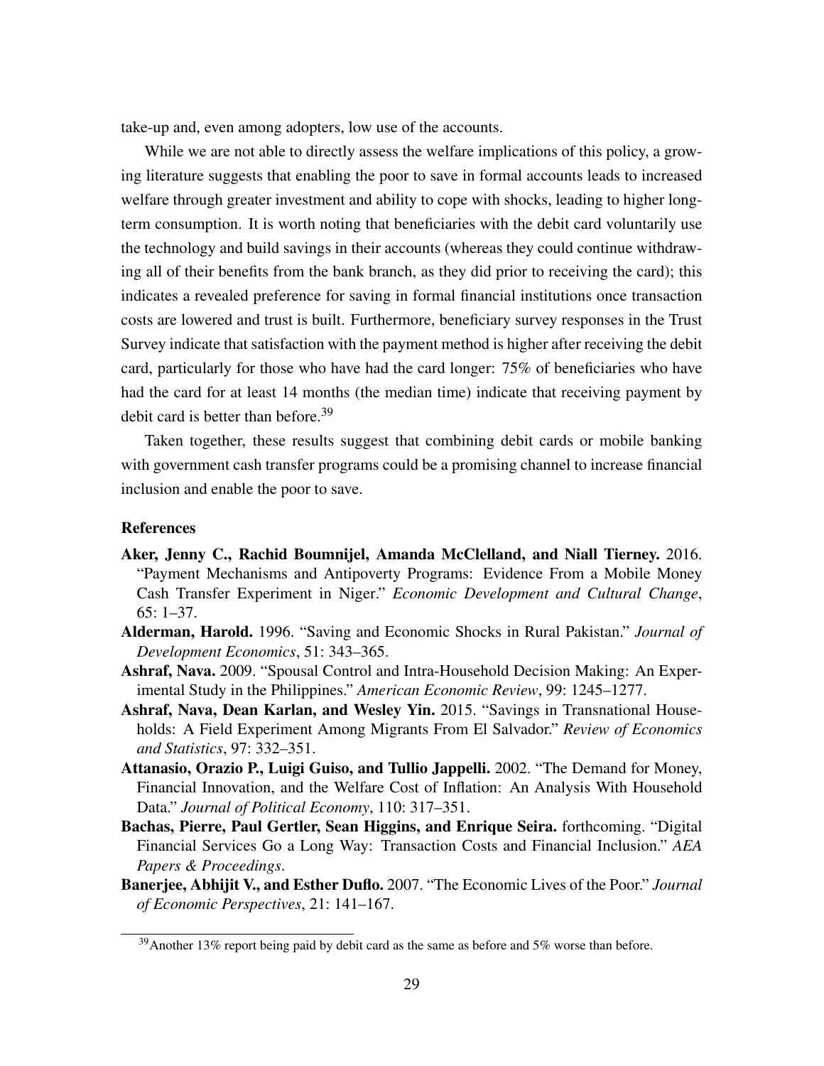take-up and, even among adopters, low use of the accounts.

While we are not able to directly assess the welfare implications of this policy, a growing literature suggests that enabling the poor to save in formal accounts leads to increased welfare through greater investment and ability to cope with shocks, leading to higher long-term consumption. It is worth noting that beneficiaries with the debit card voluntarily use the technology and build savings in their accounts (whereas they could continue withdrawing all of their benefits from the bank branch, as they did prior to receiving the card); this indicates a revealed preference for saving in formal financial institutions once transaction costs are lowered and trust is built. Furthermore, beneficiary survey responses in the Trust Survey indicate that satisfaction with the payment method is higher after receiving the debit card, particularly for those who have had the card longer: 75% of beneficiaries who have had the card for at least 14 months (the median time) indicate that receiving payment by debit card is better than before.[39]

Taken together, these results suggest that combining debit cards or mobile banking with government cash transfer programs could be a promising channel to increase financial inclusion and enable the poor to save.

## References

**Aker, Jenny C., Rachid Boumnijel, Amanda McClelland, and Niall Tierney.** 2016. "Payment Mechanisms and Antipoverty Programs: Evidence From a Mobile Money Cash Transfer Experiment in Niger." *Economic Development and Cultural Change*, 65: 1–37.

**Alderman, Harold.** 1996. "Saving and Economic Shocks in Rural Pakistan." *Journal of Development Economics*, 51: 343–365.

**Ashraf, Nava.** 2009. "Spousal Control and Intra-Household Decision Making: An Experimental Study in the Philippines." *American Economic Review*, 99: 1245–1277.

**Ashraf, Nava, Dean Karlan, and Wesley Yin.** 2015. "Savings in Transnational Households: A Field Experiment Among Migrants From El Salvador." *Review of Economics and Statistics*, 97: 332–351.

**Attanasio, Orazio P., Luigi Guiso, and Tullio Jappelli.** 2002. "The Demand for Money, Financial Innovation, and the Welfare Cost of Inflation: An Analysis With Household Data." *Journal of Political Economy*, 110: 317–351.

**Bachas, Pierre, Paul Gertler, Sean Higgins, and Enrique Seira.** forthcoming. "Digital Financial Services Go a Long Way: Transaction Costs and Financial Inclusion." *AEA Papers & Proceedings*.

**Banerjee, Abhijit V., and Esther Duflo.** 2007. "The Economic Lives of the Poor." *Journal of Economic Perspectives*, 21: 141–167.

[39] Another 13% report being paid by debit card as the same as before and 5% worse than before.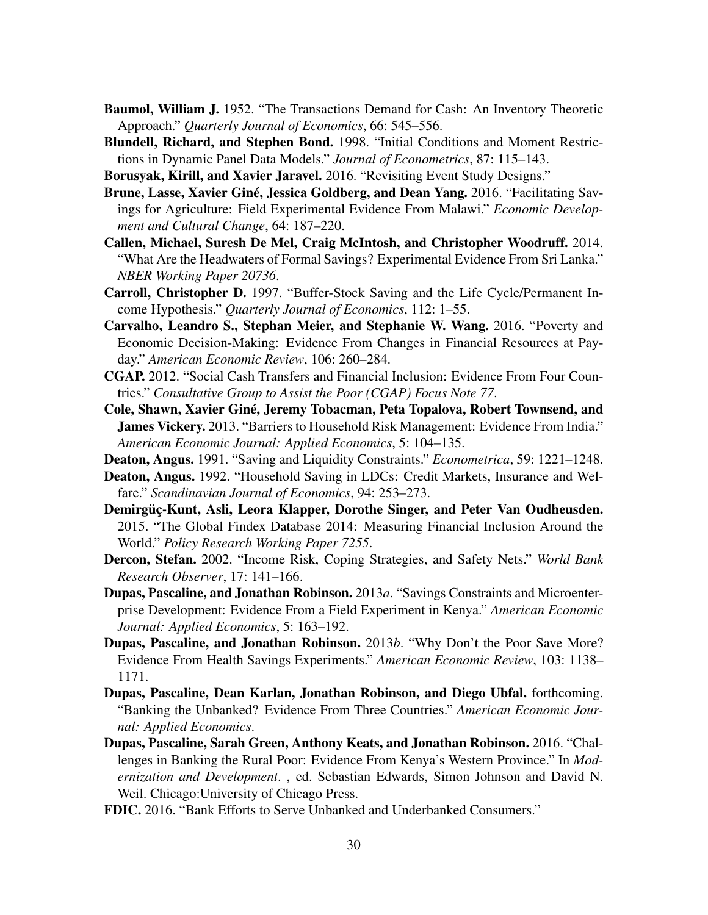**Baumol, William J.** 1952. "The Transactions Demand for Cash: An Inventory Theoretic Approach." *Quarterly Journal of Economics*, 66: 545–556.

**Blundell, Richard, and Stephen Bond.** 1998. "Initial Conditions and Moment Restrictions in Dynamic Panel Data Models." *Journal of Econometrics*, 87: 115–143.

**Borusyak, Kirill, and Xavier Jaravel.** 2016. "Revisiting Event Study Designs."

**Brune, Lasse, Xavier Giné, Jessica Goldberg, and Dean Yang.** 2016. "Facilitating Savings for Agriculture: Field Experimental Evidence From Malawi." *Economic Development and Cultural Change*, 64: 187–220.

**Callen, Michael, Suresh De Mel, Craig McIntosh, and Christopher Woodruff.** 2014. "What Are the Headwaters of Formal Savings? Experimental Evidence From Sri Lanka." *NBER Working Paper 20736*.

**Carroll, Christopher D.** 1997. "Buffer-Stock Saving and the Life Cycle/Permanent Income Hypothesis." *Quarterly Journal of Economics*, 112: 1–55.

**Carvalho, Leandro S., Stephan Meier, and Stephanie W. Wang.** 2016. "Poverty and Economic Decision-Making: Evidence From Changes in Financial Resources at Payday." *American Economic Review*, 106: 260–284.

**CGAP.** 2012. "Social Cash Transfers and Financial Inclusion: Evidence From Four Countries." *Consultative Group to Assist the Poor (CGAP) Focus Note 77*.

**Cole, Shawn, Xavier Giné, Jeremy Tobacman, Peta Topalova, Robert Townsend, and James Vickery.** 2013. "Barriers to Household Risk Management: Evidence From India." *American Economic Journal: Applied Economics*, 5: 104–135.

**Deaton, Angus.** 1991. "Saving and Liquidity Constraints." *Econometrica*, 59: 1221–1248.

**Deaton, Angus.** 1992. "Household Saving in LDCs: Credit Markets, Insurance and Welfare." *Scandinavian Journal of Economics*, 94: 253–273.

**Demirgüç-Kunt, Asli, Leora Klapper, Dorothe Singer, and Peter Van Oudheusden.** 2015. "The Global Findex Database 2014: Measuring Financial Inclusion Around the World." *Policy Research Working Paper 7255*.

**Dercon, Stefan.** 2002. "Income Risk, Coping Strategies, and Safety Nets." *World Bank Research Observer*, 17: 141–166.

**Dupas, Pascaline, and Jonathan Robinson.** 2013*a*. "Savings Constraints and Microenterprise Development: Evidence From a Field Experiment in Kenya." *American Economic Journal: Applied Economics*, 5: 163–192.

**Dupas, Pascaline, and Jonathan Robinson.** 2013*b*. "Why Don't the Poor Save More? Evidence From Health Savings Experiments." *American Economic Review*, 103: 1138–1171.

**Dupas, Pascaline, Dean Karlan, Jonathan Robinson, and Diego Ubfal.** forthcoming. "Banking the Unbanked? Evidence From Three Countries." *American Economic Journal: Applied Economics*.

**Dupas, Pascaline, Sarah Green, Anthony Keats, and Jonathan Robinson.** 2016. "Challenges in Banking the Rural Poor: Evidence From Kenya's Western Province." In *Modernization and Development*. , ed. Sebastian Edwards, Simon Johnson and David N. Weil. Chicago:University of Chicago Press.

**FDIC.** 2016. "Bank Efforts to Serve Unbanked and Underbanked Consumers."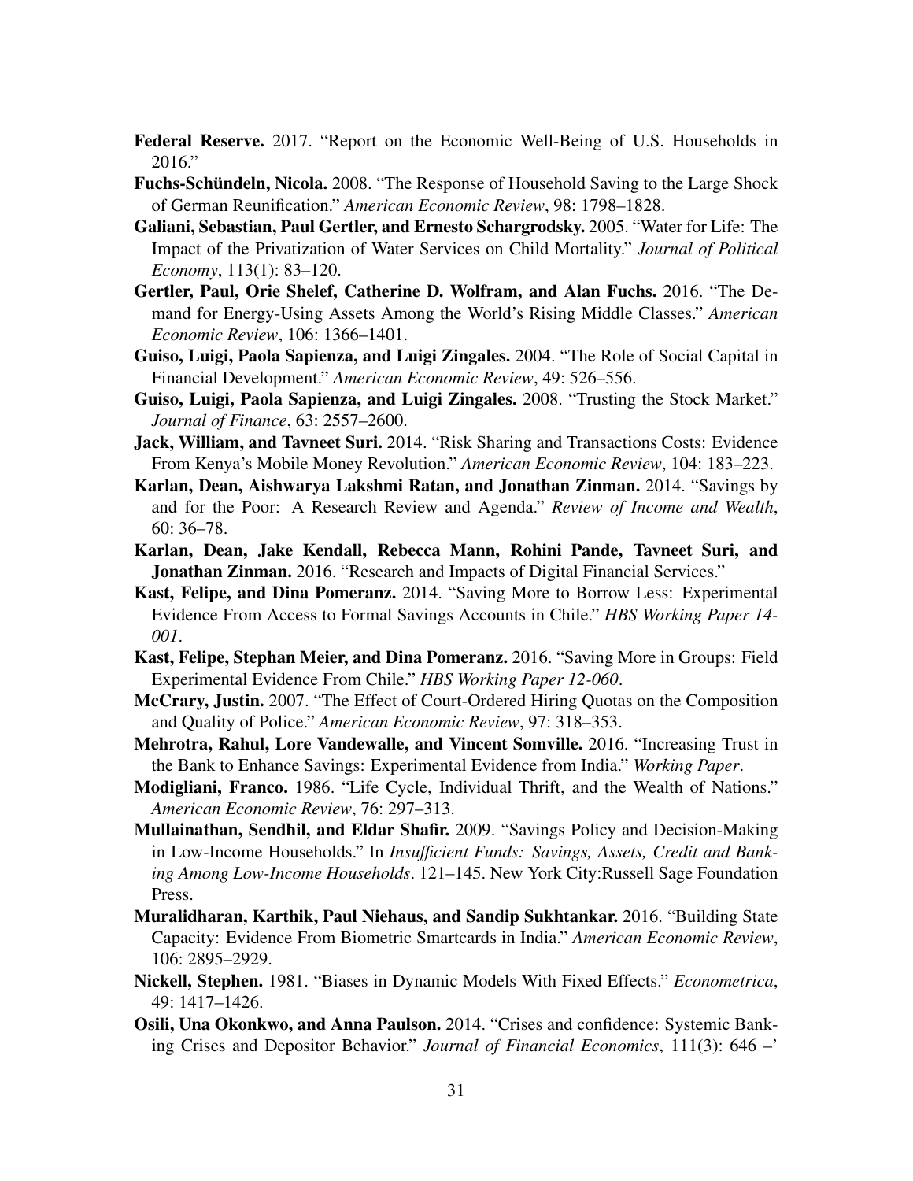**Federal Reserve.** 2017. "Report on the Economic Well-Being of U.S. Households in 2016."

**Fuchs-Schündeln, Nicola.** 2008. "The Response of Household Saving to the Large Shock of German Reunification." *American Economic Review*, 98: 1798–1828.

**Galiani, Sebastian, Paul Gertler, and Ernesto Schargrodsky.** 2005. "Water for Life: The Impact of the Privatization of Water Services on Child Mortality." *Journal of Political Economy*, 113(1): 83–120.

**Gertler, Paul, Orie Shelef, Catherine D. Wolfram, and Alan Fuchs.** 2016. "The Demand for Energy-Using Assets Among the World's Rising Middle Classes." *American Economic Review*, 106: 1366–1401.

**Guiso, Luigi, Paola Sapienza, and Luigi Zingales.** 2004. "The Role of Social Capital in Financial Development." *American Economic Review*, 49: 526–556.

**Guiso, Luigi, Paola Sapienza, and Luigi Zingales.** 2008. "Trusting the Stock Market." *Journal of Finance*, 63: 2557–2600.

**Jack, William, and Tavneet Suri.** 2014. "Risk Sharing and Transactions Costs: Evidence From Kenya's Mobile Money Revolution." *American Economic Review*, 104: 183–223.

**Karlan, Dean, Aishwarya Lakshmi Ratan, and Jonathan Zinman.** 2014. "Savings by and for the Poor: A Research Review and Agenda." *Review of Income and Wealth*, 60: 36–78.

**Karlan, Dean, Jake Kendall, Rebecca Mann, Rohini Pande, Tavneet Suri, and Jonathan Zinman.** 2016. "Research and Impacts of Digital Financial Services."

**Kast, Felipe, and Dina Pomeranz.** 2014. "Saving More to Borrow Less: Experimental Evidence From Access to Formal Savings Accounts in Chile." *HBS Working Paper 14-001*.

**Kast, Felipe, Stephan Meier, and Dina Pomeranz.** 2016. "Saving More in Groups: Field Experimental Evidence From Chile." *HBS Working Paper 12-060*.

**McCrary, Justin.** 2007. "The Effect of Court-Ordered Hiring Quotas on the Composition and Quality of Police." *American Economic Review*, 97: 318–353.

**Mehrotra, Rahul, Lore Vandewalle, and Vincent Somville.** 2016. "Increasing Trust in the Bank to Enhance Savings: Experimental Evidence from India." *Working Paper*.

**Modigliani, Franco.** 1986. "Life Cycle, Individual Thrift, and the Wealth of Nations." *American Economic Review*, 76: 297–313.

**Mullainathan, Sendhil, and Eldar Shafir.** 2009. "Savings Policy and Decision-Making in Low-Income Households." In *Insufficient Funds: Savings, Assets, Credit and Banking Among Low-Income Households*. 121–145. New York City:Russell Sage Foundation Press.

**Muralidharan, Karthik, Paul Niehaus, and Sandip Sukhtankar.** 2016. "Building State Capacity: Evidence From Biometric Smartcards in India." *American Economic Review*, 106: 2895–2929.

**Nickell, Stephen.** 1981. "Biases in Dynamic Models With Fixed Effects." *Econometrica*, 49: 1417–1426.

**Osili, Una Okonkwo, and Anna Paulson.** 2014. "Crises and confidence: Systemic Banking Crises and Depositor Behavior." *Journal of Financial Economics*, 111(3): 646 –'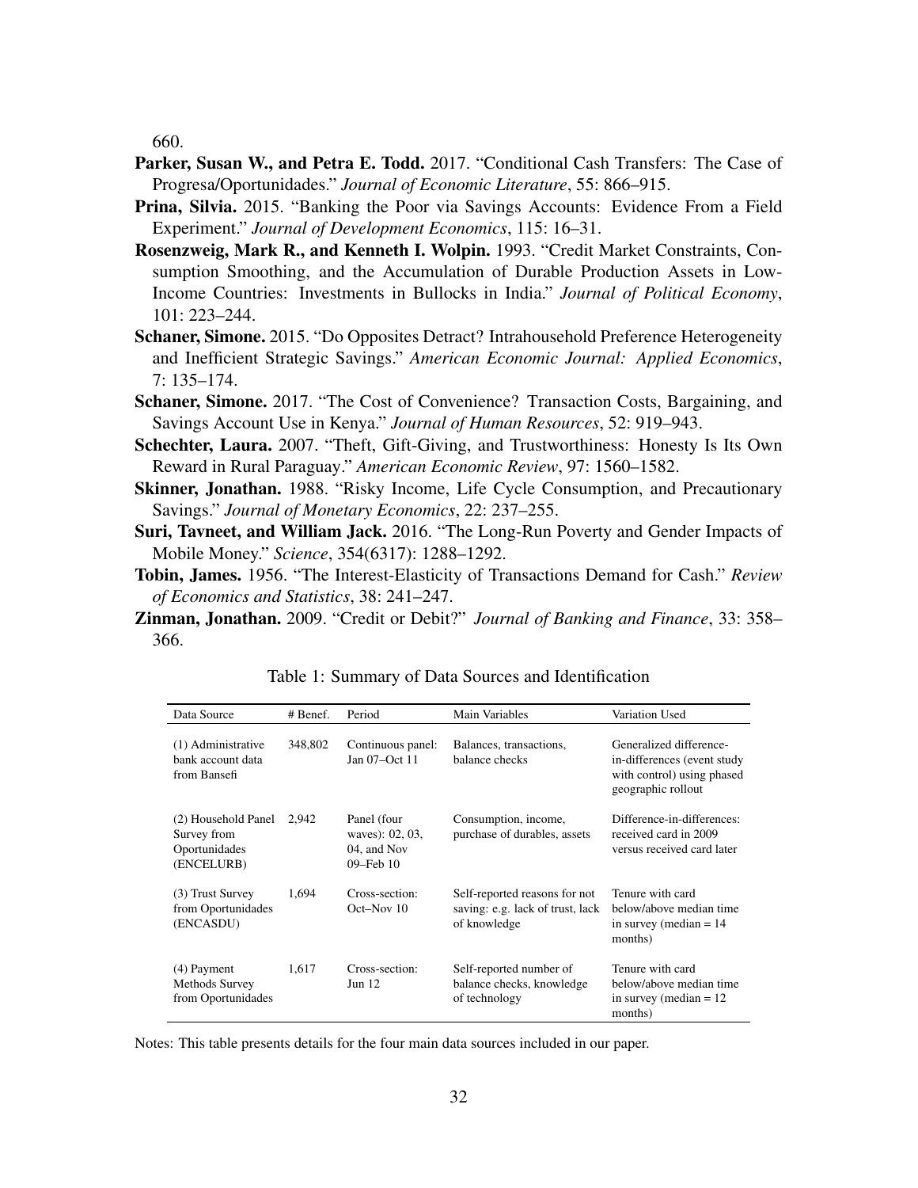660.

**Parker, Susan W., and Petra E. Todd.** 2017. "Conditional Cash Transfers: The Case of Progresa/Oportunidades." *Journal of Economic Literature*, 55: 866–915.

**Prina, Silvia.** 2015. "Banking the Poor via Savings Accounts: Evidence From a Field Experiment." *Journal of Development Economics*, 115: 16–31.

**Rosenzweig, Mark R., and Kenneth I. Wolpin.** 1993. "Credit Market Constraints, Consumption Smoothing, and the Accumulation of Durable Production Assets in Low-Income Countries: Investments in Bullocks in India." *Journal of Political Economy*, 101: 223–244.

**Schaner, Simone.** 2015. "Do Opposites Detract? Intrahousehold Preference Heterogeneity and Inefficient Strategic Savings." *American Economic Journal: Applied Economics*, 7: 135–174.

**Schaner, Simone.** 2017. "The Cost of Convenience? Transaction Costs, Bargaining, and Savings Account Use in Kenya." *Journal of Human Resources*, 52: 919–943.

**Schechter, Laura.** 2007. "Theft, Gift-Giving, and Trustworthiness: Honesty Is Its Own Reward in Rural Paraguay." *American Economic Review*, 97: 1560–1582.

**Skinner, Jonathan.** 1988. "Risky Income, Life Cycle Consumption, and Precautionary Savings." *Journal of Monetary Economics*, 22: 237–255.

**Suri, Tavneet, and William Jack.** 2016. "The Long-Run Poverty and Gender Impacts of Mobile Money." *Science*, 354(6317): 1288–1292.

**Tobin, James.** 1956. "The Interest-Elasticity of Transactions Demand for Cash." *Review of Economics and Statistics*, 38: 241–247.

**Zinman, Jonathan.** 2009. "Credit or Debit?" *Journal of Banking and Finance*, 33: 358–366.

Table 1: Summary of Data Sources and Identification

| Data Source | # Benef. | Period | Main Variables | Variation Used |
|---|---|---|---|---|
| (1) Administrative bank account data from Bansefi | 348,802 | Continuous panel: Jan 07–Oct 11 | Balances, transactions, balance checks | Generalized difference-in-differences (event study with control) using phased geographic rollout |
| (2) Household Panel Survey from Oportunidades (ENCELURB) | 2,942 | Panel (four waves): 02, 03, 04, and Nov 09–Feb 10 | Consumption, income, purchase of durables, assets | Difference-in-differences: received card in 2009 versus received card later |
| (3) Trust Survey from Oportunidades (ENCASDU) | 1,694 | Cross-section: Oct–Nov 10 | Self-reported reasons for not saving: e.g. lack of trust, lack of knowledge | Tenure with card below/above median time in survey (median = 14 months) |
| (4) Payment Methods Survey from Oportunidades | 1,617 | Cross-section: Jun 12 | Self-reported number of balance checks, knowledge of technology | Tenure with card below/above median time in survey (median = 12 months) |

Notes: This table presents details for the four main data sources included in our paper.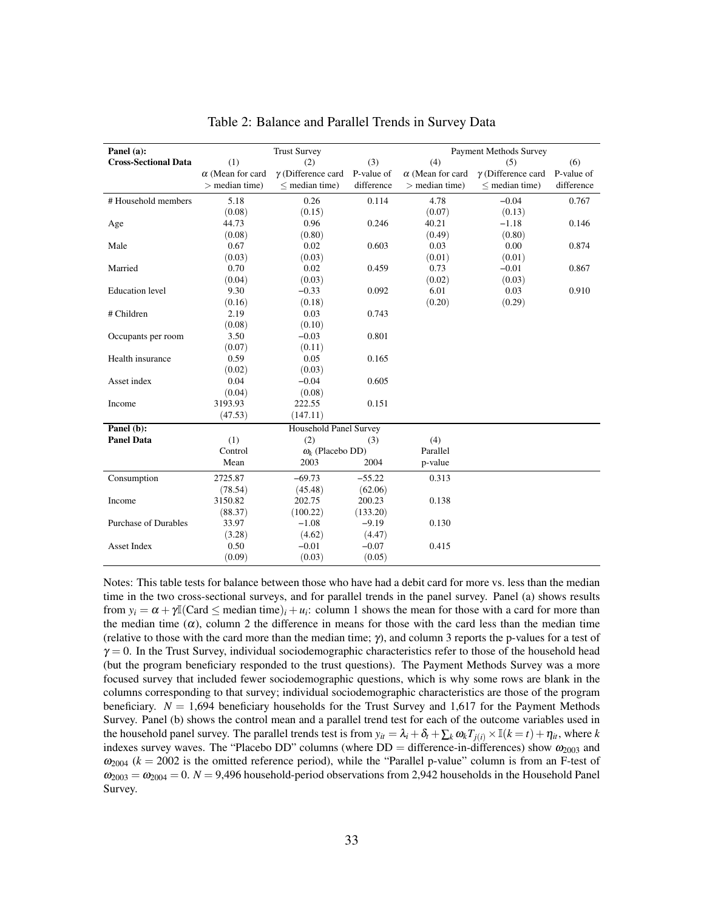Table 2: Balance and Parallel Trends in Survey Data

| **Panel (a):** | Trust Survey | | | Payment Methods Survey | | |
|---|---|---|---|---|---|---|
| **Cross-Sectional Data** | (1) | (2) | (3) | (4) | (5) | (6) |
| | $\alpha$ (Mean for card $>$ median time) | $\gamma$ (Difference card $\leq$ median time) | P-value of difference | $\alpha$ (Mean for card $>$ median time) | $\gamma$ (Difference card $\leq$ median time) | P-value of difference |
| # Household members | 5.18 | 0.26 | 0.114 | 4.78 | −0.04 | 0.767 |
| | (0.08) | (0.15) | | (0.07) | (0.13) | |
| Age | 44.73 | 0.96 | 0.246 | 40.21 | −1.18 | 0.146 |
| | (0.08) | (0.80) | | (0.49) | (0.80) | |
| Male | 0.67 | 0.02 | 0.603 | 0.03 | 0.00 | 0.874 |
| | (0.03) | (0.03) | | (0.01) | (0.01) | |
| Married | 0.70 | 0.02 | 0.459 | 0.73 | −0.01 | 0.867 |
| | (0.04) | (0.03) | | (0.02) | (0.03) | |
| Education level | 9.30 | −0.33 | 0.092 | 6.01 | 0.03 | 0.910 |
| | (0.16) | (0.18) | | (0.20) | (0.29) | |
| # Children | 2.19 | 0.03 | 0.743 | | | |
| | (0.08) | (0.10) | | | | |
| Occupants per room | 3.50 | −0.03 | 0.801 | | | |
| | (0.07) | (0.11) | | | | |
| Health insurance | 0.59 | 0.05 | 0.165 | | | |
| | (0.02) | (0.03) | | | | |
| Asset index | 0.04 | −0.04 | 0.605 | | | |
| | (0.04) | (0.08) | | | | |
| Income | 3193.93 | 222.55 | 0.151 | | | |
| | (47.53) | (147.11) | | | | |

| **Panel (b):** | Household Panel Survey | | | |
|---|---|---|---|---|
| **Panel Data** | (1) | (2) | (3) | (4) |
| | Control | $\omega_k$ (Placebo DD) | | Parallel |
| | Mean | 2003 | 2004 | p-value |
| Consumption | 2725.87 | −69.73 | −55.22 | 0.313 |
| | (78.54) | (45.48) | (62.06) | |
| Income | 3150.82 | 202.75 | 200.23 | 0.138 |
| | (88.37) | (100.22) | (133.20) | |
| Purchase of Durables | 33.97 | −1.08 | −9.19 | 0.130 |
| | (3.28) | (4.62) | (4.47) | |
| Asset Index | 0.50 | −0.01 | −0.07 | 0.415 |
| | (0.09) | (0.03) | (0.05) | |

Notes: This table tests for balance between those who have had a debit card for more vs. less than the median time in the two cross-sectional surveys, and for parallel trends in the panel survey. Panel (a) shows results from $y_i = \alpha + \gamma \mathbb{I}(\text{Card} \leq \text{median time})_i + u_i$: column 1 shows the mean for those with a card for more than the median time ($\alpha$), column 2 the difference in means for those with the card less than the median time (relative to those with the card more than the median time; $\gamma$), and column 3 reports the p-values for a test of $\gamma = 0$. In the Trust Survey, individual sociodemographic characteristics refer to those of the household head (but the program beneficiary responded to the trust questions). The Payment Methods Survey was a more focused survey that included fewer sociodemographic questions, which is why some rows are blank in the columns corresponding to that survey; individual sociodemographic characteristics are those of the program beneficiary. $N = 1{,}694$ beneficiary households for the Trust Survey and 1,617 for the Payment Methods Survey. Panel (b) shows the control mean and a parallel trend test for each of the outcome variables used in the household panel survey. The parallel trends test is from $y_{it} = \lambda_i + \delta_t + \sum_k \omega_k T_{j(i)} \times \mathbb{I}(k = t) + \eta_{it}$, where $k$ indexes survey waves. The "Placebo DD" columns (where DD = difference-in-differences) show $\omega_{2003}$ and $\omega_{2004}$ ($k = 2002$ is the omitted reference period), while the "Parallel p-value" column is from an F-test of $\omega_{2003} = \omega_{2004} = 0$. $N = 9{,}496$ household-period observations from 2,942 households in the Household Panel Survey.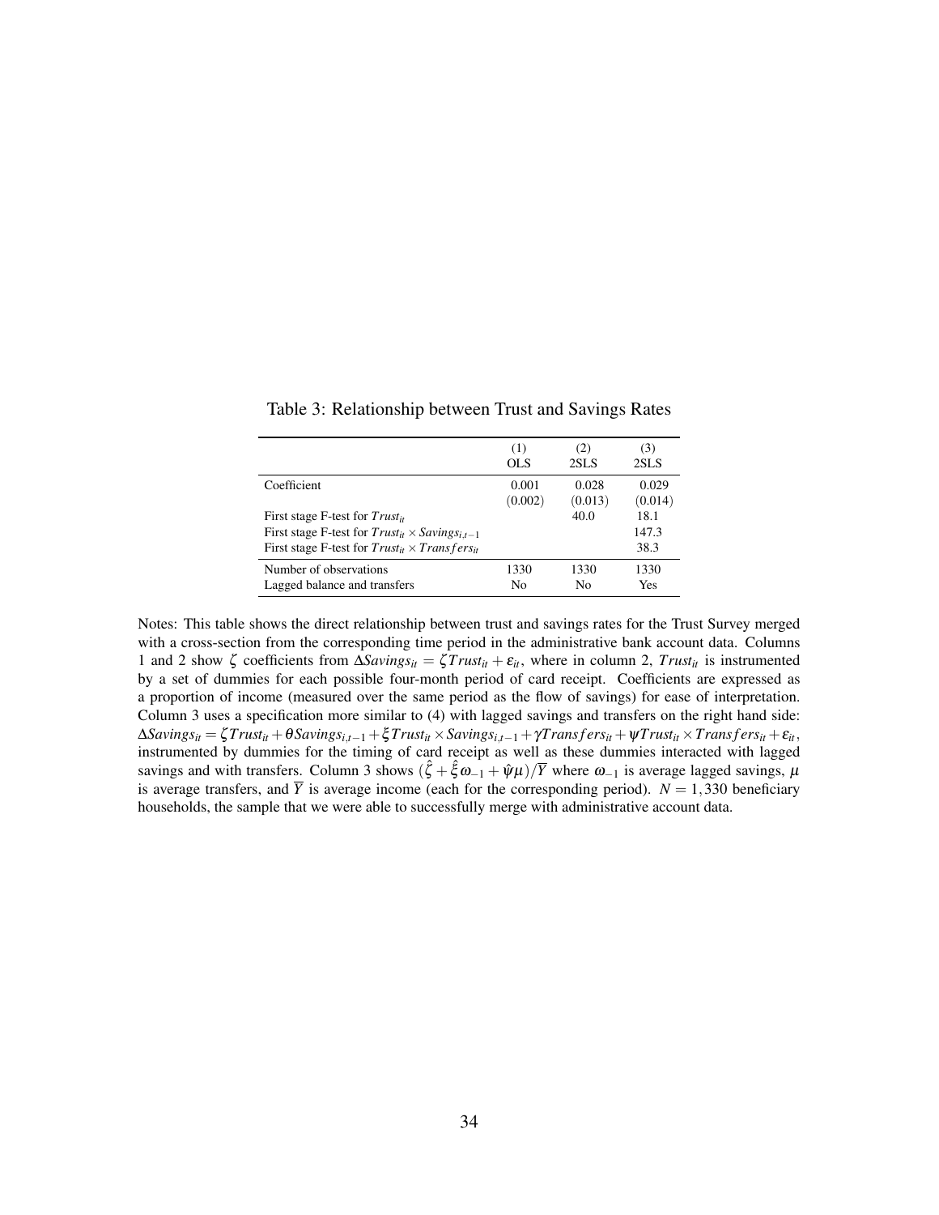Table 3: Relationship between Trust and Savings Rates

| | (1) OLS | (2) 2SLS | (3) 2SLS |
|---|---|---|---|
| Coefficient | 0.001 | 0.028 | 0.029 |
| | (0.002) | (0.013) | (0.014) |
| First stage F-test for $Trust_{it}$ | | 40.0 | 18.1 |
| First stage F-test for $Trust_{it} \times Savings_{i,t-1}$ | | | 147.3 |
| First stage F-test for $Trust_{it} \times Transfers_{it}$ | | | 38.3 |
| Number of observations | 1330 | 1330 | 1330 |
| Lagged balance and transfers | No | No | Yes |

Notes: This table shows the direct relationship between trust and savings rates for the Trust Survey merged with a cross-section from the corresponding time period in the administrative bank account data. Columns 1 and 2 show $\zeta$ coefficients from $\Delta Savings_{it} = \zeta Trust_{it} + \varepsilon_{it}$, where in column 2, $Trust_{it}$ is instrumented by a set of dummies for each possible four-month period of card receipt. Coefficients are expressed as a proportion of income (measured over the same period as the flow of savings) for ease of interpretation. Column 3 uses a specification more similar to (4) with lagged savings and transfers on the right hand side: $\Delta Savings_{it} = \zeta Trust_{it} + \theta Savings_{i,t-1} + \xi Trust_{it} \times Savings_{i,t-1} + \gamma Transfers_{it} + \psi Trust_{it} \times Transfers_{it} + \varepsilon_{it}$, instrumented by dummies for the timing of card receipt as well as these dummies interacted with lagged savings and with transfers. Column 3 shows $(\hat{\zeta} + \hat{\xi}\omega_{-1} + \hat{\psi}\mu)/\overline{Y}$ where $\omega_{-1}$ is average lagged savings, $\mu$ is average transfers, and $\overline{Y}$ is average income (each for the corresponding period). $N = 1,330$ beneficiary households, the sample that we were able to successfully merge with administrative account data.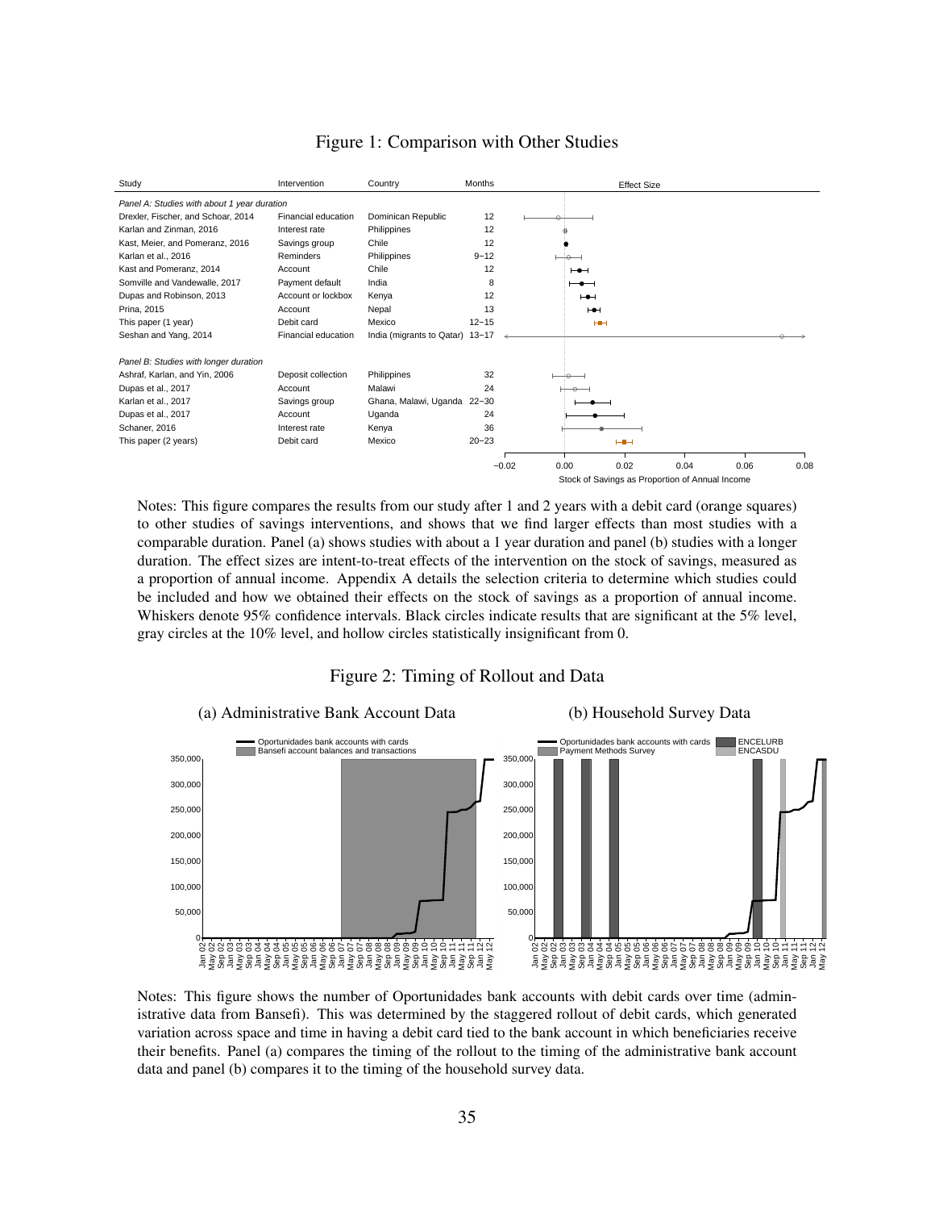# Figure 1: Comparison with Other Studies

| Study | Intervention | Country | Months |
|---|---|---|---|
| *Panel A: Studies with about 1 year duration* | | | |
| Drexler, Fischer, and Schoar, 2014 | Financial education | Dominican Republic | 12 |
| Karlan and Zinman, 2016 | Interest rate | Philippines | 12 |
| Kast, Meier, and Pomeranz, 2016 | Savings group | Chile | 12 |
| Karlan et al., 2016 | Reminders | Philippines | 9−12 |
| Kast and Pomeranz, 2014 | Account | Chile | 12 |
| Somville and Vandewalle, 2017 | Payment default | India | 8 |
| Dupas and Robinson, 2013 | Account or lockbox | Kenya | 12 |
| Prina, 2015 | Account | Nepal | 13 |
| This paper (1 year) | Debit card | Mexico | 12−15 |
| Seshan and Yang, 2014 | Financial education | India (migrants to Qatar) | 13−17 |
| *Panel B: Studies with longer duration* | | | |
| Ashraf, Karlan, and Yin, 2006 | Deposit collection | Philippines | 32 |
| Dupas et al., 2017 | Account | Malawi | 24 |
| Karlan et al., 2017 | Savings group | Ghana, Malawi, Uganda | 22−30 |
| Dupas et al., 2017 | Account | Uganda | 24 |
| Schaner, 2016 | Interest rate | Kenya | 36 |
| This paper (2 years) | Debit card | Mexico | 20−23 |

Effect Size (x-axis: Stock of Savings as Proportion of Annual Income; −0.02 to 0.08)

Notes: This figure compares the results from our study after 1 and 2 years with a debit card (orange squares) to other studies of savings interventions, and shows that we find larger effects than most studies with a comparable duration. Panel (a) shows studies with about a 1 year duration and panel (b) studies with a longer duration. The effect sizes are intent-to-treat effects of the intervention on the stock of savings, measured as a proportion of annual income. Appendix A details the selection criteria to determine which studies could be included and how we obtained their effects on the stock of savings as a proportion of annual income. Whiskers denote 95% confidence intervals. Black circles indicate results that are significant at the 5% level, gray circles at the 10% level, and hollow circles statistically insignificant from 0.

# Figure 2: Timing of Rollout and Data

(a) Administrative Bank Account Data

(b) Household Survey Data

Notes: This figure shows the number of Oportunidades bank accounts with debit cards over time (administrative data from Bansefi). This was determined by the staggered rollout of debit cards, which generated variation across space and time in having a debit card tied to the bank account in which beneficiaries receive their benefits. Panel (a) compares the timing of the rollout to the timing of the administrative bank account data and panel (b) compares it to the timing of the household survey data.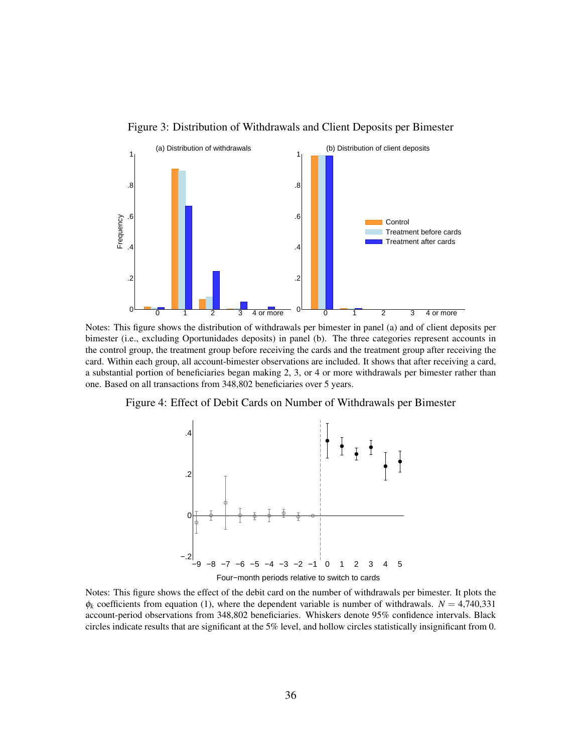Figure 3: Distribution of Withdrawals and Client Deposits per Bimester

Notes: This figure shows the distribution of withdrawals per bimester in panel (a) and of client deposits per bimester (i.e., excluding Oportunidades deposits) in panel (b). The three categories represent accounts in the control group, the treatment group before receiving the cards and the treatment group after receiving the card. Within each group, all account-bimester observations are included. It shows that after receiving a card, a substantial portion of beneficiaries began making 2, 3, or 4 or more withdrawals per bimester rather than one. Based on all transactions from 348,802 beneficiaries over 5 years.

Figure 4: Effect of Debit Cards on Number of Withdrawals per Bimester

Notes: This figure shows the effect of the debit card on the number of withdrawals per bimester. It plots the $\phi_k$ coefficients from equation (1), where the dependent variable is number of withdrawals. $N = 4{,}740{,}331$ account-period observations from 348,802 beneficiaries. Whiskers denote 95% confidence intervals. Black circles indicate results that are significant at the 5% level, and hollow circles statistically insignificant from 0.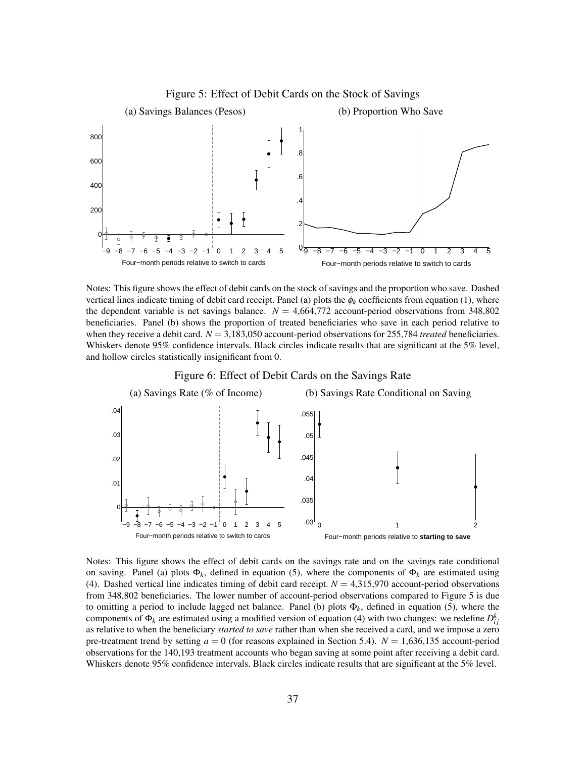Figure 5: Effect of Debit Cards on the Stock of Savings

(a) Savings Balances (Pesos)

(b) Proportion Who Save

Notes: This figure shows the effect of debit cards on the stock of savings and the proportion who save. Dashed vertical lines indicate timing of debit card receipt. Panel (a) plots the $\phi_k$ coefficients from equation (1), where the dependent variable is net savings balance. $N = 4{,}664{,}772$ account-period observations from 348,802 beneficiaries. Panel (b) shows the proportion of treated beneficiaries who save in each period relative to when they receive a debit card. $N = 3{,}183{,}050$ account-period observations for 255,784 *treated* beneficiaries. Whiskers denote 95% confidence intervals. Black circles indicate results that are significant at the 5% level, and hollow circles statistically insignificant from 0.

Figure 6: Effect of Debit Cards on the Savings Rate

(a) Savings Rate (% of Income)

(b) Savings Rate Conditional on Saving

Notes: This figure shows the effect of debit cards on the savings rate and on the savings rate conditional on saving. Panel (a) plots $\Phi_k$, defined in equation (5), where the components of $\Phi_k$ are estimated using (4). Dashed vertical line indicates timing of debit card receipt. $N = 4{,}315{,}970$ account-period observations from 348,802 beneficiaries. The lower number of account-period observations compared to Figure 5 is due to omitting a period to include lagged net balance. Panel (b) plots $\Phi_k$, defined in equation (5), where the components of $\Phi_k$ are estimated using a modified version of equation (4) with two changes: we redefine $D_{ij}^k$ as relative to when the beneficiary *started to save* rather than when she received a card, and we impose a zero pre-treatment trend by setting $a = 0$ (for reasons explained in Section 5.4). $N = 1{,}636{,}135$ account-period observations for the 140,193 treatment accounts who began saving at some point after receiving a debit card. Whiskers denote 95% confidence intervals. Black circles indicate results that are significant at the 5% level.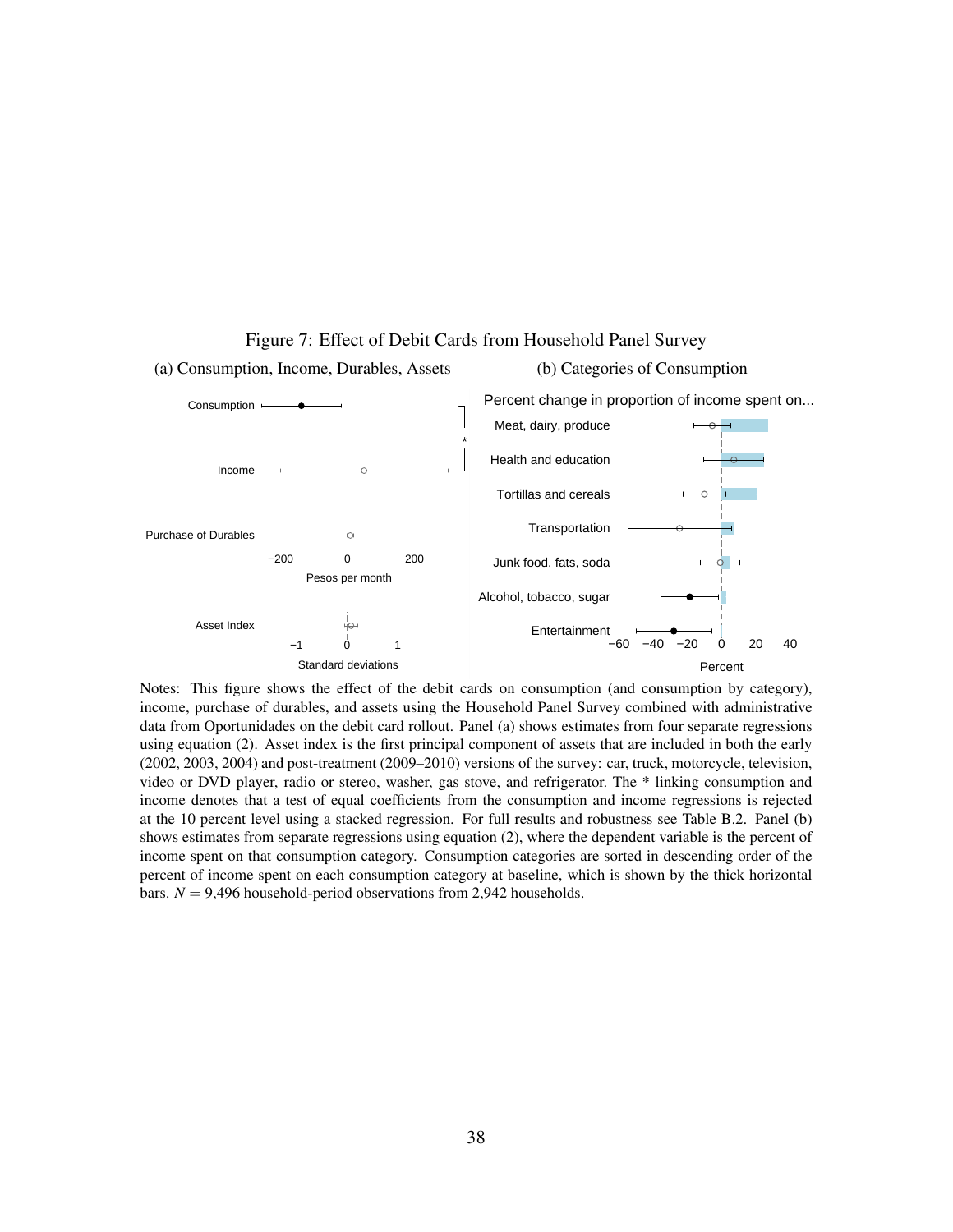Figure 7: Effect of Debit Cards from Household Panel Survey

(a) Consumption, Income, Durables, Assets

(b) Categories of Consumption

Notes: This figure shows the effect of the debit cards on consumption (and consumption by category), income, purchase of durables, and assets using the Household Panel Survey combined with administrative data from Oportunidades on the debit card rollout. Panel (a) shows estimates from four separate regressions using equation (2). Asset index is the first principal component of assets that are included in both the early (2002, 2003, 2004) and post-treatment (2009–2010) versions of the survey: car, truck, motorcycle, television, video or DVD player, radio or stereo, washer, gas stove, and refrigerator. The * linking consumption and income denotes that a test of equal coefficients from the consumption and income regressions is rejected at the 10 percent level using a stacked regression. For full results and robustness see Table B.2. Panel (b) shows estimates from separate regressions using equation (2), where the dependent variable is the percent of income spent on that consumption category. Consumption categories are sorted in descending order of the percent of income spent on each consumption category at baseline, which is shown by the thick horizontal bars. $N = 9{,}496$ household-period observations from 2,942 households.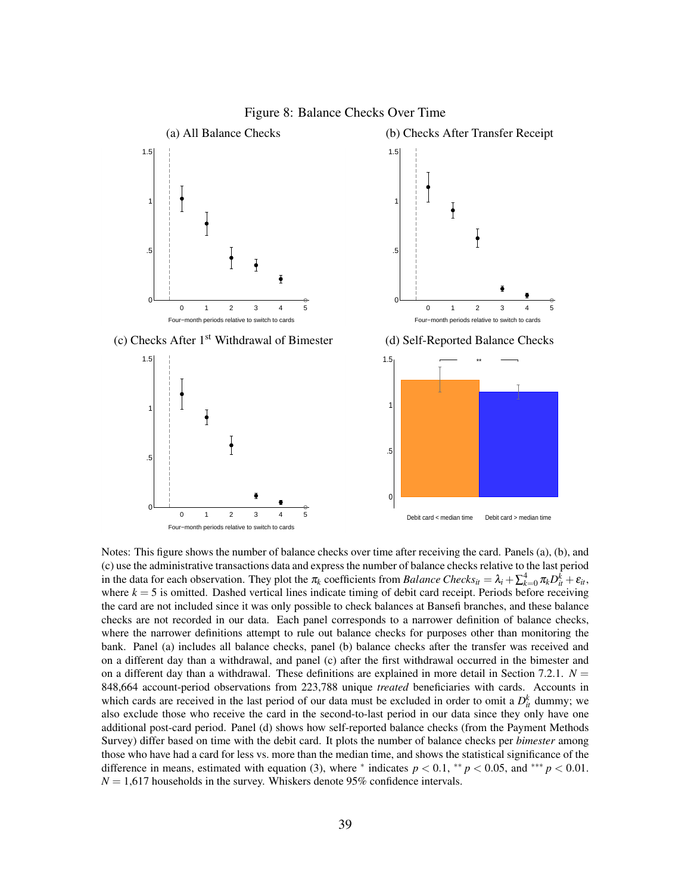Figure 8: Balance Checks Over Time

(a) All Balance Checks

(b) Checks After Transfer Receipt

(c) Checks After 1[st] Withdrawal of Bimester

(d) Self-Reported Balance Checks

Notes: This figure shows the number of balance checks over time after receiving the card. Panels (a), (b), and (c) use the administrative transactions data and express the number of balance checks relative to the last period in the data for each observation. They plot the $\pi_k$ coefficients from $\textit{Balance Checks}_{it} = \lambda_i + \sum_{k=0}^{4} \pi_k D_{it}^k + \varepsilon_{it}$, where $k = 5$ is omitted. Dashed vertical lines indicate timing of debit card receipt. Periods before receiving the card are not included since it was only possible to check balances at Bansefi branches, and these balance checks are not recorded in our data. Each panel corresponds to a narrower definition of balance checks, where the narrower definitions attempt to rule out balance checks for purposes other than monitoring the bank. Panel (a) includes all balance checks, panel (b) balance checks after the transfer was received and on a different day than a withdrawal, and panel (c) after the first withdrawal occurred in the bimester and on a different day than a withdrawal. These definitions are explained in more detail in Section 7.2.1. $N =$ 848,664 account-period observations from 223,788 unique *treated* beneficiaries with cards. Accounts in which cards are received in the last period of our data must be excluded in order to omit a $D_{it}^k$ dummy; we also exclude those who receive the card in the second-to-last period in our data since they only have one additional post-card period. Panel (d) shows how self-reported balance checks (from the Payment Methods Survey) differ based on time with the debit card. It plots the number of balance checks per *bimester* among those who have had a card for less vs. more than the median time, and shows the statistical significance of the difference in means, estimated with equation (3), where $^{*}$ indicates $p < 0.1$, $^{**}$ $p < 0.05$, and $^{***}$ $p < 0.01$. $N =$ 1,617 households in the survey. Whiskers denote 95% confidence intervals.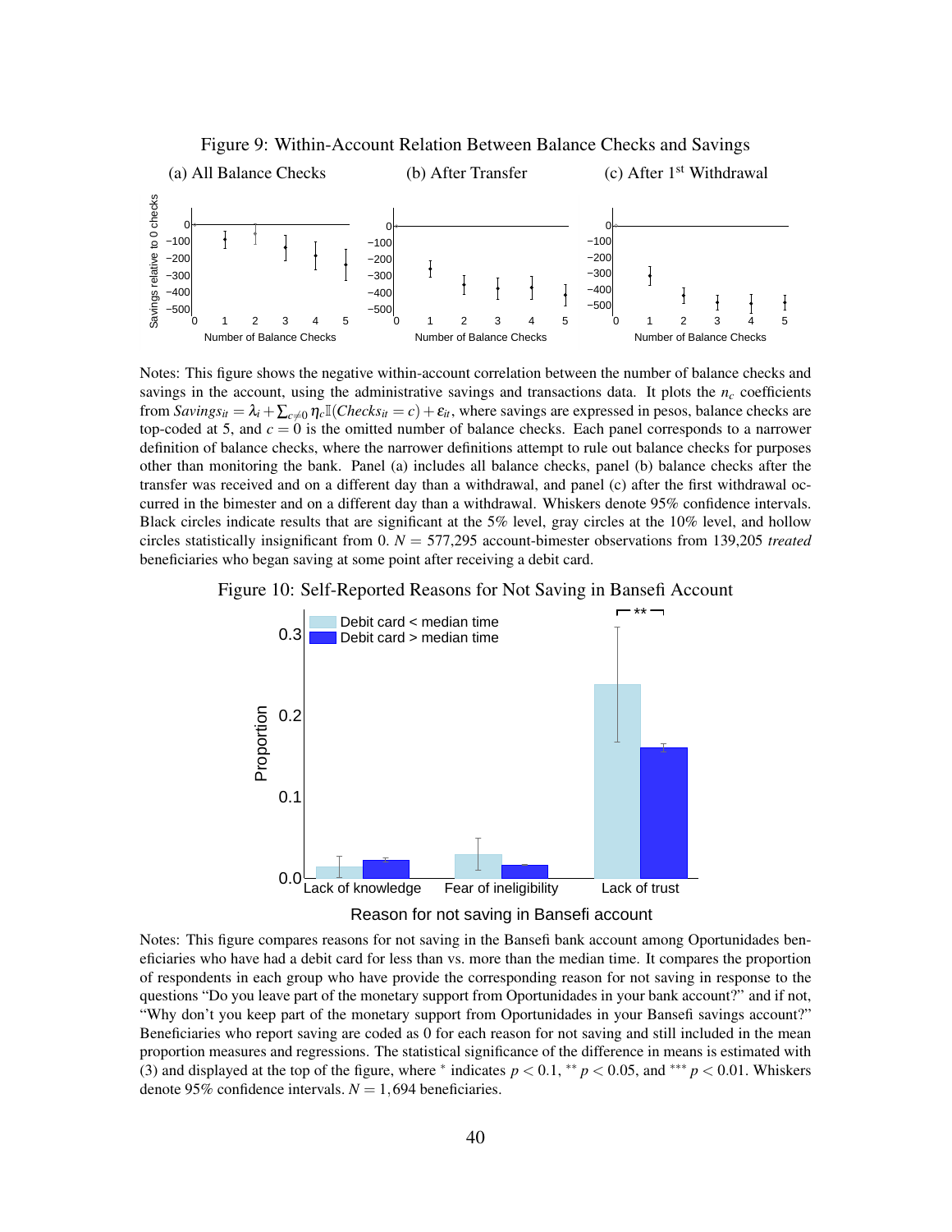Figure 9: Within-Account Relation Between Balance Checks and Savings

(a) All Balance Checks (b) After Transfer (c) After 1[st] Withdrawal

Notes: This figure shows the negative within-account correlation between the number of balance checks and savings in the account, using the administrative savings and transactions data. It plots the $n_c$ coefficients from $Savings_{it} = \lambda_i + \sum_{c \neq 0} \eta_c \mathbb{I}(Checks_{it} = c) + \varepsilon_{it}$, where savings are expressed in pesos, balance checks are top-coded at 5, and $c = 0$ is the omitted number of balance checks. Each panel corresponds to a narrower definition of balance checks, where the narrower definitions attempt to rule out balance checks for purposes other than monitoring the bank. Panel (a) includes all balance checks, panel (b) balance checks after the transfer was received and on a different day than a withdrawal, and panel (c) after the first withdrawal occurred in the bimester and on a different day than a withdrawal. Whiskers denote 95% confidence intervals. Black circles indicate results that are significant at the 5% level, gray circles at the 10% level, and hollow circles statistically insignificant from 0. $N = 577{,}295$ account-bimester observations from 139,205 *treated* beneficiaries who began saving at some point after receiving a debit card.

Figure 10: Self-Reported Reasons for Not Saving in Bansefi Account

Notes: This figure compares reasons for not saving in the Bansefi bank account among Oportunidades beneficiaries who have had a debit card for less than vs. more than the median time. It compares the proportion of respondents in each group who have provide the corresponding reason for not saving in response to the questions "Do you leave part of the monetary support from Oportunidades in your bank account?" and if not, "Why don't you keep part of the monetary support from Oportunidades in your Bansefi savings account?" Beneficiaries who report saving are coded as 0 for each reason for not saving and still included in the mean proportion measures and regressions. The statistical significance of the difference in means is estimated with (3) and displayed at the top of the figure, where * indicates $p < 0.1$, ** $p < 0.05$, and *** $p < 0.01$. Whiskers denote 95% confidence intervals. $N = 1{,}694$ beneficiaries.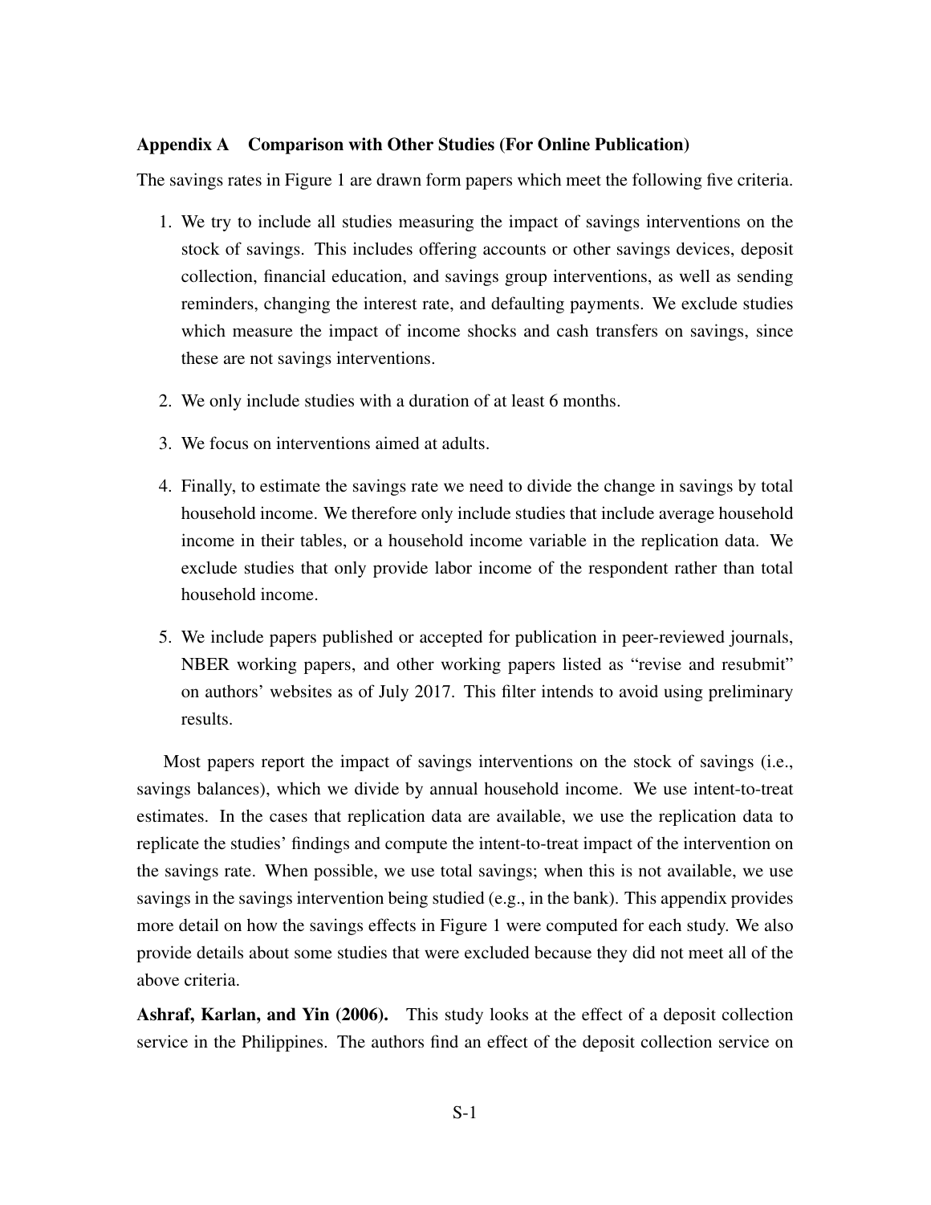## Appendix A Comparison with Other Studies (For Online Publication)

The savings rates in Figure 1 are drawn form papers which meet the following five criteria.

1. We try to include all studies measuring the impact of savings interventions on the stock of savings. This includes offering accounts or other savings devices, deposit collection, financial education, and savings group interventions, as well as sending reminders, changing the interest rate, and defaulting payments. We exclude studies which measure the impact of income shocks and cash transfers on savings, since these are not savings interventions.
2. We only include studies with a duration of at least 6 months.
3. We focus on interventions aimed at adults.
4. Finally, to estimate the savings rate we need to divide the change in savings by total household income. We therefore only include studies that include average household income in their tables, or a household income variable in the replication data. We exclude studies that only provide labor income of the respondent rather than total household income.
5. We include papers published or accepted for publication in peer-reviewed journals, NBER working papers, and other working papers listed as "revise and resubmit" on authors' websites as of July 2017. This filter intends to avoid using preliminary results.

Most papers report the impact of savings interventions on the stock of savings (i.e., savings balances), which we divide by annual household income. We use intent-to-treat estimates. In the cases that replication data are available, we use the replication data to replicate the studies' findings and compute the intent-to-treat impact of the intervention on the savings rate. When possible, we use total savings; when this is not available, we use savings in the savings intervention being studied (e.g., in the bank). This appendix provides more detail on how the savings effects in Figure 1 were computed for each study. We also provide details about some studies that were excluded because they did not meet all of the above criteria.

**Ashraf, Karlan, and Yin (2006).** This study looks at the effect of a deposit collection service in the Philippines. The authors find an effect of the deposit collection service on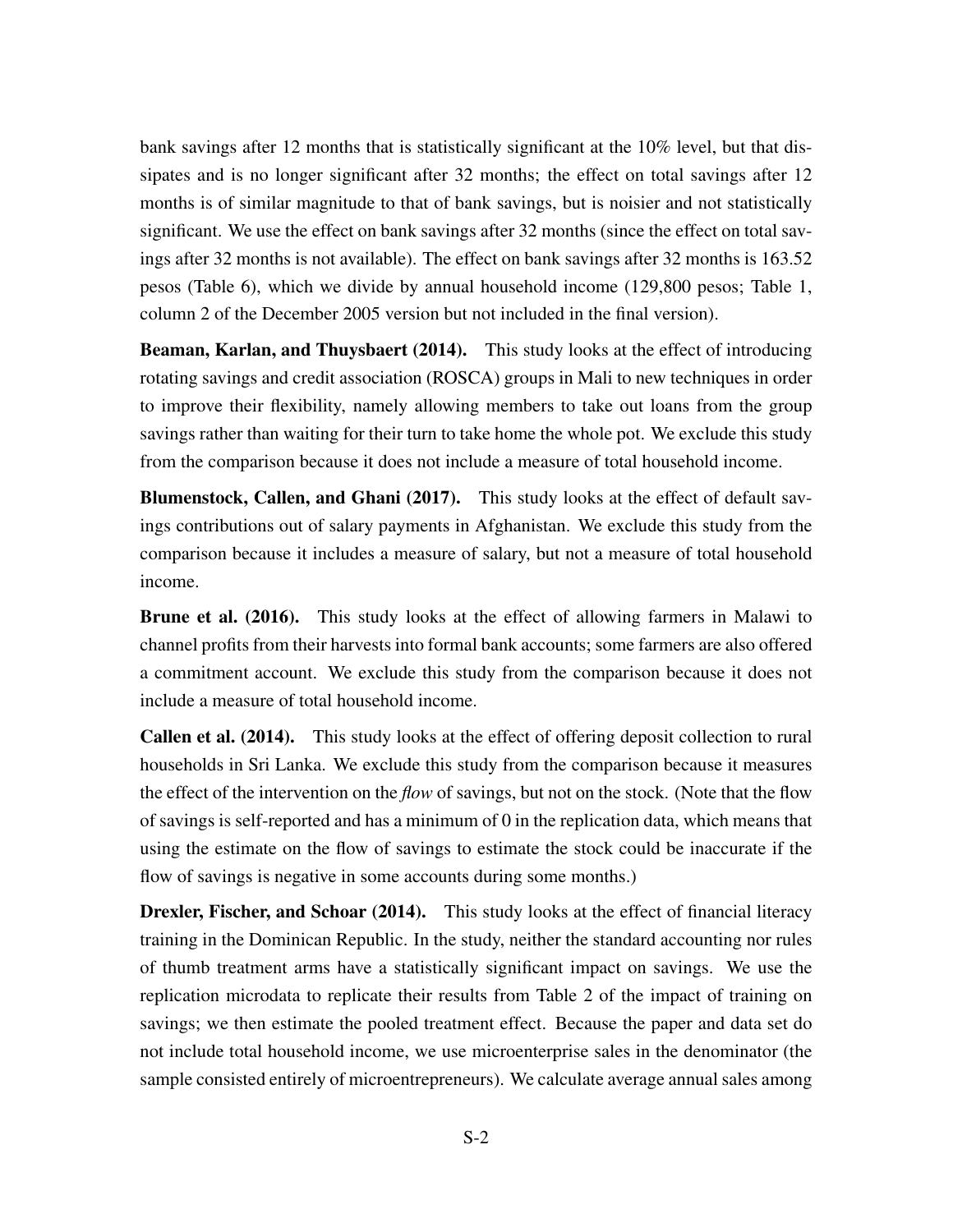bank savings after 12 months that is statistically significant at the 10% level, but that dissipates and is no longer significant after 32 months; the effect on total savings after 12 months is of similar magnitude to that of bank savings, but is noisier and not statistically significant. We use the effect on bank savings after 32 months (since the effect on total savings after 32 months is not available). The effect on bank savings after 32 months is 163.52 pesos (Table 6), which we divide by annual household income (129,800 pesos; Table 1, column 2 of the December 2005 version but not included in the final version).

**Beaman, Karlan, and Thuysbaert (2014).** This study looks at the effect of introducing rotating savings and credit association (ROSCA) groups in Mali to new techniques in order to improve their flexibility, namely allowing members to take out loans from the group savings rather than waiting for their turn to take home the whole pot. We exclude this study from the comparison because it does not include a measure of total household income.

**Blumenstock, Callen, and Ghani (2017).** This study looks at the effect of default savings contributions out of salary payments in Afghanistan. We exclude this study from the comparison because it includes a measure of salary, but not a measure of total household income.

**Brune et al. (2016).** This study looks at the effect of allowing farmers in Malawi to channel profits from their harvests into formal bank accounts; some farmers are also offered a commitment account. We exclude this study from the comparison because it does not include a measure of total household income.

**Callen et al. (2014).** This study looks at the effect of offering deposit collection to rural households in Sri Lanka. We exclude this study from the comparison because it measures the effect of the intervention on the *flow* of savings, but not on the stock. (Note that the flow of savings is self-reported and has a minimum of 0 in the replication data, which means that using the estimate on the flow of savings to estimate the stock could be inaccurate if the flow of savings is negative in some accounts during some months.)

**Drexler, Fischer, and Schoar (2014).** This study looks at the effect of financial literacy training in the Dominican Republic. In the study, neither the standard accounting nor rules of thumb treatment arms have a statistically significant impact on savings. We use the replication microdata to replicate their results from Table 2 of the impact of training on savings; we then estimate the pooled treatment effect. Because the paper and data set do not include total household income, we use microenterprise sales in the denominator (the sample consisted entirely of microentrepreneurs). We calculate average annual sales among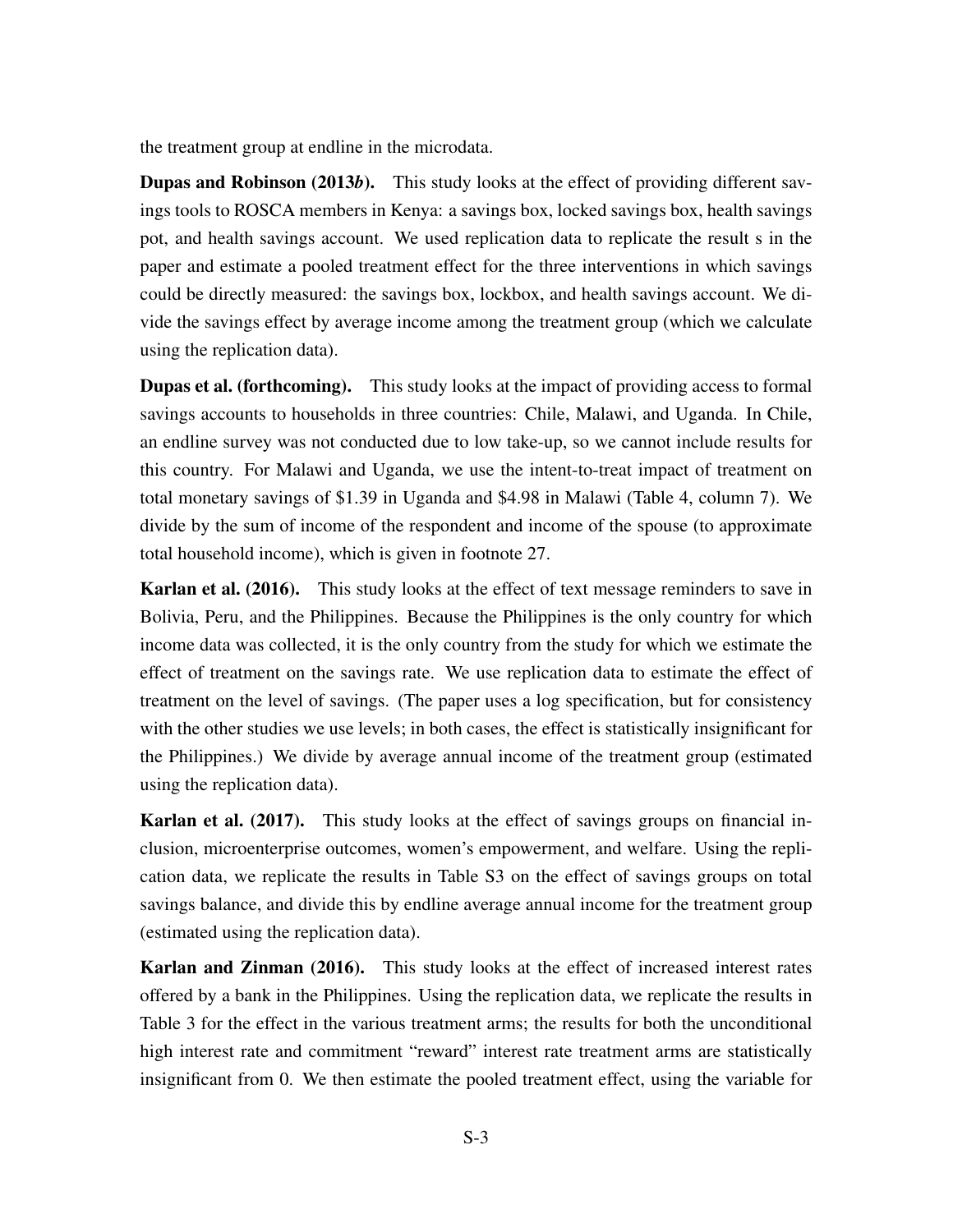the treatment group at endline in the microdata.

**Dupas and Robinson (2013*b*).** This study looks at the effect of providing different savings tools to ROSCA members in Kenya: a savings box, locked savings box, health savings pot, and health savings account. We used replication data to replicate the result s in the paper and estimate a pooled treatment effect for the three interventions in which savings could be directly measured: the savings box, lockbox, and health savings account. We divide the savings effect by average income among the treatment group (which we calculate using the replication data).

**Dupas et al. (forthcoming).** This study looks at the impact of providing access to formal savings accounts to households in three countries: Chile, Malawi, and Uganda. In Chile, an endline survey was not conducted due to low take-up, so we cannot include results for this country. For Malawi and Uganda, we use the intent-to-treat impact of treatment on total monetary savings of \$1.39 in Uganda and \$4.98 in Malawi (Table 4, column 7). We divide by the sum of income of the respondent and income of the spouse (to approximate total household income), which is given in footnote 27.

**Karlan et al. (2016).** This study looks at the effect of text message reminders to save in Bolivia, Peru, and the Philippines. Because the Philippines is the only country for which income data was collected, it is the only country from the study for which we estimate the effect of treatment on the savings rate. We use replication data to estimate the effect of treatment on the level of savings. (The paper uses a log specification, but for consistency with the other studies we use levels; in both cases, the effect is statistically insignificant for the Philippines.) We divide by average annual income of the treatment group (estimated using the replication data).

**Karlan et al. (2017).** This study looks at the effect of savings groups on financial inclusion, microenterprise outcomes, women's empowerment, and welfare. Using the replication data, we replicate the results in Table S3 on the effect of savings groups on total savings balance, and divide this by endline average annual income for the treatment group (estimated using the replication data).

**Karlan and Zinman (2016).** This study looks at the effect of increased interest rates offered by a bank in the Philippines. Using the replication data, we replicate the results in Table 3 for the effect in the various treatment arms; the results for both the unconditional high interest rate and commitment "reward" interest rate treatment arms are statistically insignificant from 0. We then estimate the pooled treatment effect, using the variable for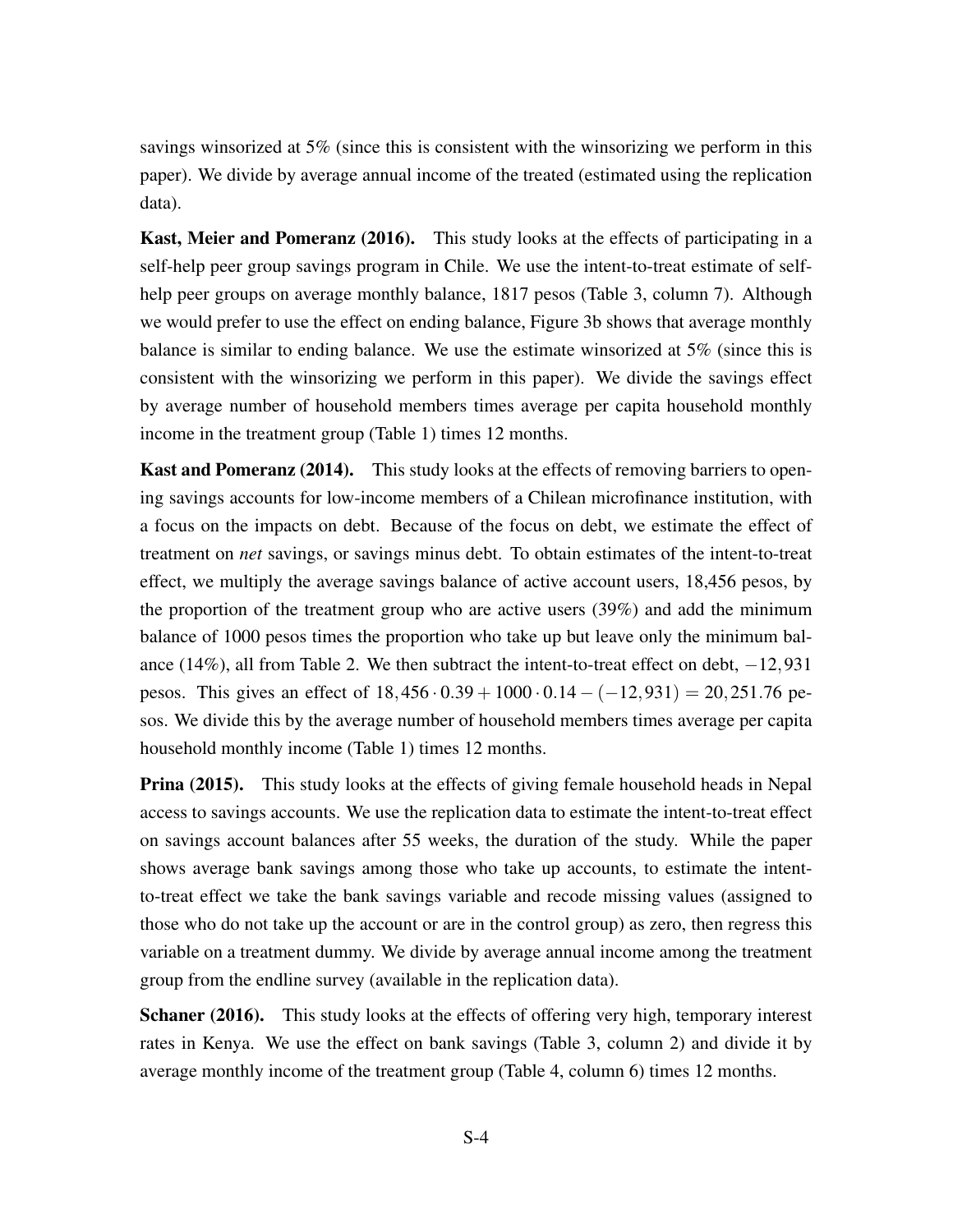savings winsorized at 5% (since this is consistent with the winsorizing we perform in this paper). We divide by average annual income of the treated (estimated using the replication data).

**Kast, Meier and Pomeranz (2016).** This study looks at the effects of participating in a self-help peer group savings program in Chile. We use the intent-to-treat estimate of self-help peer groups on average monthly balance, 1817 pesos (Table 3, column 7). Although we would prefer to use the effect on ending balance, Figure 3b shows that average monthly balance is similar to ending balance. We use the estimate winsorized at 5% (since this is consistent with the winsorizing we perform in this paper). We divide the savings effect by average number of household members times average per capita household monthly income in the treatment group (Table 1) times 12 months.

**Kast and Pomeranz (2014).** This study looks at the effects of removing barriers to opening savings accounts for low-income members of a Chilean microfinance institution, with a focus on the impacts on debt. Because of the focus on debt, we estimate the effect of treatment on *net* savings, or savings minus debt. To obtain estimates of the intent-to-treat effect, we multiply the average savings balance of active account users, 18,456 pesos, by the proportion of the treatment group who are active users (39%) and add the minimum balance of 1000 pesos times the proportion who take up but leave only the minimum balance (14%), all from Table 2. We then subtract the intent-to-treat effect on debt, $-12,931$ pesos. This gives an effect of $18,456 \cdot 0.39 + 1000 \cdot 0.14 - (-12,931) = 20,251.76$ pesos. We divide this by the average number of household members times average per capita household monthly income (Table 1) times 12 months.

**Prina (2015).** This study looks at the effects of giving female household heads in Nepal access to savings accounts. We use the replication data to estimate the intent-to-treat effect on savings account balances after 55 weeks, the duration of the study. While the paper shows average bank savings among those who take up accounts, to estimate the intent-to-treat effect we take the bank savings variable and recode missing values (assigned to those who do not take up the account or are in the control group) as zero, then regress this variable on a treatment dummy. We divide by average annual income among the treatment group from the endline survey (available in the replication data).

**Schaner (2016).** This study looks at the effects of offering very high, temporary interest rates in Kenya. We use the effect on bank savings (Table 3, column 2) and divide it by average monthly income of the treatment group (Table 4, column 6) times 12 months.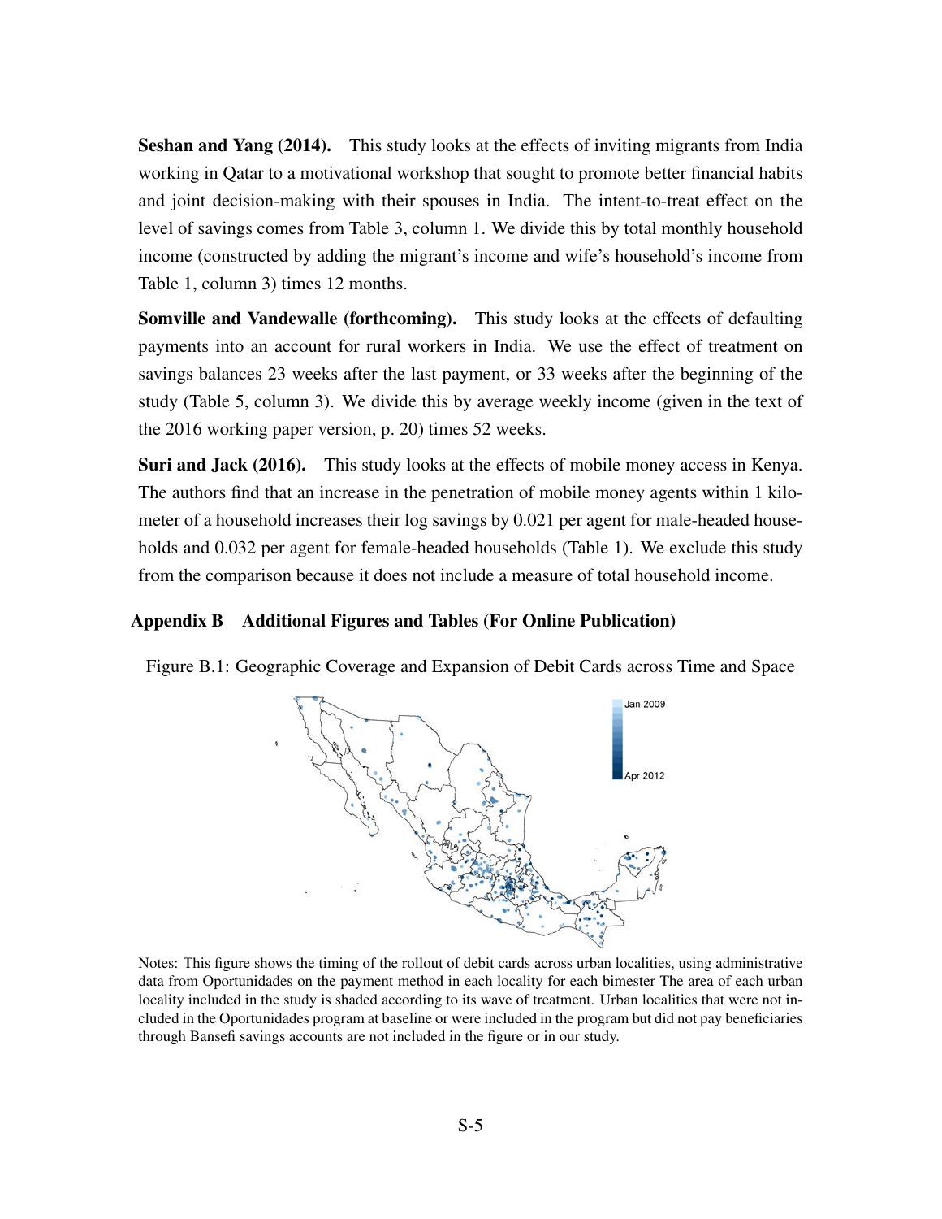**Seshan and Yang (2014).** This study looks at the effects of inviting migrants from India working in Qatar to a motivational workshop that sought to promote better financial habits and joint decision-making with their spouses in India. The intent-to-treat effect on the level of savings comes from Table 3, column 1. We divide this by total monthly household income (constructed by adding the migrant's income and wife's household's income from Table 1, column 3) times 12 months.

**Somville and Vandewalle (forthcoming).** This study looks at the effects of defaulting payments into an account for rural workers in India. We use the effect of treatment on savings balances 23 weeks after the last payment, or 33 weeks after the beginning of the study (Table 5, column 3). We divide this by average weekly income (given in the text of the 2016 working paper version, p. 20) times 52 weeks.

**Suri and Jack (2016).** This study looks at the effects of mobile money access in Kenya. The authors find that an increase in the penetration of mobile money agents within 1 kilometer of a household increases their log savings by 0.021 per agent for male-headed households and 0.032 per agent for female-headed households (Table 1). We exclude this study from the comparison because it does not include a measure of total household income.

## Appendix B Additional Figures and Tables (For Online Publication)

Figure B.1: Geographic Coverage and Expansion of Debit Cards across Time and Space

Notes: This figure shows the timing of the rollout of debit cards across urban localities, using administrative data from Oportunidades on the payment method in each locality for each bimester The area of each urban locality included in the study is shaded according to its wave of treatment. Urban localities that were not included in the Oportunidades program at baseline or were included in the program but did not pay beneficiaries through Bansefi savings accounts are not included in the figure or in our study.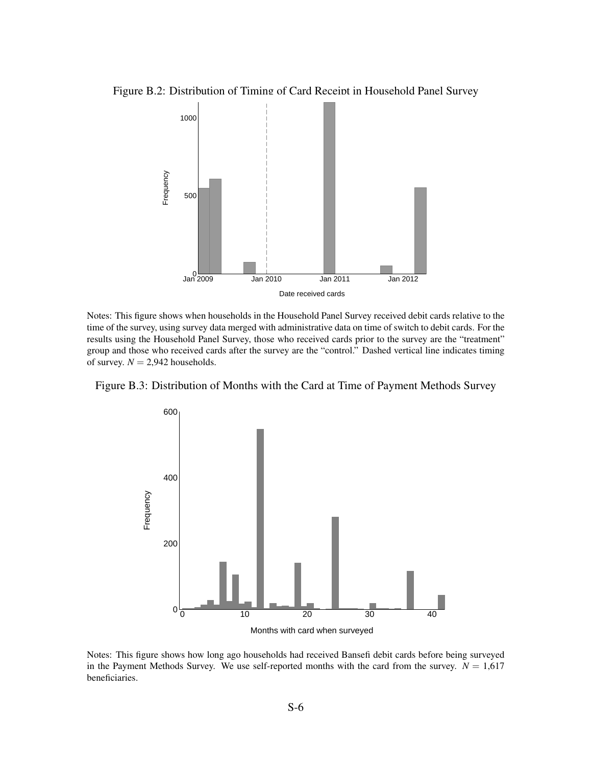Figure B.2: Distribution of Timing of Card Receipt in Household Panel Survey

Notes: This figure shows when households in the Household Panel Survey received debit cards relative to the time of the survey, using survey data merged with administrative data on time of switch to debit cards. For the results using the Household Panel Survey, those who received cards prior to the survey are the "treatment" group and those who received cards after the survey are the "control." Dashed vertical line indicates timing of survey. $N = 2{,}942$ households.

Figure B.3: Distribution of Months with the Card at Time of Payment Methods Survey

Notes: This figure shows how long ago households had received Bansefi debit cards before being surveyed in the Payment Methods Survey. We use self-reported months with the card from the survey. $N = 1{,}617$ beneficiaries.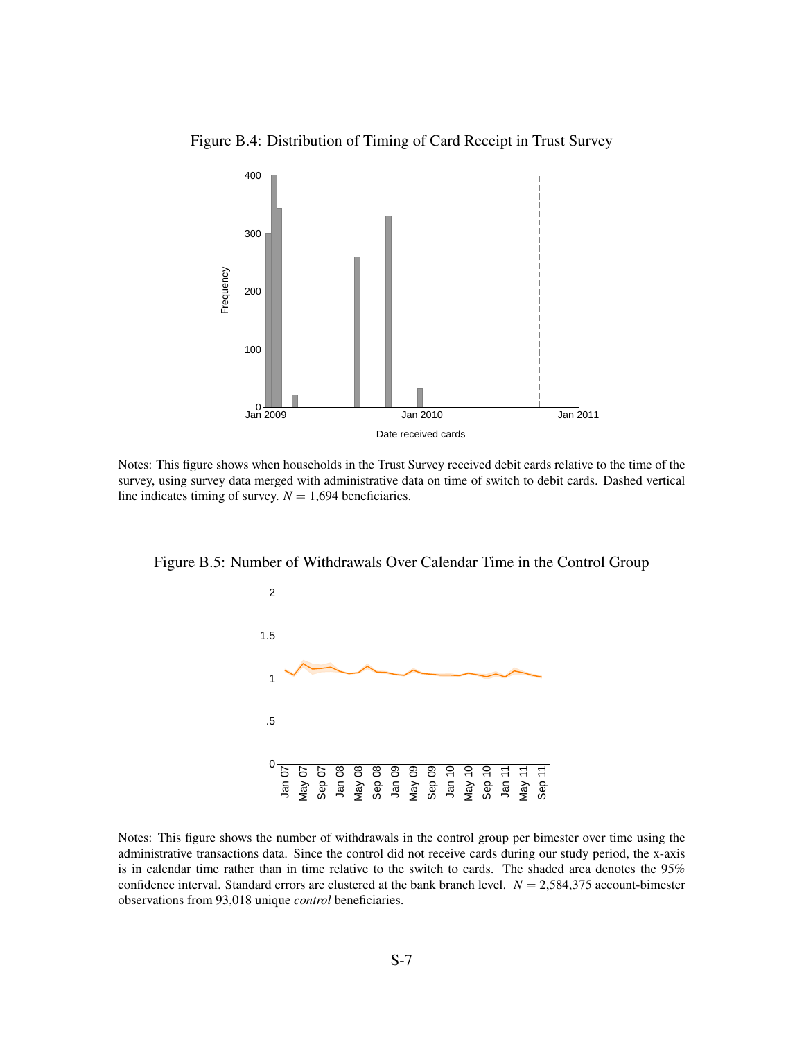Figure B.4: Distribution of Timing of Card Receipt in Trust Survey

Notes: This figure shows when households in the Trust Survey received debit cards relative to the time of the survey, using survey data merged with administrative data on time of switch to debit cards. Dashed vertical line indicates timing of survey. $N = 1{,}694$ beneficiaries.

Figure B.5: Number of Withdrawals Over Calendar Time in the Control Group

Notes: This figure shows the number of withdrawals in the control group per bimester over time using the administrative transactions data. Since the control did not receive cards during our study period, the x-axis is in calendar time rather than in time relative to the switch to cards. The shaded area denotes the 95% confidence interval. Standard errors are clustered at the bank branch level. $N = 2{,}584{,}375$ account-bimester observations from 93,018 unique *control* beneficiaries.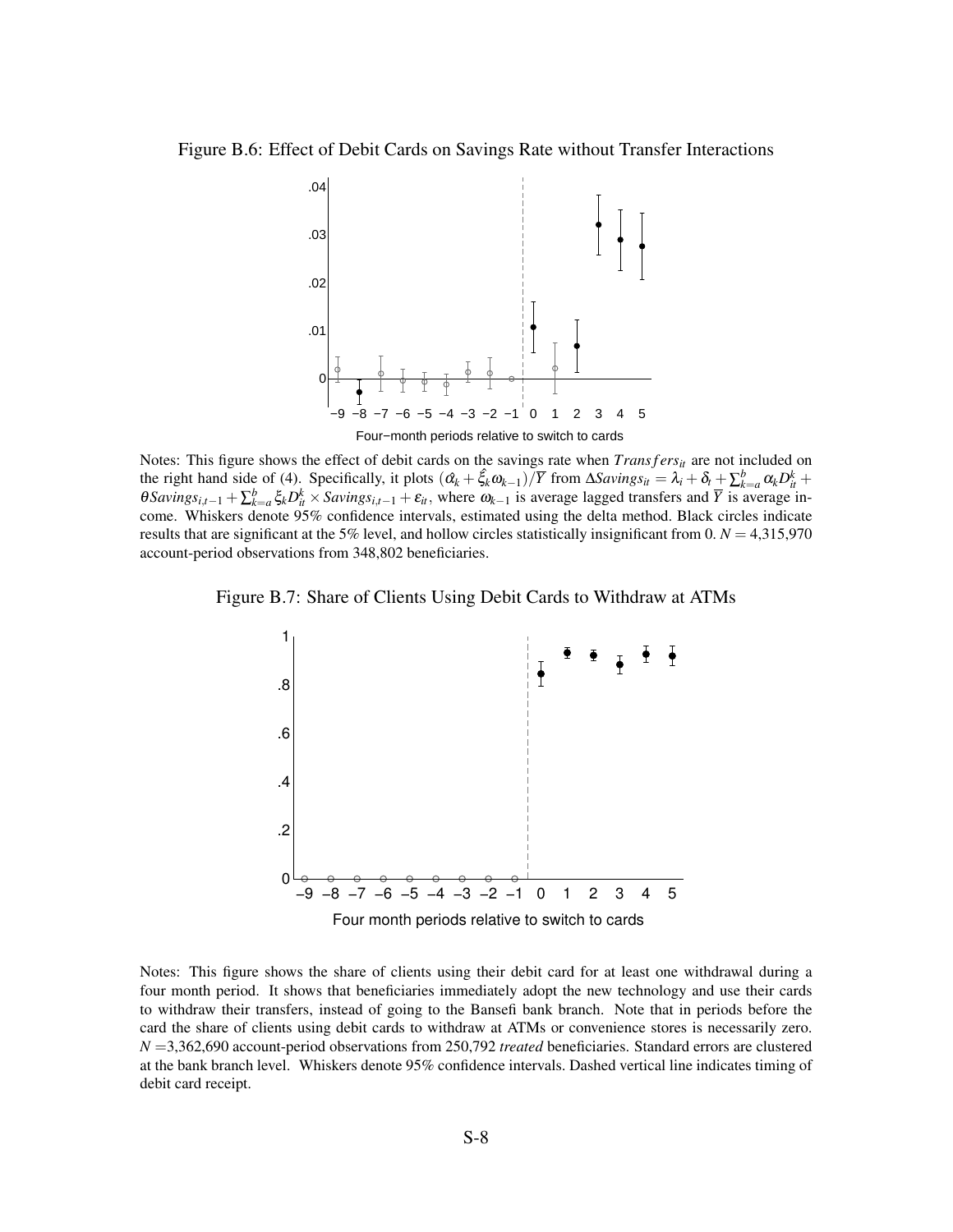Figure B.6: Effect of Debit Cards on Savings Rate without Transfer Interactions

Notes: This figure shows the effect of debit cards on the savings rate when $Transfers_{it}$ are not included on the right hand side of (4). Specifically, it plots $(\hat{\alpha}_k + \hat{\xi}_k \omega_{k-1})/\overline{Y}$ from $\Delta Savings_{it} = \lambda_i + \delta_t + \sum_{k=a}^{b} \alpha_k D_{it}^k + \theta Savings_{i,t-1} + \sum_{k=a}^{b} \xi_k D_{it}^k \times Savings_{i,t-1} + \varepsilon_{it}$, where $\omega_{k-1}$ is average lagged transfers and $\overline{Y}$ is average income. Whiskers denote 95% confidence intervals, estimated using the delta method. Black circles indicate results that are significant at the 5% level, and hollow circles statistically insignificant from 0. $N = 4{,}315{,}970$ account-period observations from 348,802 beneficiaries.

Figure B.7: Share of Clients Using Debit Cards to Withdraw at ATMs

Notes: This figure shows the share of clients using their debit card for at least one withdrawal during a four month period. It shows that beneficiaries immediately adopt the new technology and use their cards to withdraw their transfers, instead of going to the Bansefi bank branch. Note that in periods before the card the share of clients using debit cards to withdraw at ATMs or convenience stores is necessarily zero. $N = 3{,}362{,}690$ account-period observations from 250,792 *treated* beneficiaries. Standard errors are clustered at the bank branch level. Whiskers denote 95% confidence intervals. Dashed vertical line indicates timing of debit card receipt.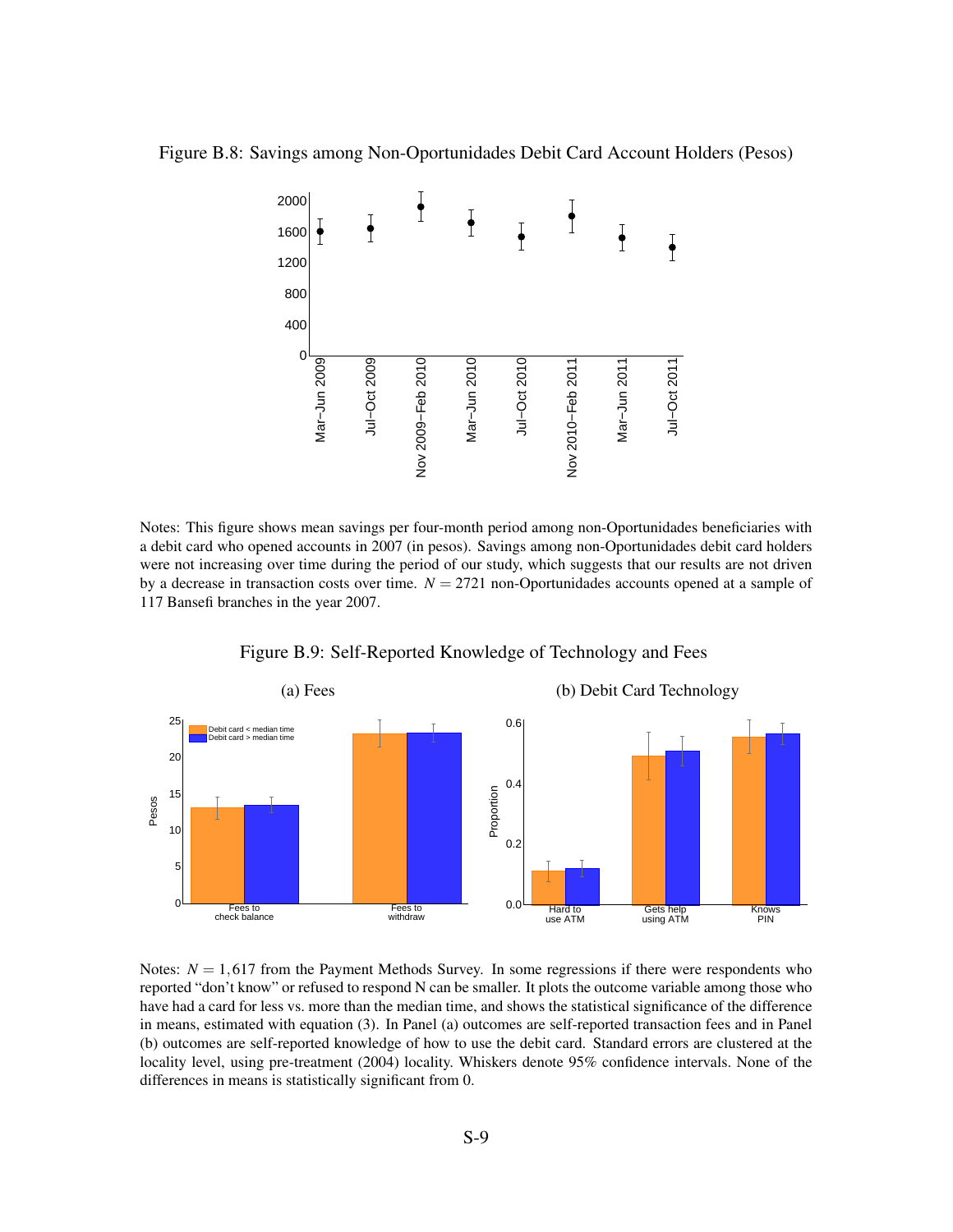Figure B.8: Savings among Non-Oportunidades Debit Card Account Holders (Pesos)

Notes: This figure shows mean savings per four-month period among non-Oportunidades beneficiaries with a debit card who opened accounts in 2007 (in pesos). Savings among non-Oportunidades debit card holders were not increasing over time during the period of our study, which suggests that our results are not driven by a decrease in transaction costs over time. $N = 2721$ non-Oportunidades accounts opened at a sample of 117 Bansefi branches in the year 2007.

Figure B.9: Self-Reported Knowledge of Technology and Fees

(a) Fees

(b) Debit Card Technology

Notes: $N = 1,617$ from the Payment Methods Survey. In some regressions if there were respondents who reported "don't know" or refused to respond N can be smaller. It plots the outcome variable among those who have had a card for less vs. more than the median time, and shows the statistical significance of the difference in means, estimated with equation (3). In Panel (a) outcomes are self-reported transaction fees and in Panel (b) outcomes are self-reported knowledge of how to use the debit card. Standard errors are clustered at the locality level, using pre-treatment (2004) locality. Whiskers denote 95% confidence intervals. None of the differences in means is statistically significant from 0.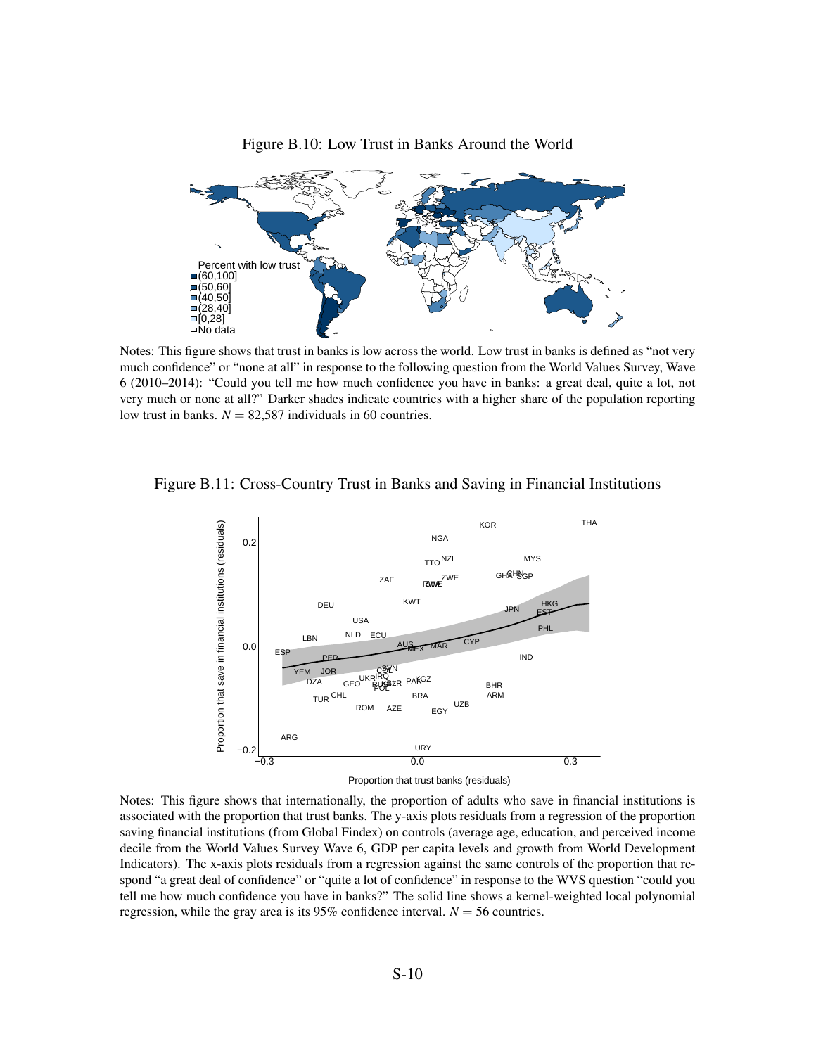Figure B.10: Low Trust in Banks Around the World

Notes: This figure shows that trust in banks is low across the world. Low trust in banks is defined as “not very much confidence” or “none at all” in response to the following question from the World Values Survey, Wave 6 (2010–2014): “Could you tell me how much confidence you have in banks: a great deal, quite a lot, not very much or none at all?” Darker shades indicate countries with a higher share of the population reporting low trust in banks. $N = 82{,}587$ individuals in 60 countries.

Figure B.11: Cross-Country Trust in Banks and Saving in Financial Institutions

Notes: This figure shows that internationally, the proportion of adults who save in financial institutions is associated with the proportion that trust banks. The y-axis plots residuals from a regression of the proportion saving financial institutions (from Global Findex) on controls (average age, education, and perceived income decile from the World Values Survey Wave 6, GDP per capita levels and growth from World Development Indicators). The x-axis plots residuals from a regression against the same controls of the proportion that respond “a great deal of confidence” or “quite a lot of confidence” in response to the WVS question “could you tell me how much confidence you have in banks?” The solid line shows a kernel-weighted local polynomial regression, while the gray area is its 95% confidence interval. $N = 56$ countries.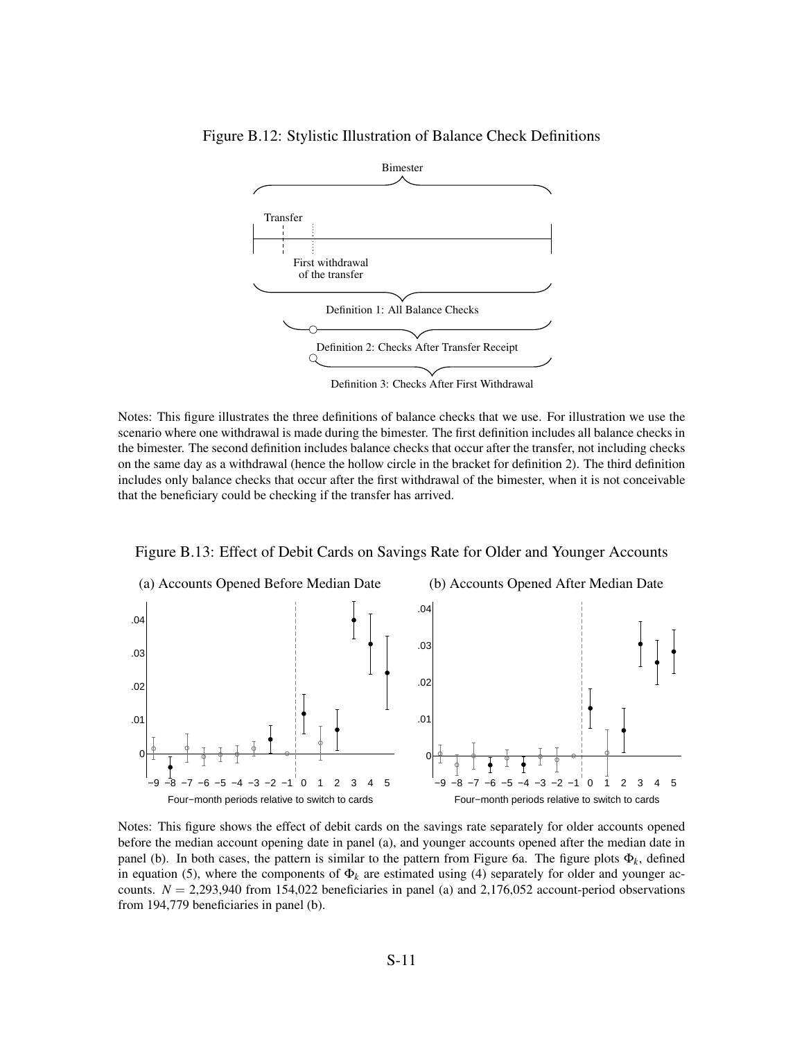Figure B.12: Stylistic Illustration of Balance Check Definitions

Notes: This figure illustrates the three definitions of balance checks that we use. For illustration we use the scenario where one withdrawal is made during the bimester. The first definition includes all balance checks in the bimester. The second definition includes balance checks that occur after the transfer, not including checks on the same day as a withdrawal (hence the hollow circle in the bracket for definition 2). The third definition includes only balance checks that occur after the first withdrawal of the bimester, when it is not conceivable that the beneficiary could be checking if the transfer has arrived.

Figure B.13: Effect of Debit Cards on Savings Rate for Older and Younger Accounts

(a) Accounts Opened Before Median Date

(b) Accounts Opened After Median Date

Notes: This figure shows the effect of debit cards on the savings rate separately for older accounts opened before the median account opening date in panel (a), and younger accounts opened after the median date in panel (b). In both cases, the pattern is similar to the pattern from Figure 6a. The figure plots $\Phi_k$, defined in equation (5), where the components of $\Phi_k$ are estimated using (4) separately for older and younger accounts. $N = 2{,}293{,}940$ from 154,022 beneficiaries in panel (a) and 2,176,052 account-period observations from 194,779 beneficiaries in panel (b).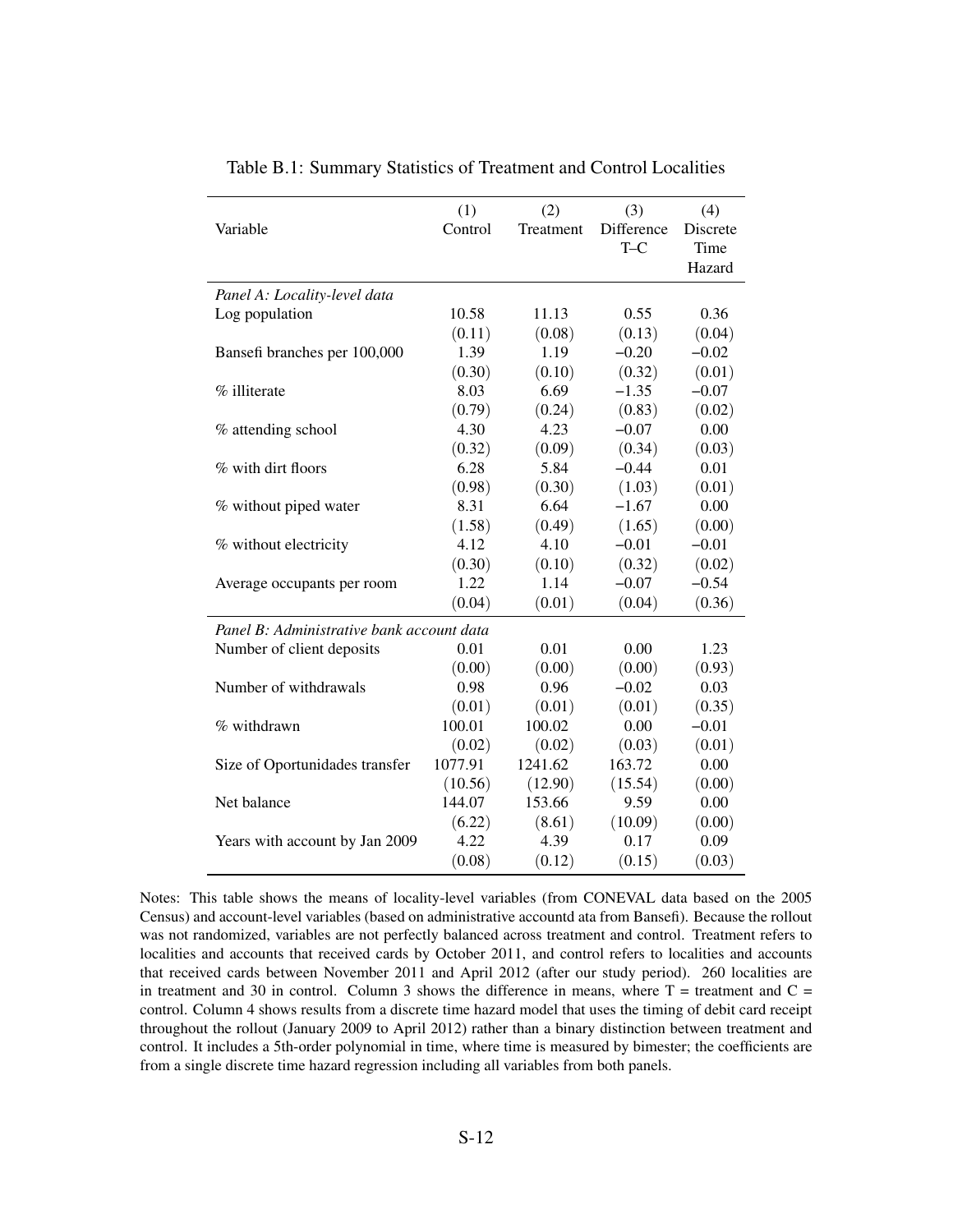Table B.1: Summary Statistics of Treatment and Control Localities

| Variable | (1) Control | (2) Treatment | (3) Difference T–C | (4) Discrete Time Hazard |
|---|---|---|---|---|
| *Panel A: Locality-level data* | | | | |
| Log population | 10.58 | 11.13 | 0.55 | 0.36 |
| | (0.11) | (0.08) | (0.13) | (0.04) |
| Bansefi branches per 100,000 | 1.39 | 1.19 | −0.20 | −0.02 |
| | (0.30) | (0.10) | (0.32) | (0.01) |
| % illiterate | 8.03 | 6.69 | −1.35 | −0.07 |
| | (0.79) | (0.24) | (0.83) | (0.02) |
| % attending school | 4.30 | 4.23 | −0.07 | 0.00 |
| | (0.32) | (0.09) | (0.34) | (0.03) |
| % with dirt floors | 6.28 | 5.84 | −0.44 | 0.01 |
| | (0.98) | (0.30) | (1.03) | (0.01) |
| % without piped water | 8.31 | 6.64 | −1.67 | 0.00 |
| | (1.58) | (0.49) | (1.65) | (0.00) |
| % without electricity | 4.12 | 4.10 | −0.01 | −0.01 |
| | (0.30) | (0.10) | (0.32) | (0.02) |
| Average occupants per room | 1.22 | 1.14 | −0.07 | −0.54 |
| | (0.04) | (0.01) | (0.04) | (0.36) |
| *Panel B: Administrative bank account data* | | | | |
| Number of client deposits | 0.01 | 0.01 | 0.00 | 1.23 |
| | (0.00) | (0.00) | (0.00) | (0.93) |
| Number of withdrawals | 0.98 | 0.96 | −0.02 | 0.03 |
| | (0.01) | (0.01) | (0.01) | (0.35) |
| % withdrawn | 100.01 | 100.02 | 0.00 | −0.01 |
| | (0.02) | (0.02) | (0.03) | (0.01) |
| Size of Oportunidades transfer | 1077.91 | 1241.62 | 163.72 | 0.00 |
| | (10.56) | (12.90) | (15.54) | (0.00) |
| Net balance | 144.07 | 153.66 | 9.59 | 0.00 |
| | (6.22) | (8.61) | (10.09) | (0.00) |
| Years with account by Jan 2009 | 4.22 | 4.39 | 0.17 | 0.09 |
| | (0.08) | (0.12) | (0.15) | (0.03) |

Notes: This table shows the means of locality-level variables (from CONEVAL data based on the 2005 Census) and account-level variables (based on administrative accountd ata from Bansefi). Because the rollout was not randomized, variables are not perfectly balanced across treatment and control. Treatment refers to localities and accounts that received cards by October 2011, and control refers to localities and accounts that received cards between November 2011 and April 2012 (after our study period). 260 localities are in treatment and 30 in control. Column 3 shows the difference in means, where T = treatment and C = control. Column 4 shows results from a discrete time hazard model that uses the timing of debit card receipt throughout the rollout (January 2009 to April 2012) rather than a binary distinction between treatment and control. It includes a 5th-order polynomial in time, where time is measured by bimester; the coefficients are from a single discrete time hazard regression including all variables from both panels.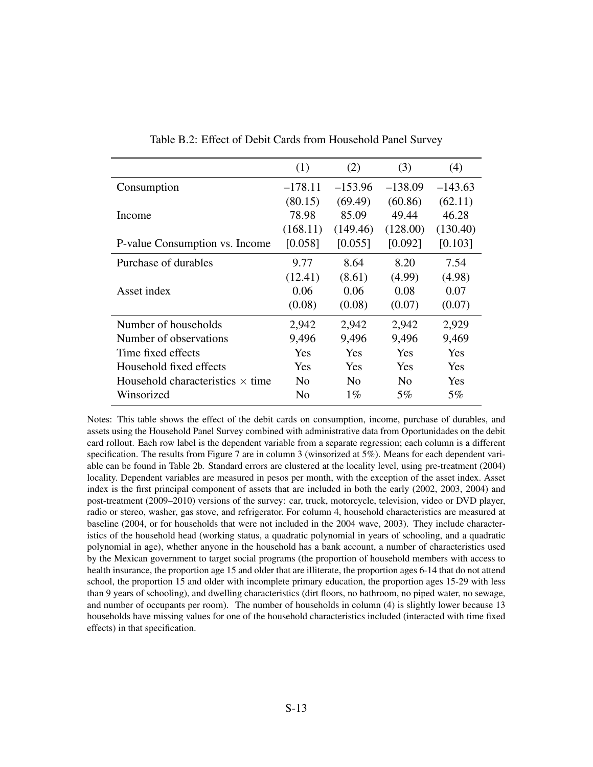Table B.2: Effect of Debit Cards from Household Panel Survey

| | (1) | (2) | (3) | (4) |
|---|---|---|---|---|
| Consumption | –178.11 | –153.96 | –138.09 | –143.63 |
| | (80.15) | (69.49) | (60.86) | (62.11) |
| Income | 78.98 | 85.09 | 49.44 | 46.28 |
| | (168.11) | (149.46) | (128.00) | (130.40) |
| P-value Consumption vs. Income | [0.058] | [0.055] | [0.092] | [0.103] |
| Purchase of durables | 9.77 | 8.64 | 8.20 | 7.54 |
| | (12.41) | (8.61) | (4.99) | (4.98) |
| Asset index | 0.06 | 0.06 | 0.08 | 0.07 |
| | (0.08) | (0.08) | (0.07) | (0.07) |
| Number of households | 2,942 | 2,942 | 2,942 | 2,929 |
| Number of observations | 9,496 | 9,496 | 9,496 | 9,469 |
| Time fixed effects | Yes | Yes | Yes | Yes |
| Household fixed effects | Yes | Yes | Yes | Yes |
| Household characteristics $\times$ time | No | No | No | Yes |
| Winsorized | No | 1% | 5% | 5% |

Notes: This table shows the effect of the debit cards on consumption, income, purchase of durables, and assets using the Household Panel Survey combined with administrative data from Oportunidades on the debit card rollout. Each row label is the dependent variable from a separate regression; each column is a different specification. The results from Figure 7 are in column 3 (winsorized at 5%). Means for each dependent variable can be found in Table 2b. Standard errors are clustered at the locality level, using pre-treatment (2004) locality. Dependent variables are measured in pesos per month, with the exception of the asset index. Asset index is the first principal component of assets that are included in both the early (2002, 2003, 2004) and post-treatment (2009–2010) versions of the survey: car, truck, motorcycle, television, video or DVD player, radio or stereo, washer, gas stove, and refrigerator. For column 4, household characteristics are measured at baseline (2004, or for households that were not included in the 2004 wave, 2003). They include characteristics of the household head (working status, a quadratic polynomial in years of schooling, and a quadratic polynomial in age), whether anyone in the household has a bank account, a number of characteristics used by the Mexican government to target social programs (the proportion of household members with access to health insurance, the proportion age 15 and older that are illiterate, the proportion ages 6-14 that do not attend school, the proportion 15 and older with incomplete primary education, the proportion ages 15-29 with less than 9 years of schooling), and dwelling characteristics (dirt floors, no bathroom, no piped water, no sewage, and number of occupants per room). The number of households in column (4) is slightly lower because 13 households have missing values for one of the household characteristics included (interacted with time fixed effects) in that specification.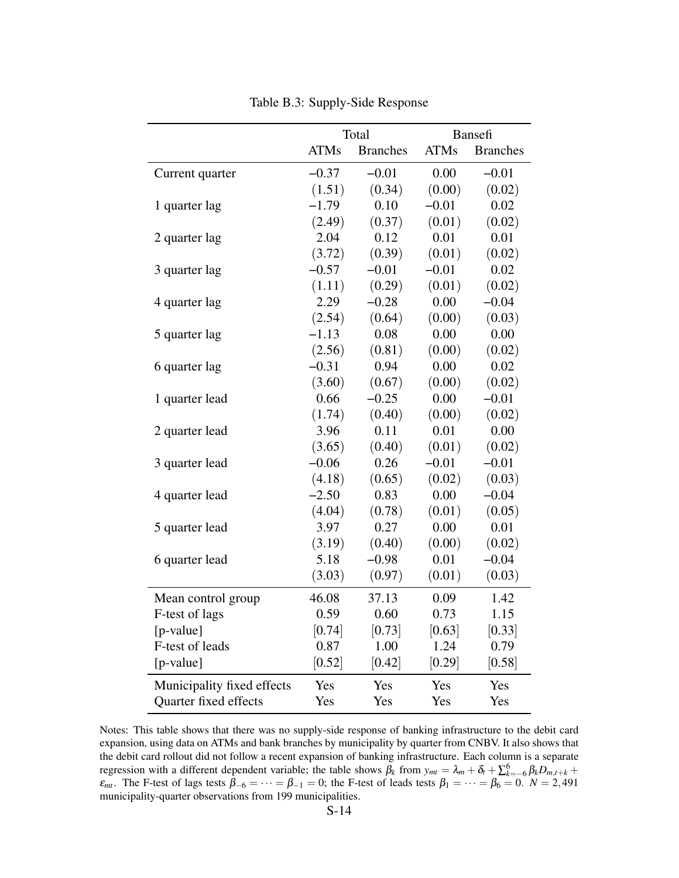Table B.3: Supply-Side Response

| | Total | | Bansefi | |
|---|---|---|---|---|
| | ATMs | Branches | ATMs | Branches |
| Current quarter | −0.37 | −0.01 | 0.00 | −0.01 |
| | (1.51) | (0.34) | (0.00) | (0.02) |
| 1 quarter lag | −1.79 | 0.10 | −0.01 | 0.02 |
| | (2.49) | (0.37) | (0.01) | (0.02) |
| 2 quarter lag | 2.04 | 0.12 | 0.01 | 0.01 |
| | (3.72) | (0.39) | (0.01) | (0.02) |
| 3 quarter lag | −0.57 | −0.01 | −0.01 | 0.02 |
| | (1.11) | (0.29) | (0.01) | (0.02) |
| 4 quarter lag | 2.29 | −0.28 | 0.00 | −0.04 |
| | (2.54) | (0.64) | (0.00) | (0.03) |
| 5 quarter lag | −1.13 | 0.08 | 0.00 | 0.00 |
| | (2.56) | (0.81) | (0.00) | (0.02) |
| 6 quarter lag | −0.31 | 0.94 | 0.00 | 0.02 |
| | (3.60) | (0.67) | (0.00) | (0.02) |
| 1 quarter lead | 0.66 | −0.25 | 0.00 | −0.01 |
| | (1.74) | (0.40) | (0.00) | (0.02) |
| 2 quarter lead | 3.96 | 0.11 | 0.01 | 0.00 |
| | (3.65) | (0.40) | (0.01) | (0.02) |
| 3 quarter lead | −0.06 | 0.26 | −0.01 | −0.01 |
| | (4.18) | (0.65) | (0.02) | (0.03) |
| 4 quarter lead | −2.50 | 0.83 | 0.00 | −0.04 |
| | (4.04) | (0.78) | (0.01) | (0.05) |
| 5 quarter lead | 3.97 | 0.27 | 0.00 | 0.01 |
| | (3.19) | (0.40) | (0.00) | (0.02) |
| 6 quarter lead | 5.18 | −0.98 | 0.01 | −0.04 |
| | (3.03) | (0.97) | (0.01) | (0.03) |
| Mean control group | 46.08 | 37.13 | 0.09 | 1.42 |
| F-test of lags | 0.59 | 0.60 | 0.73 | 1.15 |
| [p-value] | [0.74] | [0.73] | [0.63] | [0.33] |
| F-test of leads | 0.87 | 1.00 | 1.24 | 0.79 |
| [p-value] | [0.52] | [0.42] | [0.29] | [0.58] |
| Municipality fixed effects | Yes | Yes | Yes | Yes |
| Quarter fixed effects | Yes | Yes | Yes | Yes |

Notes: This table shows that there was no supply-side response of banking infrastructure to the debit card expansion, using data on ATMs and bank branches by municipality by quarter from CNBV. It also shows that the debit card rollout did not follow a recent expansion of banking infrastructure. Each column is a separate regression with a different dependent variable; the table shows $\beta_k$ from $y_{mt} = \lambda_m + \delta_t + \sum_{k=-6}^{6} \beta_k D_{m,t+k} + \varepsilon_{mt}$. The F-test of lags tests $\beta_{-6} = \cdots = \beta_{-1} = 0$; the F-test of leads tests $\beta_1 = \cdots = \beta_6 = 0$. $N = 2{,}491$ municipality-quarter observations from 199 municipalities.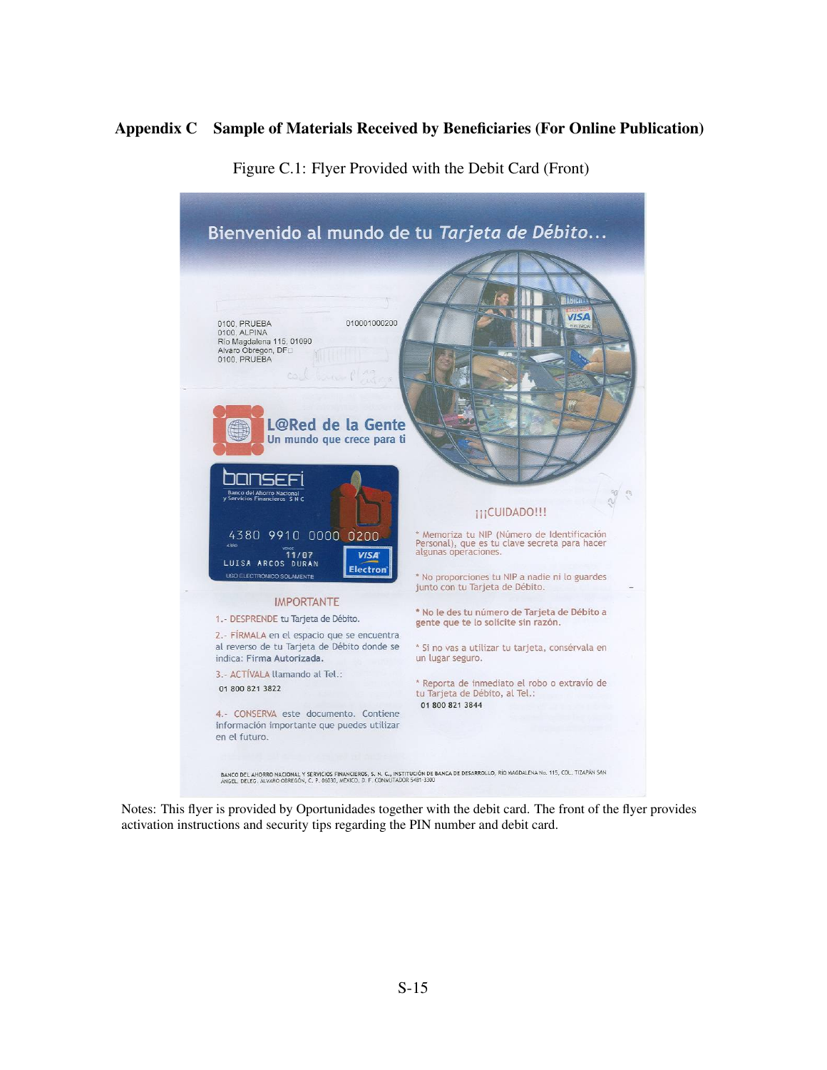## Appendix C Sample of Materials Received by Beneficiaries (For Online Publication)

Figure C.1: Flyer Provided with the Debit Card (Front)

Bienvenido al mundo de tu *Tarjeta de Débito...*

0100, PRUEBA
0100, ALPINA
Rio Magdalena 115, 01090
Alvaro Obregon, DF
0100, PRUEBA

010001000200

L@Red de la Gente
Un mundo que crece para ti

bansefi
Banco del Ahorro Nacional y Servicios Financieros S N C

4380 9910 0000 0200
11/07
LUISA ARCOS DURAN
USO ELECTRONICO SOLAMENTE

IMPORTANTE

1.- DESPRENDE tu Tarjeta de Débito.

2.- FÍRMALA en el espacio que se encuentra al reverso de tu Tarjeta de Débito donde se indica: **Firma Autorizada.**

3.- ACTÍVALA llamando al Tel.:
01 800 821 3822

4.- CONSERVA este documento. Contiene información importante que puedes utilizar en el futuro.

¡¡¡CUIDADO!!!

* Memoriza tu NIP (Número de Identificación Personal), que es tu clave secreta para hacer algunas operaciones.

* No proporciones tu NIP a nadie ni lo guardes junto con tu Tarjeta de Débito.

* **No le des tu número de Tarjeta de Débito a gente que te lo solicite sin razón.**

* Si no vas a utilizar tu tarjeta, consérvala en un lugar seguro.

* Reporta de inmediato el robo o extravío de tu Tarjeta de Débito, al Tel.:
01 800 821 3844

BANCO DEL AHORRO NACIONAL Y SERVICIOS FINANCIEROS, S. N. C., INSTITUCIÓN DE BANCA DE DESARROLLO, RÍO MAGDALENA No. 115, COL. TIZAPÁN SAN ÁNGEL, DELEG. ÁLVARO OBREGÓN, C. P. 06030, MÉXICO, D. F. CONMUTADOR 5481-3300

Notes: This flyer is provided by Oportunidades together with the debit card. The front of the flyer provides activation instructions and security tips regarding the PIN number and debit card.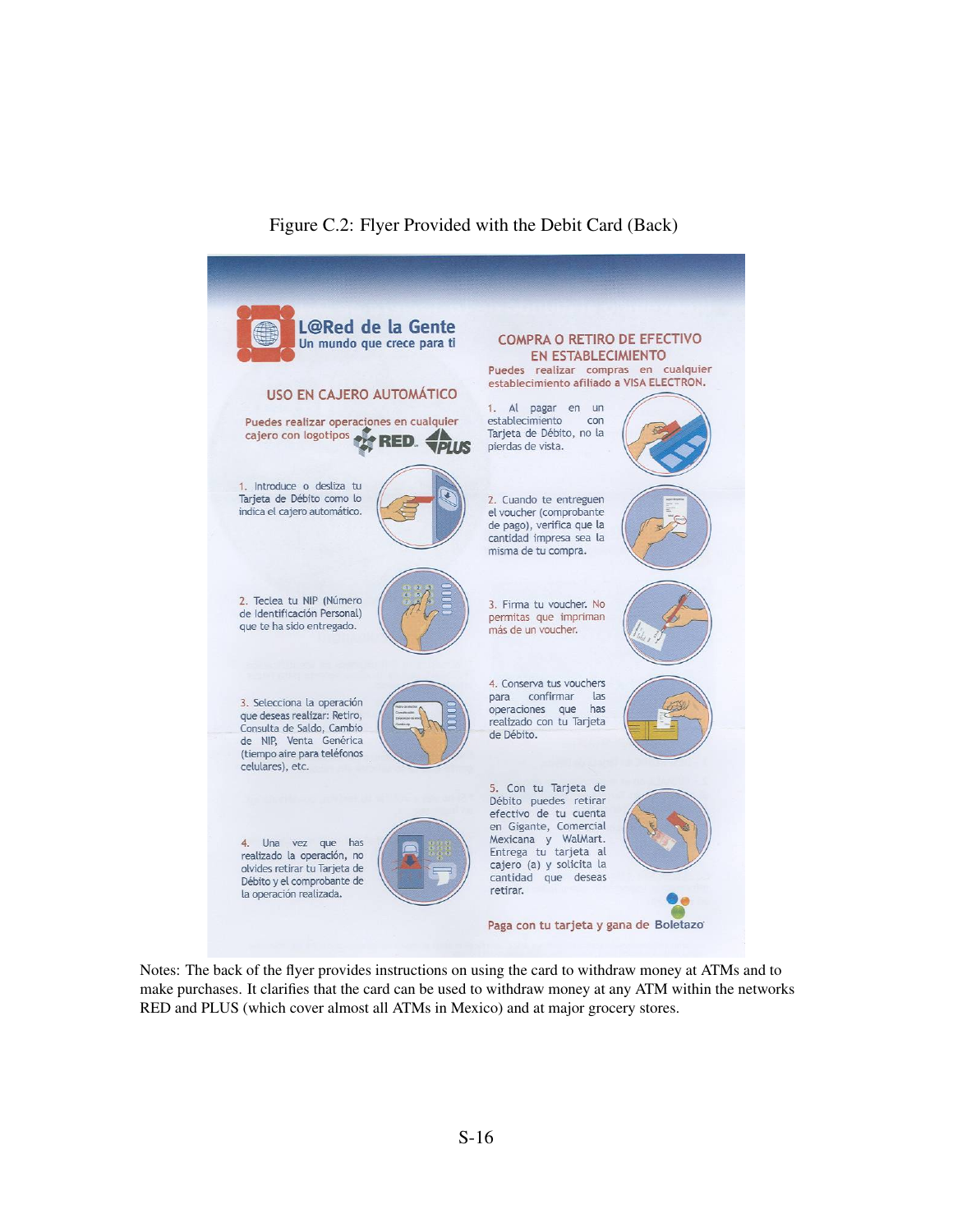Figure C.2: Flyer Provided with the Debit Card (Back)

## L@Red de la Gente
Un mundo que crece para ti

### USO EN CAJERO AUTOMÁTICO

Puedes realizar operaciones en cualquier cajero con logotipos RED. PLUS

1. Introduce o desliza tu Tarjeta de Débito como lo indica el cajero automático.

2. Teclea tu NIP (Número de Identificación Personal) que te ha sido entregado.

3. Selecciona la operación que deseas realizar: Retiro, Consulta de Saldo, Cambio de NIP, Venta Genérica (tiempo aire para teléfonos celulares), etc.

4. Una vez que has realizado la operación, no olvides retirar tu Tarjeta de Débito y el comprobante de la operación realizada.

### COMPRA O RETIRO DE EFECTIVO EN ESTABLECIMIENTO

Puedes realizar compras en cualquier establecimiento afiliado a VISA ELECTRON.

1. Al pagar en un establecimiento con Tarjeta de Débito, no la pierdas de vista.

2. Cuando te entreguen el voucher (comprobante de pago), verifica que la cantidad impresa sea la misma de tu compra.

3. Firma tu voucher. No permitas que impriman más de un voucher.

4. Conserva tus vouchers para confirmar las operaciones que has realizado con tu Tarjeta de Débito.

5. Con tu Tarjeta de Débito puedes retirar efectivo de tu cuenta en Gigante, Comercial Mexicana y WalMart. Entrega tu tarjeta al cajero (a) y solicita la cantidad que deseas retirar.

Paga con tu tarjeta y gana de Boletazo

Notes: The back of the flyer provides instructions on using the card to withdraw money at ATMs and to make purchases. It clarifies that the card can be used to withdraw money at any ATM within the networks RED and PLUS (which cover almost all ATMs in Mexico) and at major grocery stores.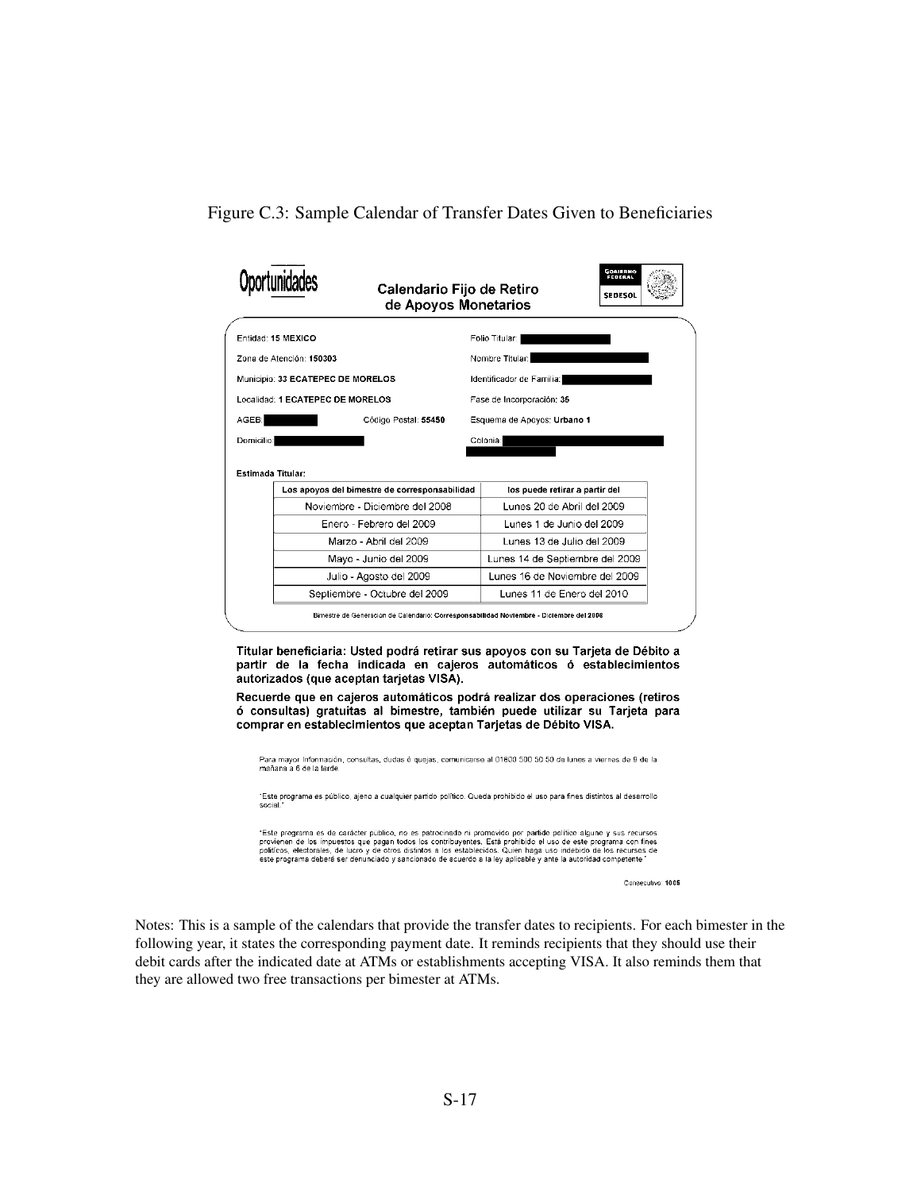Figure C.3: Sample Calendar of Transfer Dates Given to Beneficiaries

**Oportunidades**

**Calendario Fijo de Retiro de Apoyos Monetarios**

GOBIERNO FEDERAL SEDESOL

Entidad: **15 MEXICO**

Zona de Atención: **150303**

Municipio: **33 ECATEPEC DE MORELOS**

Localidad: **1 ECATEPEC DE MORELOS**

AGEB: Código Postal: **55450**

Domicilio:

Folio Titular:

Nombre Titular:

Identificador de Familia:

Fase de Incorporación: **35**

Esquema de Apoyos: **Urbano 1**

Colonia:

**Estimada Titular:**

| Los apoyos del bimestre de corresponsabilidad | los puede retirar a partir del |
|---|---|
| Noviembre - Diciembre del 2008 | Lunes 20 de Abril del 2009 |
| Enero - Febrero del 2009 | Lunes 1 de Junio del 2009 |
| Marzo - Abril del 2009 | Lunes 13 de Julio del 2009 |
| Mayo - Junio del 2009 | Lunes 14 de Septiembre del 2009 |
| Julio - Agosto del 2009 | Lunes 16 de Noviembre del 2009 |
| Septiembre - Octubre del 2009 | Lunes 11 de Enero del 2010 |

Bimestre de Generación de Calendario: **Corresponsabilidad Noviembre - Diciembre del 2008**

**Titular beneficiaria: Usted podrá retirar sus apoyos con su Tarjeta de Débito a partir de la fecha indicada en cajeros automáticos ó establecimientos autorizados (que aceptan tarjetas VISA).**

**Recuerde que en cajeros automáticos podrá realizar dos operaciones (retiros ó consultas) gratuitas al bimestre, también puede utilizar su Tarjeta para comprar en establecimientos que aceptan Tarjetas de Débito VISA.**

Para mayor información, consultas, dudas ó quejas, comunicarse al 01800 500 50 50 de lunes a viernes de 9 de la mañana a 6 de la tarde.

"Este programa es público, ajeno a cualquier partido político. Queda prohibido el uso para fines distintos al desarrollo social."

"Este programa es de carácter publico, no es patrocinado ni promovido por partido político alguno y sus recursos provienen de los impuestos que pagan todos los contribuyentes. Está prohibido el uso de este programa con fines políticos, electorales, de lucro y de otros distintos a los establecidos. Quien haga uso indebido de los recursos de este programa deberá ser denunciado y sancionado de acuerdo a la ley aplicable y ante la autoridad competente."

Consecutivo: **1005**

Notes: This is a sample of the calendars that provide the transfer dates to recipients. For each bimester in the following year, it states the corresponding payment date. It reminds recipients that they should use their debit cards after the indicated date at ATMs or establishments accepting VISA. It also reminds them that they are allowed two free transactions per bimester at ATMs.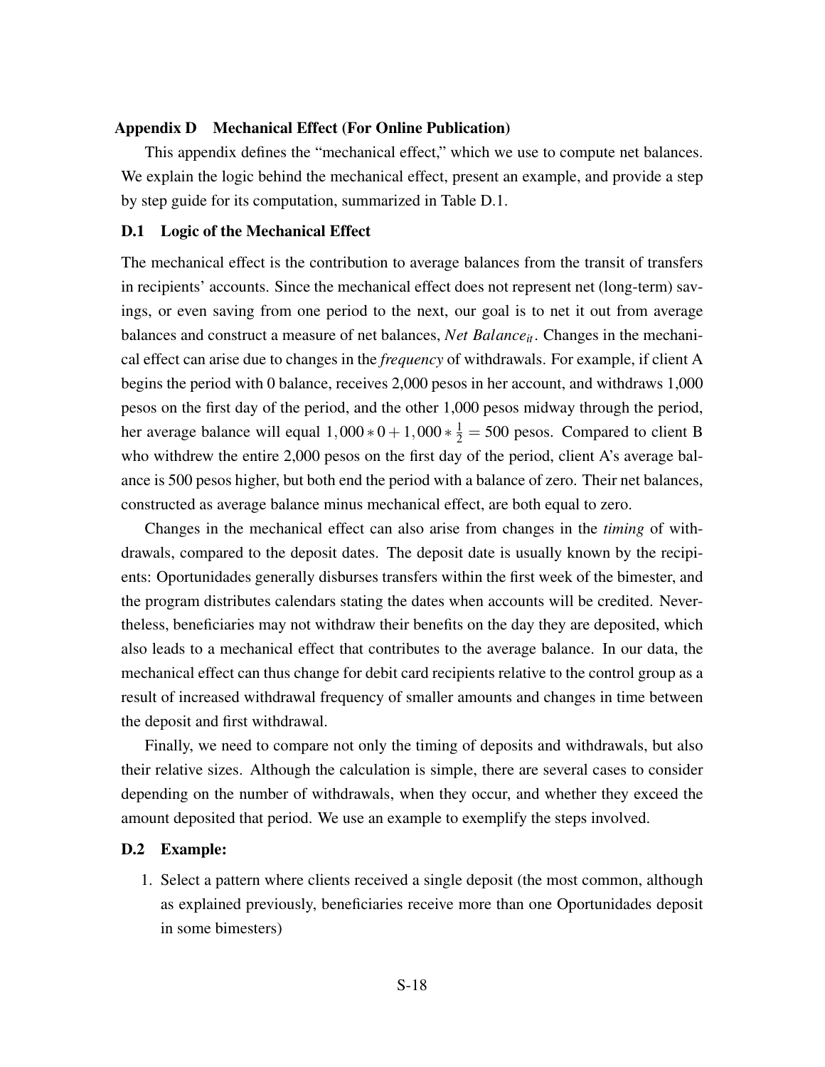## Appendix D Mechanical Effect (For Online Publication)

This appendix defines the "mechanical effect," which we use to compute net balances. We explain the logic behind the mechanical effect, present an example, and provide a step by step guide for its computation, summarized in Table D.1.

### D.1 Logic of the Mechanical Effect

The mechanical effect is the contribution to average balances from the transit of transfers in recipients' accounts. Since the mechanical effect does not represent net (long-term) savings, or even saving from one period to the next, our goal is to net it out from average balances and construct a measure of net balances, $Net\ Balance_{it}$. Changes in the mechanical effect can arise due to changes in the *frequency* of withdrawals. For example, if client A begins the period with 0 balance, receives 2,000 pesos in her account, and withdraws 1,000 pesos on the first day of the period, and the other 1,000 pesos midway through the period, her average balance will equal $1,000 * 0 + 1,000 * \frac{1}{2} = 500$ pesos. Compared to client B who withdrew the entire 2,000 pesos on the first day of the period, client A's average balance is 500 pesos higher, but both end the period with a balance of zero. Their net balances, constructed as average balance minus mechanical effect, are both equal to zero.

Changes in the mechanical effect can also arise from changes in the *timing* of withdrawals, compared to the deposit dates. The deposit date is usually known by the recipients: Oportunidades generally disburses transfers within the first week of the bimester, and the program distributes calendars stating the dates when accounts will be credited. Nevertheless, beneficiaries may not withdraw their benefits on the day they are deposited, which also leads to a mechanical effect that contributes to the average balance. In our data, the mechanical effect can thus change for debit card recipients relative to the control group as a result of increased withdrawal frequency of smaller amounts and changes in time between the deposit and first withdrawal.

Finally, we need to compare not only the timing of deposits and withdrawals, but also their relative sizes. Although the calculation is simple, there are several cases to consider depending on the number of withdrawals, when they occur, and whether they exceed the amount deposited that period. We use an example to exemplify the steps involved.

### D.2 Example:

1. Select a pattern where clients received a single deposit (the most common, although as explained previously, beneficiaries receive more than one Oportunidades deposit in some bimesters)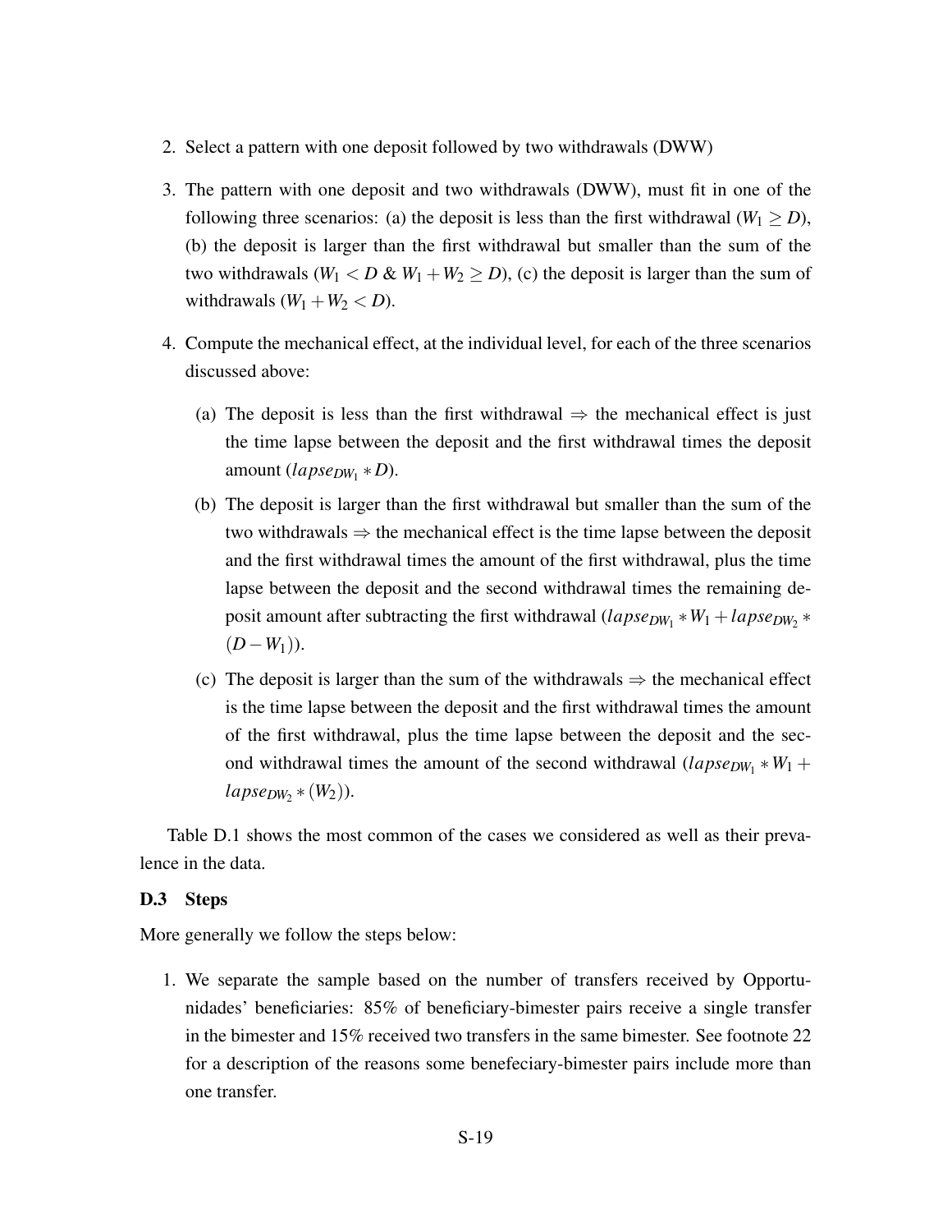2. Select a pattern with one deposit followed by two withdrawals (DWW)

3. The pattern with one deposit and two withdrawals (DWW), must fit in one of the following three scenarios: (a) the deposit is less than the first withdrawal ($W_1 \geq D$), (b) the deposit is larger than the first withdrawal but smaller than the sum of the two withdrawals ($W_1 < D$ & $W_1 + W_2 \geq D$), (c) the deposit is larger than the sum of withdrawals ($W_1 + W_2 < D$).

4. Compute the mechanical effect, at the individual level, for each of the three scenarios discussed above:

   (a) The deposit is less than the first withdrawal $\Rightarrow$ the mechanical effect is just the time lapse between the deposit and the first withdrawal times the deposit amount ($lapse_{DW_1} * D$).

   (b) The deposit is larger than the first withdrawal but smaller than the sum of the two withdrawals $\Rightarrow$ the mechanical effect is the time lapse between the deposit and the first withdrawal times the amount of the first withdrawal, plus the time lapse between the deposit and the second withdrawal times the remaining deposit amount after subtracting the first withdrawal ($lapse_{DW_1} * W_1 + lapse_{DW_2} * (D - W_1)$).

   (c) The deposit is larger than the sum of the withdrawals $\Rightarrow$ the mechanical effect is the time lapse between the deposit and the first withdrawal times the amount of the first withdrawal, plus the time lapse between the deposit and the second withdrawal times the amount of the second withdrawal ($lapse_{DW_1} * W_1 + lapse_{DW_2} * (W_2)$).

Table D.1 shows the most common of the cases we considered as well as their prevalence in the data.

### D.3 Steps

More generally we follow the steps below:

1. We separate the sample based on the number of transfers received by Opportunidades' beneficiaries: 85% of beneficiary-bimester pairs receive a single transfer in the bimester and 15% received two transfers in the same bimester. See footnote 22 for a description of the reasons some benefeciary-bimester pairs include more than one transfer.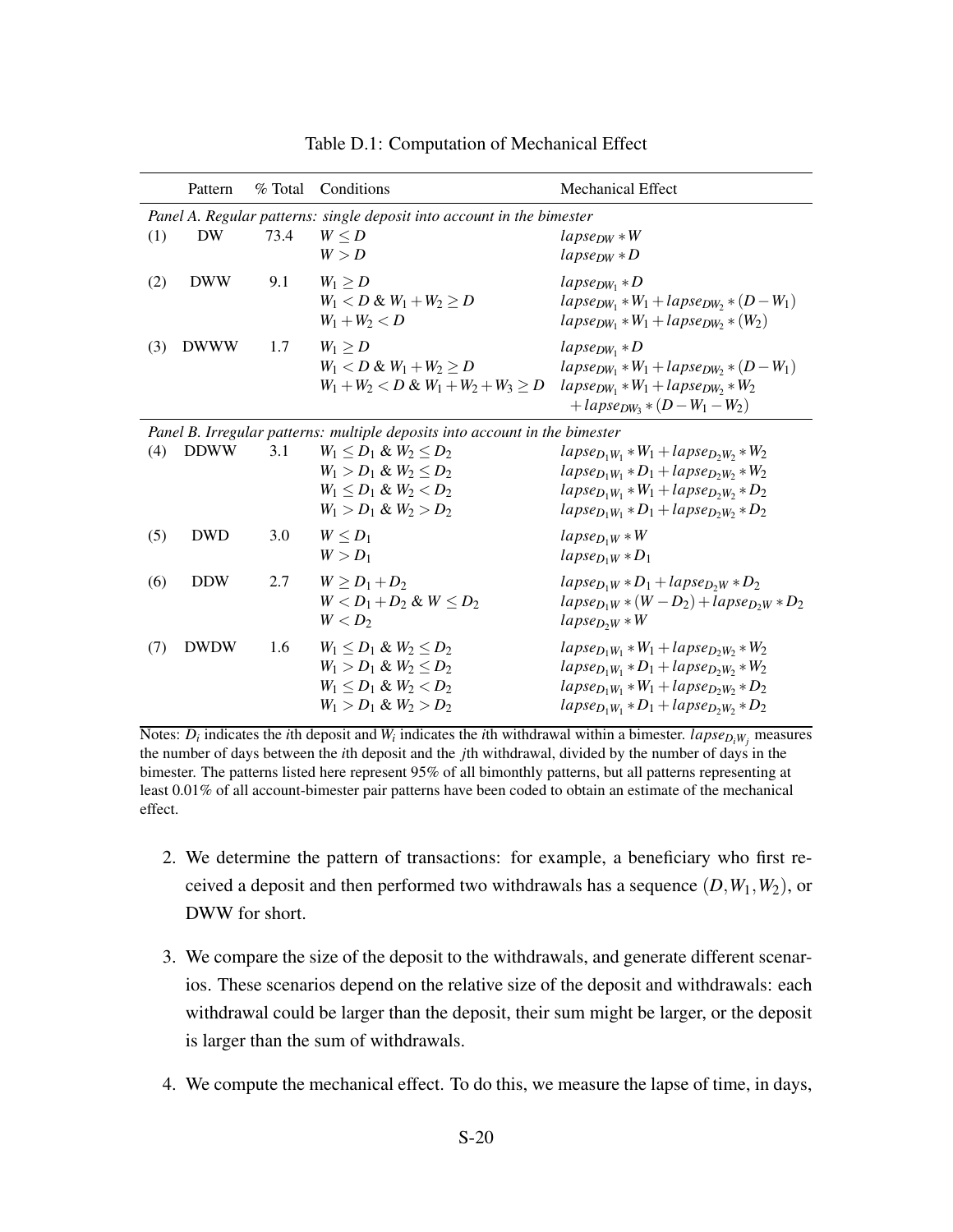Table D.1: Computation of Mechanical Effect

| | Pattern | % Total | Conditions | Mechanical Effect |
|---|---|---|---|---|
| *Panel A. Regular patterns: single deposit into account in the bimester* | | | | |
| (1) | DW | 73.4 | $W \leq D$ | $lapse_{DW} * W$ |
| | | | $W > D$ | $lapse_{DW} * D$ |
| (2) | DWW | 9.1 | $W_1 \geq D$ | $lapse_{DW_1} * D$ |
| | | | $W_1 < D$ & $W_1 + W_2 \geq D$ | $lapse_{DW_1} * W_1 + lapse_{DW_2} * (D - W_1)$ |
| | | | $W_1 + W_2 < D$ | $lapse_{DW_1} * W_1 + lapse_{DW_2} * (W_2)$ |
| (3) | DWWW | 1.7 | $W_1 \geq D$ | $lapse_{DW_1} * D$ |
| | | | $W_1 < D$ & $W_1 + W_2 \geq D$ | $lapse_{DW_1} * W_1 + lapse_{DW_2} * (D - W_1)$ |
| | | | $W_1 + W_2 < D$ & $W_1 + W_2 + W_3 \geq D$ | $lapse_{DW_1} * W_1 + lapse_{DW_2} * W_2$ $+ lapse_{DW_3} * (D - W_1 - W_2)$ |
| *Panel B. Irregular patterns: multiple deposits into account in the bimester* | | | | |
| (4) | DDWW | 3.1 | $W_1 \leq D_1$ & $W_2 \leq D_2$ | $lapse_{D_1W_1} * W_1 + lapse_{D_2W_2} * W_2$ |
| | | | $W_1 > D_1$ & $W_2 \leq D_2$ | $lapse_{D_1W_1} * D_1 + lapse_{D_2W_2} * W_2$ |
| | | | $W_1 \leq D_1$ & $W_2 < D_2$ | $lapse_{D_1W_1} * W_1 + lapse_{D_2W_2} * D_2$ |
| | | | $W_1 > D_1$ & $W_2 > D_2$ | $lapse_{D_1W_1} * D_1 + lapse_{D_2W_2} * D_2$ |
| (5) | DWD | 3.0 | $W \leq D_1$ | $lapse_{D_1W} * W$ |
| | | | $W > D_1$ | $lapse_{D_1W} * D_1$ |
| (6) | DDW | 2.7 | $W \geq D_1 + D_2$ | $lapse_{D_1W} * D_1 + lapse_{D_2W} * D_2$ |
| | | | $W < D_1 + D_2$ & $W \leq D_2$ | $lapse_{D_1W} * (W - D_2) + lapse_{D_2W} * D_2$ |
| | | | $W < D_2$ | $lapse_{D_2W} * W$ |
| (7) | DWDW | 1.6 | $W_1 \leq D_1$ & $W_2 \leq D_2$ | $lapse_{D_1W_1} * W_1 + lapse_{D_2W_2} * W_2$ |
| | | | $W_1 > D_1$ & $W_2 \leq D_2$ | $lapse_{D_1W_1} * D_1 + lapse_{D_2W_2} * W_2$ |
| | | | $W_1 \leq D_1$ & $W_2 < D_2$ | $lapse_{D_1W_1} * W_1 + lapse_{D_2W_2} * D_2$ |
| | | | $W_1 > D_1$ & $W_2 > D_2$ | $lapse_{D_1W_1} * D_1 + lapse_{D_2W_2} * D_2$ |

Notes: $D_i$ indicates the $i$th deposit and $W_i$ indicates the $i$th withdrawal within a bimester. $lapse_{D_iW_j}$ measures the number of days between the $i$th deposit and the $j$th withdrawal, divided by the number of days in the bimester. The patterns listed here represent 95% of all bimonthly patterns, but all patterns representing at least 0.01% of all account-bimester pair patterns have been coded to obtain an estimate of the mechanical effect.

2. We determine the pattern of transactions: for example, a beneficiary who first received a deposit and then performed two withdrawals has a sequence $(D, W_1, W_2)$, or DWW for short.

3. We compare the size of the deposit to the withdrawals, and generate different scenarios. These scenarios depend on the relative size of the deposit and withdrawals: each withdrawal could be larger than the deposit, their sum might be larger, or the deposit is larger than the sum of withdrawals.

4. We compute the mechanical effect. To do this, we measure the lapse of time, in days,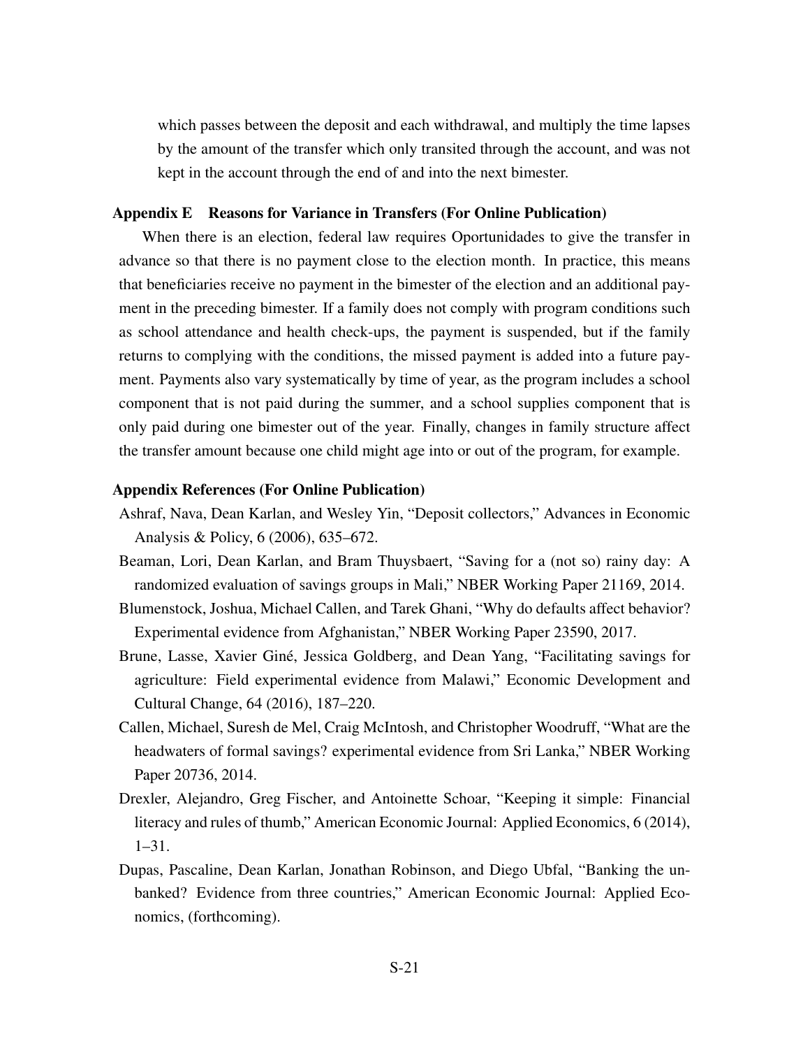which passes between the deposit and each withdrawal, and multiply the time lapses by the amount of the transfer which only transited through the account, and was not kept in the account through the end of and into the next bimester.

## Appendix E Reasons for Variance in Transfers (For Online Publication)

When there is an election, federal law requires Oportunidades to give the transfer in advance so that there is no payment close to the election month. In practice, this means that beneficiaries receive no payment in the bimester of the election and an additional payment in the preceding bimester. If a family does not comply with program conditions such as school attendance and health check-ups, the payment is suspended, but if the family returns to complying with the conditions, the missed payment is added into a future payment. Payments also vary systematically by time of year, as the program includes a school component that is not paid during the summer, and a school supplies component that is only paid during one bimester out of the year. Finally, changes in family structure affect the transfer amount because one child might age into or out of the program, for example.

## Appendix References (For Online Publication)

Ashraf, Nava, Dean Karlan, and Wesley Yin, "Deposit collectors," Advances in Economic Analysis & Policy, 6 (2006), 635–672.

Beaman, Lori, Dean Karlan, and Bram Thuysbaert, "Saving for a (not so) rainy day: A randomized evaluation of savings groups in Mali," NBER Working Paper 21169, 2014.

Blumenstock, Joshua, Michael Callen, and Tarek Ghani, "Why do defaults affect behavior? Experimental evidence from Afghanistan," NBER Working Paper 23590, 2017.

Brune, Lasse, Xavier Giné, Jessica Goldberg, and Dean Yang, "Facilitating savings for agriculture: Field experimental evidence from Malawi," Economic Development and Cultural Change, 64 (2016), 187–220.

Callen, Michael, Suresh de Mel, Craig McIntosh, and Christopher Woodruff, "What are the headwaters of formal savings? experimental evidence from Sri Lanka," NBER Working Paper 20736, 2014.

Drexler, Alejandro, Greg Fischer, and Antoinette Schoar, "Keeping it simple: Financial literacy and rules of thumb," American Economic Journal: Applied Economics, 6 (2014), 1–31.

Dupas, Pascaline, Dean Karlan, Jonathan Robinson, and Diego Ubfal, "Banking the unbanked? Evidence from three countries," American Economic Journal: Applied Economics, (forthcoming).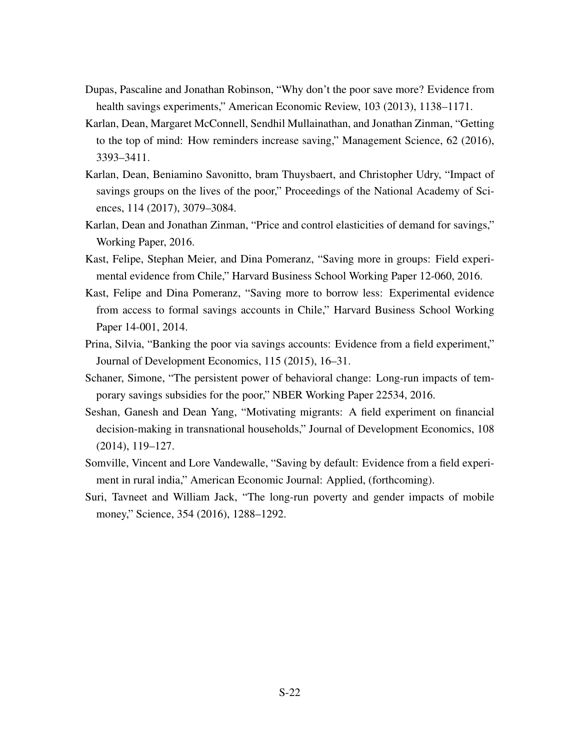Dupas, Pascaline and Jonathan Robinson, "Why don't the poor save more? Evidence from health savings experiments," American Economic Review, 103 (2013), 1138–1171.

Karlan, Dean, Margaret McConnell, Sendhil Mullainathan, and Jonathan Zinman, "Getting to the top of mind: How reminders increase saving," Management Science, 62 (2016), 3393–3411.

Karlan, Dean, Beniamino Savonitto, bram Thuysbaert, and Christopher Udry, "Impact of savings groups on the lives of the poor," Proceedings of the National Academy of Sciences, 114 (2017), 3079–3084.

Karlan, Dean and Jonathan Zinman, "Price and control elasticities of demand for savings," Working Paper, 2016.

Kast, Felipe, Stephan Meier, and Dina Pomeranz, "Saving more in groups: Field experimental evidence from Chile," Harvard Business School Working Paper 12-060, 2016.

Kast, Felipe and Dina Pomeranz, "Saving more to borrow less: Experimental evidence from access to formal savings accounts in Chile," Harvard Business School Working Paper 14-001, 2014.

Prina, Silvia, "Banking the poor via savings accounts: Evidence from a field experiment," Journal of Development Economics, 115 (2015), 16–31.

Schaner, Simone, "The persistent power of behavioral change: Long-run impacts of temporary savings subsidies for the poor," NBER Working Paper 22534, 2016.

Seshan, Ganesh and Dean Yang, "Motivating migrants: A field experiment on financial decision-making in transnational households," Journal of Development Economics, 108 (2014), 119–127.

Somville, Vincent and Lore Vandewalle, "Saving by default: Evidence from a field experiment in rural india," American Economic Journal: Applied, (forthcoming).

Suri, Tavneet and William Jack, "The long-run poverty and gender impacts of mobile money," Science, 354 (2016), 1288–1292.